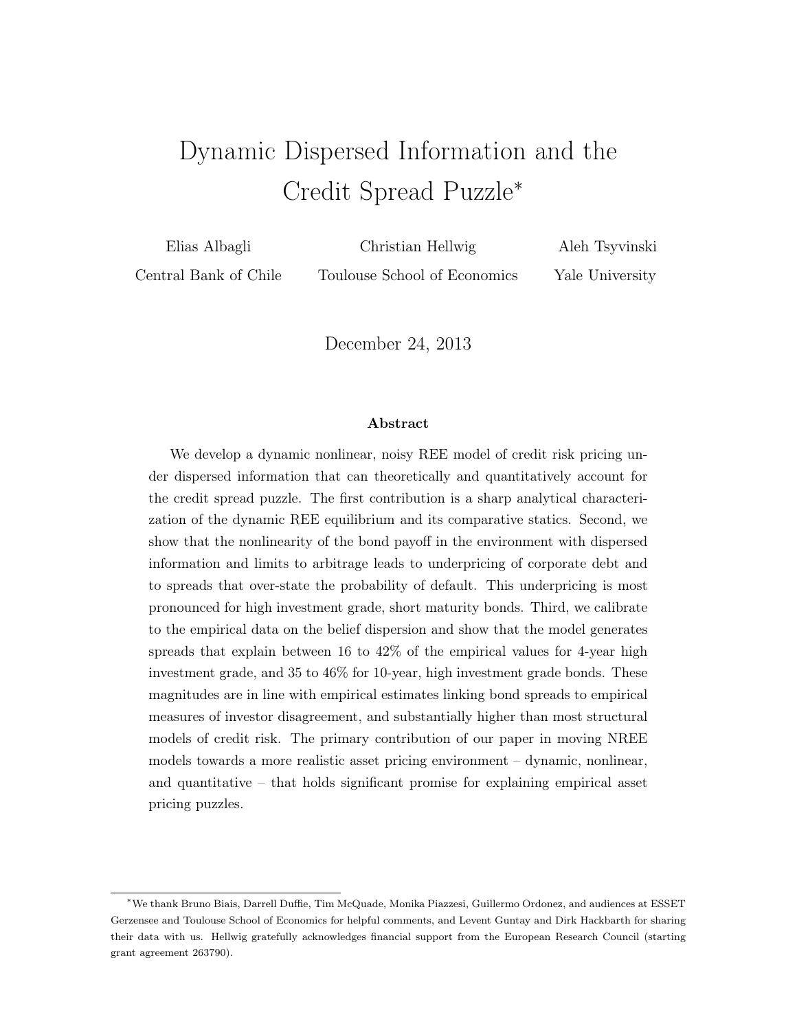# Dynamic Dispersed Information and the Credit Spread Puzzle*

| Elias Albagli | Christian Hellwig | Aleh Tsyvinski |
|---|---|---|
| Central Bank of Chile | Toulouse School of Economics | Yale University |

December 24, 2013

**Abstract**

We develop a dynamic nonlinear, noisy REE model of credit risk pricing under dispersed information that can theoretically and quantitatively account for the credit spread puzzle. The first contribution is a sharp analytical characterization of the dynamic REE equilibrium and its comparative statics. Second, we show that the nonlinearity of the bond payoff in the environment with dispersed information and limits to arbitrage leads to underpricing of corporate debt and to spreads that over-state the probability of default. This underpricing is most pronounced for high investment grade, short maturity bonds. Third, we calibrate to the empirical data on the belief dispersion and show that the model generates spreads that explain between 16 to 42% of the empirical values for 4-year high investment grade, and 35 to 46% for 10-year, high investment grade bonds. These magnitudes are in line with empirical estimates linking bond spreads to empirical measures of investor disagreement, and substantially higher than most structural models of credit risk. The primary contribution of our paper in moving NREE models towards a more realistic asset pricing environment – dynamic, nonlinear, and quantitative – that holds significant promise for explaining empirical asset pricing puzzles.

*We thank Bruno Biais, Darrell Duffie, Tim McQuade, Monika Piazzesi, Guillermo Ordonez, and audiences at ESSET Gerzensee and Toulouse School of Economics for helpful comments, and Levent Guntay and Dirk Hackbarth for sharing their data with us. Hellwig gratefully acknowledges financial support from the European Research Council (starting grant agreement 263790).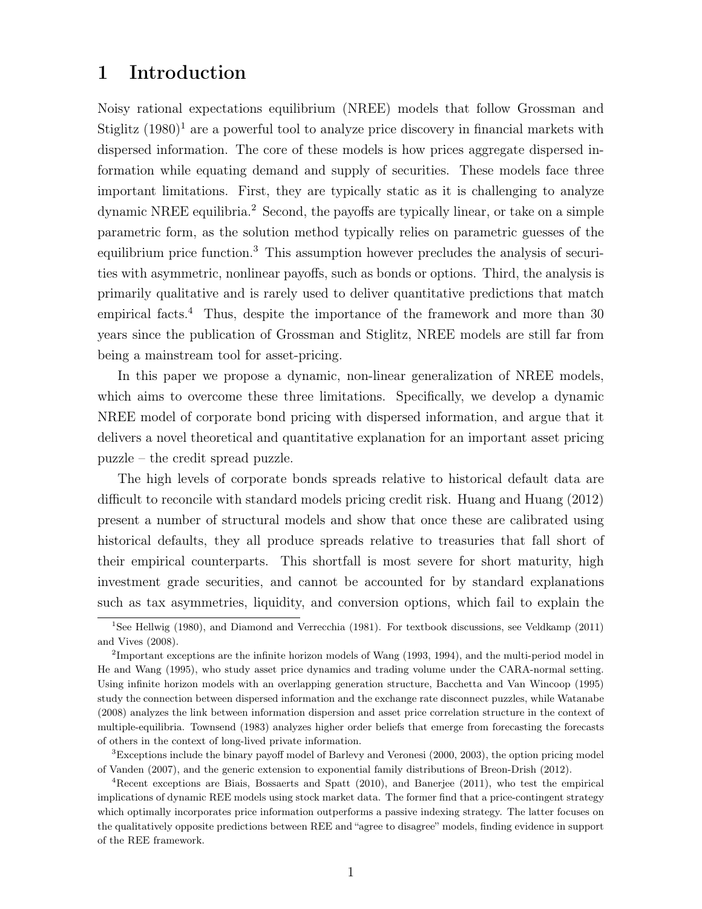# 1 Introduction

Noisy rational expectations equilibrium (NREE) models that follow Grossman and Stiglitz (1980)[1] are a powerful tool to analyze price discovery in financial markets with dispersed information. The core of these models is how prices aggregate dispersed information while equating demand and supply of securities. These models face three important limitations. First, they are typically static as it is challenging to analyze dynamic NREE equilibria.[2] Second, the payoffs are typically linear, or take on a simple parametric form, as the solution method typically relies on parametric guesses of the equilibrium price function.[3] This assumption however precludes the analysis of securities with asymmetric, nonlinear payoffs, such as bonds or options. Third, the analysis is primarily qualitative and is rarely used to deliver quantitative predictions that match empirical facts.[4] Thus, despite the importance of the framework and more than 30 years since the publication of Grossman and Stiglitz, NREE models are still far from being a mainstream tool for asset-pricing.

In this paper we propose a dynamic, non-linear generalization of NREE models, which aims to overcome these three limitations. Specifically, we develop a dynamic NREE model of corporate bond pricing with dispersed information, and argue that it delivers a novel theoretical and quantitative explanation for an important asset pricing puzzle – the credit spread puzzle.

The high levels of corporate bonds spreads relative to historical default data are difficult to reconcile with standard models pricing credit risk. Huang and Huang (2012) present a number of structural models and show that once these are calibrated using historical defaults, they all produce spreads relative to treasuries that fall short of their empirical counterparts. This shortfall is most severe for short maturity, high investment grade securities, and cannot be accounted for by standard explanations such as tax asymmetries, liquidity, and conversion options, which fail to explain the

[1] See Hellwig (1980), and Diamond and Verrecchia (1981). For textbook discussions, see Veldkamp (2011) and Vives (2008).

[2] Important exceptions are the infinite horizon models of Wang (1993, 1994), and the multi-period model in He and Wang (1995), who study asset price dynamics and trading volume under the CARA-normal setting. Using infinite horizon models with an overlapping generation structure, Bacchetta and Van Wincoop (1995) study the connection between dispersed information and the exchange rate disconnect puzzles, while Watanabe (2008) analyzes the link between information dispersion and asset price correlation structure in the context of multiple-equilibria. Townsend (1983) analyzes higher order beliefs that emerge from forecasting the forecasts of others in the context of long-lived private information.

[3] Exceptions include the binary payoff model of Barlevy and Veronesi (2000, 2003), the option pricing model of Vanden (2007), and the generic extension to exponential family distributions of Breon-Drish (2012).

[4] Recent exceptions are Biais, Bossaerts and Spatt (2010), and Banerjee (2011), who test the empirical implications of dynamic REE models using stock market data. The former find that a price-contingent strategy which optimally incorporates price information outperforms a passive indexing strategy. The latter focuses on the qualitatively opposite predictions between REE and "agree to disagree" models, finding evidence in support of the REE framework.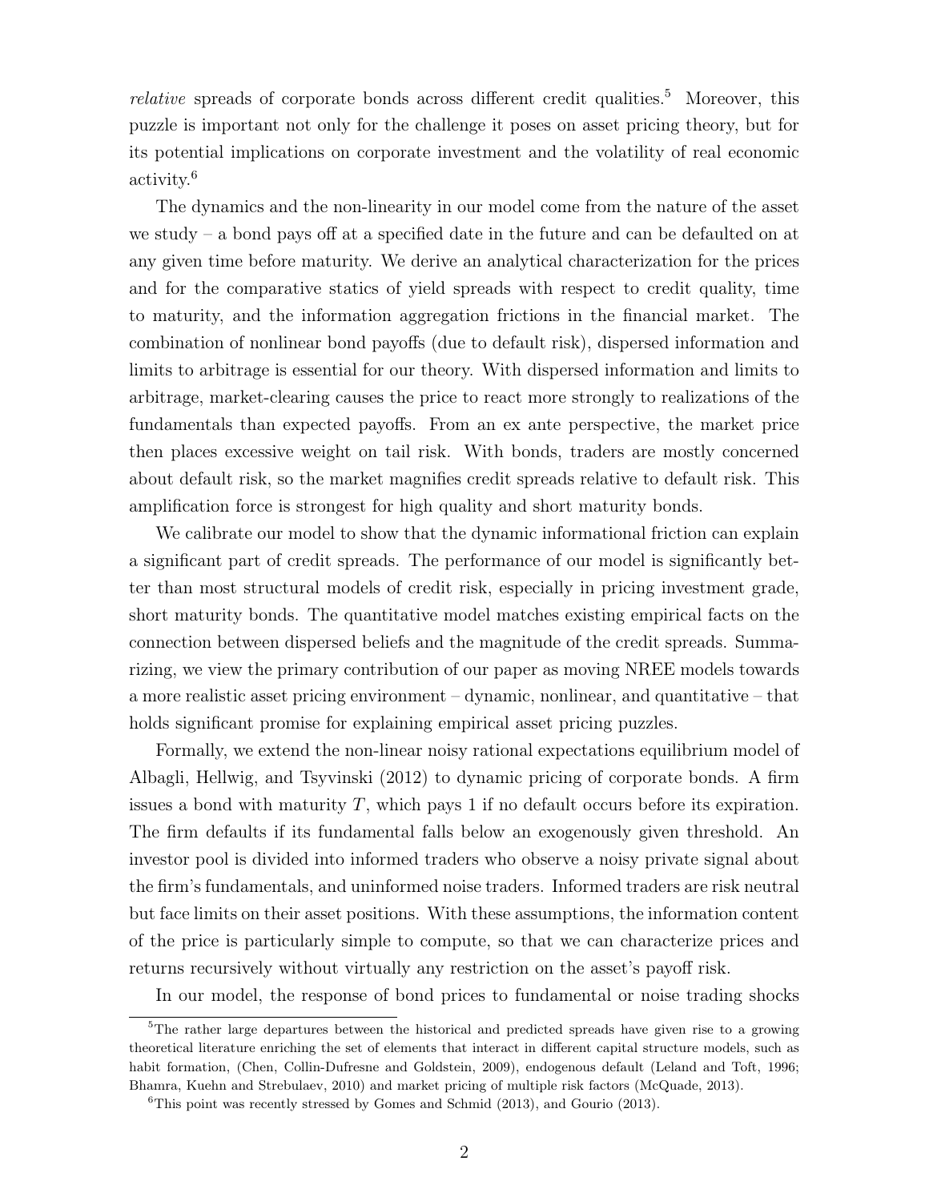*relative* spreads of corporate bonds across different credit qualities.[5] Moreover, this puzzle is important not only for the challenge it poses on asset pricing theory, but for its potential implications on corporate investment and the volatility of real economic activity.[6]

The dynamics and the non-linearity in our model come from the nature of the asset we study – a bond pays off at a specified date in the future and can be defaulted on at any given time before maturity. We derive an analytical characterization for the prices and for the comparative statics of yield spreads with respect to credit quality, time to maturity, and the information aggregation frictions in the financial market. The combination of nonlinear bond payoffs (due to default risk), dispersed information and limits to arbitrage is essential for our theory. With dispersed information and limits to arbitrage, market-clearing causes the price to react more strongly to realizations of the fundamentals than expected payoffs. From an ex ante perspective, the market price then places excessive weight on tail risk. With bonds, traders are mostly concerned about default risk, so the market magnifies credit spreads relative to default risk. This amplification force is strongest for high quality and short maturity bonds.

We calibrate our model to show that the dynamic informational friction can explain a significant part of credit spreads. The performance of our model is significantly better than most structural models of credit risk, especially in pricing investment grade, short maturity bonds. The quantitative model matches existing empirical facts on the connection between dispersed beliefs and the magnitude of the credit spreads. Summarizing, we view the primary contribution of our paper as moving NREE models towards a more realistic asset pricing environment – dynamic, nonlinear, and quantitative – that holds significant promise for explaining empirical asset pricing puzzles.

Formally, we extend the non-linear noisy rational expectations equilibrium model of Albagli, Hellwig, and Tsyvinski (2012) to dynamic pricing of corporate bonds. A firm issues a bond with maturity $T$, which pays 1 if no default occurs before its expiration. The firm defaults if its fundamental falls below an exogenously given threshold. An investor pool is divided into informed traders who observe a noisy private signal about the firm's fundamentals, and uninformed noise traders. Informed traders are risk neutral but face limits on their asset positions. With these assumptions, the information content of the price is particularly simple to compute, so that we can characterize prices and returns recursively without virtually any restriction on the asset's payoff risk.

In our model, the response of bond prices to fundamental or noise trading shocks

[5] The rather large departures between the historical and predicted spreads have given rise to a growing theoretical literature enriching the set of elements that interact in different capital structure models, such as habit formation, (Chen, Collin-Dufresne and Goldstein, 2009), endogenous default (Leland and Toft, 1996; Bhamra, Kuehn and Strebulaev, 2010) and market pricing of multiple risk factors (McQuade, 2013).

[6] This point was recently stressed by Gomes and Schmid (2013), and Gourio (2013).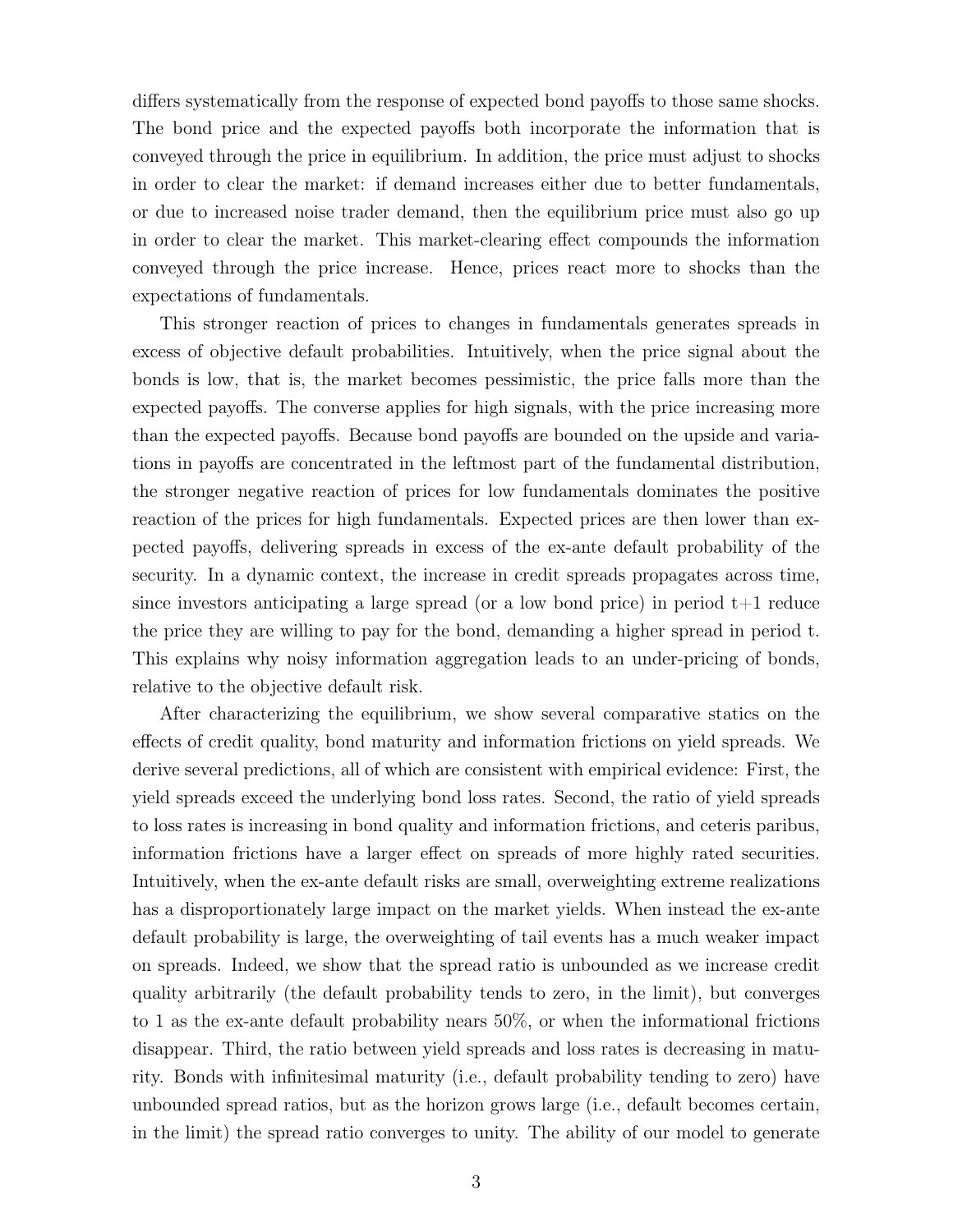differs systematically from the response of expected bond payoffs to those same shocks. The bond price and the expected payoffs both incorporate the information that is conveyed through the price in equilibrium. In addition, the price must adjust to shocks in order to clear the market: if demand increases either due to better fundamentals, or due to increased noise trader demand, then the equilibrium price must also go up in order to clear the market. This market-clearing effect compounds the information conveyed through the price increase. Hence, prices react more to shocks than the expectations of fundamentals.

This stronger reaction of prices to changes in fundamentals generates spreads in excess of objective default probabilities. Intuitively, when the price signal about the bonds is low, that is, the market becomes pessimistic, the price falls more than the expected payoffs. The converse applies for high signals, with the price increasing more than the expected payoffs. Because bond payoffs are bounded on the upside and variations in payoffs are concentrated in the leftmost part of the fundamental distribution, the stronger negative reaction of prices for low fundamentals dominates the positive reaction of the prices for high fundamentals. Expected prices are then lower than expected payoffs, delivering spreads in excess of the ex-ante default probability of the security. In a dynamic context, the increase in credit spreads propagates across time, since investors anticipating a large spread (or a low bond price) in period t+1 reduce the price they are willing to pay for the bond, demanding a higher spread in period t. This explains why noisy information aggregation leads to an under-pricing of bonds, relative to the objective default risk.

After characterizing the equilibrium, we show several comparative statics on the effects of credit quality, bond maturity and information frictions on yield spreads. We derive several predictions, all of which are consistent with empirical evidence: First, the yield spreads exceed the underlying bond loss rates. Second, the ratio of yield spreads to loss rates is increasing in bond quality and information frictions, and ceteris paribus, information frictions have a larger effect on spreads of more highly rated securities. Intuitively, when the ex-ante default risks are small, overweighting extreme realizations has a disproportionately large impact on the market yields. When instead the ex-ante default probability is large, the overweighting of tail events has a much weaker impact on spreads. Indeed, we show that the spread ratio is unbounded as we increase credit quality arbitrarily (the default probability tends to zero, in the limit), but converges to 1 as the ex-ante default probability nears 50%, or when the informational frictions disappear. Third, the ratio between yield spreads and loss rates is decreasing in maturity. Bonds with infinitesimal maturity (i.e., default probability tending to zero) have unbounded spread ratios, but as the horizon grows large (i.e., default becomes certain, in the limit) the spread ratio converges to unity. The ability of our model to generate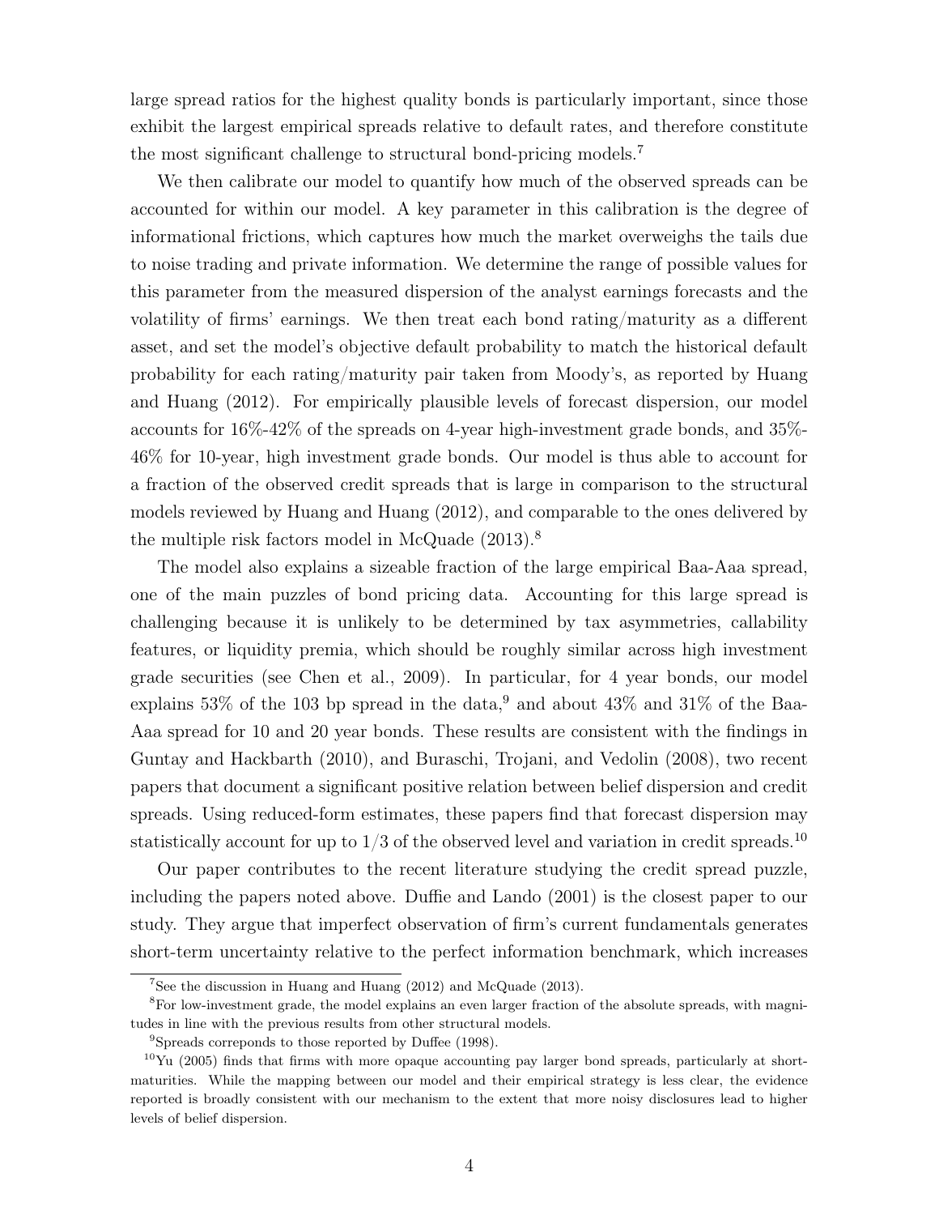large spread ratios for the highest quality bonds is particularly important, since those exhibit the largest empirical spreads relative to default rates, and therefore constitute the most significant challenge to structural bond-pricing models.[7]

We then calibrate our model to quantify how much of the observed spreads can be accounted for within our model. A key parameter in this calibration is the degree of informational frictions, which captures how much the market overweighs the tails due to noise trading and private information. We determine the range of possible values for this parameter from the measured dispersion of the analyst earnings forecasts and the volatility of firms' earnings. We then treat each bond rating/maturity as a different asset, and set the model's objective default probability to match the historical default probability for each rating/maturity pair taken from Moody's, as reported by Huang and Huang (2012). For empirically plausible levels of forecast dispersion, our model accounts for 16%-42% of the spreads on 4-year high-investment grade bonds, and 35%-46% for 10-year, high investment grade bonds. Our model is thus able to account for a fraction of the observed credit spreads that is large in comparison to the structural models reviewed by Huang and Huang (2012), and comparable to the ones delivered by the multiple risk factors model in McQuade (2013).[8]

The model also explains a sizeable fraction of the large empirical Baa-Aaa spread, one of the main puzzles of bond pricing data. Accounting for this large spread is challenging because it is unlikely to be determined by tax asymmetries, callability features, or liquidity premia, which should be roughly similar across high investment grade securities (see Chen et al., 2009). In particular, for 4 year bonds, our model explains 53% of the 103 bp spread in the data,[9] and about 43% and 31% of the Baa-Aaa spread for 10 and 20 year bonds. These results are consistent with the findings in Guntay and Hackbarth (2010), and Buraschi, Trojani, and Vedolin (2008), two recent papers that document a significant positive relation between belief dispersion and credit spreads. Using reduced-form estimates, these papers find that forecast dispersion may statistically account for up to 1/3 of the observed level and variation in credit spreads.[10]

Our paper contributes to the recent literature studying the credit spread puzzle, including the papers noted above. Duffie and Lando (2001) is the closest paper to our study. They argue that imperfect observation of firm's current fundamentals generates short-term uncertainty relative to the perfect information benchmark, which increases

---

[7] See the discussion in Huang and Huang (2012) and McQuade (2013).

[8] For low-investment grade, the model explains an even larger fraction of the absolute spreads, with magnitudes in line with the previous results from other structural models.

[9] Spreads correponds to those reported by Duffee (1998).

[10] Yu (2005) finds that firms with more opaque accounting pay larger bond spreads, particularly at short-maturities. While the mapping between our model and their empirical strategy is less clear, the evidence reported is broadly consistent with our mechanism to the extent that more noisy disclosures lead to higher levels of belief dispersion.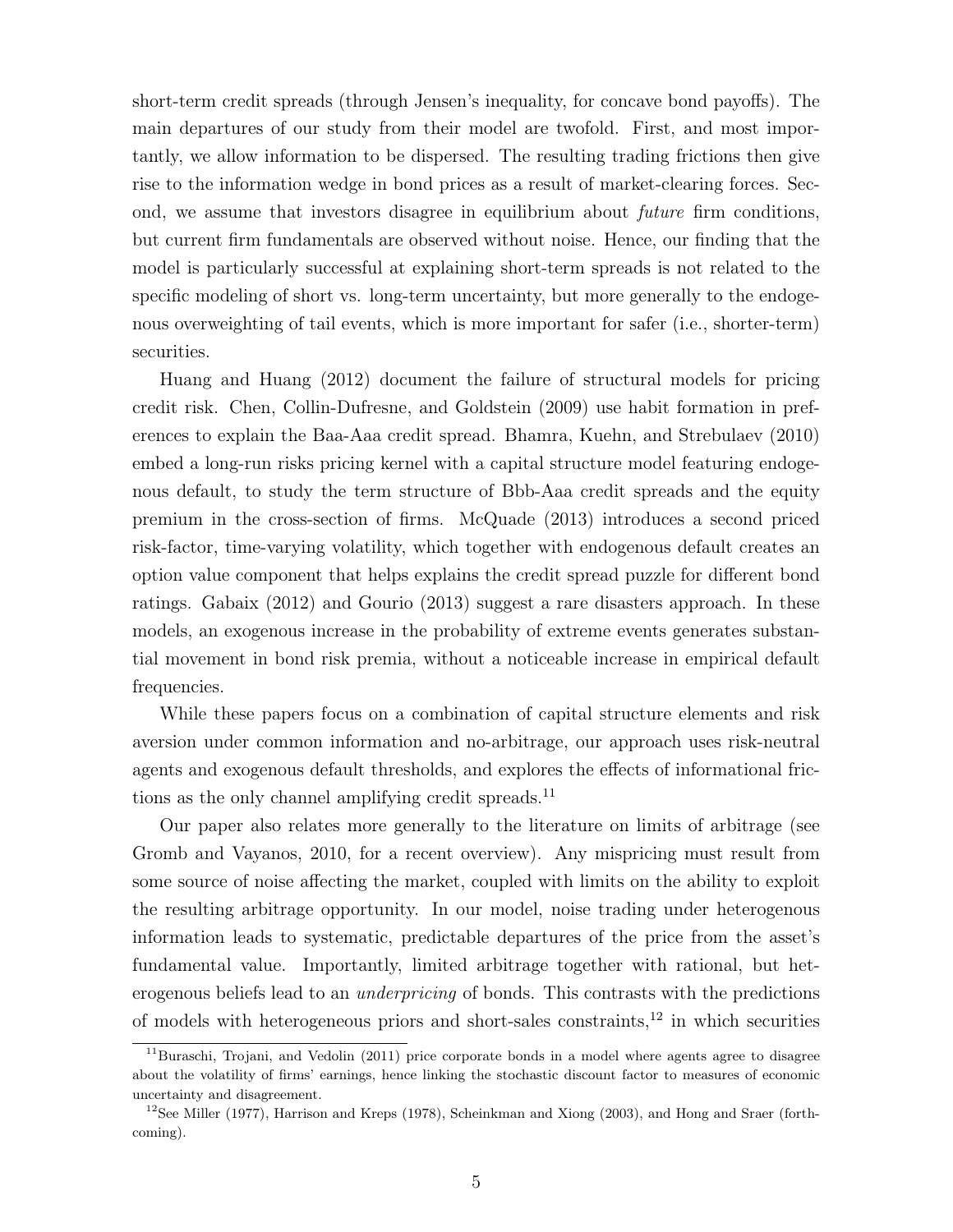short-term credit spreads (through Jensen's inequality, for concave bond payoffs). The main departures of our study from their model are twofold. First, and most importantly, we allow information to be dispersed. The resulting trading frictions then give rise to the information wedge in bond prices as a result of market-clearing forces. Second, we assume that investors disagree in equilibrium about *future* firm conditions, but current firm fundamentals are observed without noise. Hence, our finding that the model is particularly successful at explaining short-term spreads is not related to the specific modeling of short vs. long-term uncertainty, but more generally to the endogenous overweighting of tail events, which is more important for safer (i.e., shorter-term) securities.

Huang and Huang (2012) document the failure of structural models for pricing credit risk. Chen, Collin-Dufresne, and Goldstein (2009) use habit formation in preferences to explain the Baa-Aaa credit spread. Bhamra, Kuehn, and Strebulaev (2010) embed a long-run risks pricing kernel with a capital structure model featuring endogenous default, to study the term structure of Bbb-Aaa credit spreads and the equity premium in the cross-section of firms. McQuade (2013) introduces a second priced risk-factor, time-varying volatility, which together with endogenous default creates an option value component that helps explains the credit spread puzzle for different bond ratings. Gabaix (2012) and Gourio (2013) suggest a rare disasters approach. In these models, an exogenous increase in the probability of extreme events generates substantial movement in bond risk premia, without a noticeable increase in empirical default frequencies.

While these papers focus on a combination of capital structure elements and risk aversion under common information and no-arbitrage, our approach uses risk-neutral agents and exogenous default thresholds, and explores the effects of informational frictions as the only channel amplifying credit spreads.[11]

Our paper also relates more generally to the literature on limits of arbitrage (see Gromb and Vayanos, 2010, for a recent overview). Any mispricing must result from some source of noise affecting the market, coupled with limits on the ability to exploit the resulting arbitrage opportunity. In our model, noise trading under heterogenous information leads to systematic, predictable departures of the price from the asset's fundamental value. Importantly, limited arbitrage together with rational, but heterogenous beliefs lead to an *underpricing* of bonds. This contrasts with the predictions of models with heterogeneous priors and short-sales constraints,[12] in which securities

[11] Buraschi, Trojani, and Vedolin (2011) price corporate bonds in a model where agents agree to disagree about the volatility of firms' earnings, hence linking the stochastic discount factor to measures of economic uncertainty and disagreement.

[12] See Miller (1977), Harrison and Kreps (1978), Scheinkman and Xiong (2003), and Hong and Sraer (forthcoming).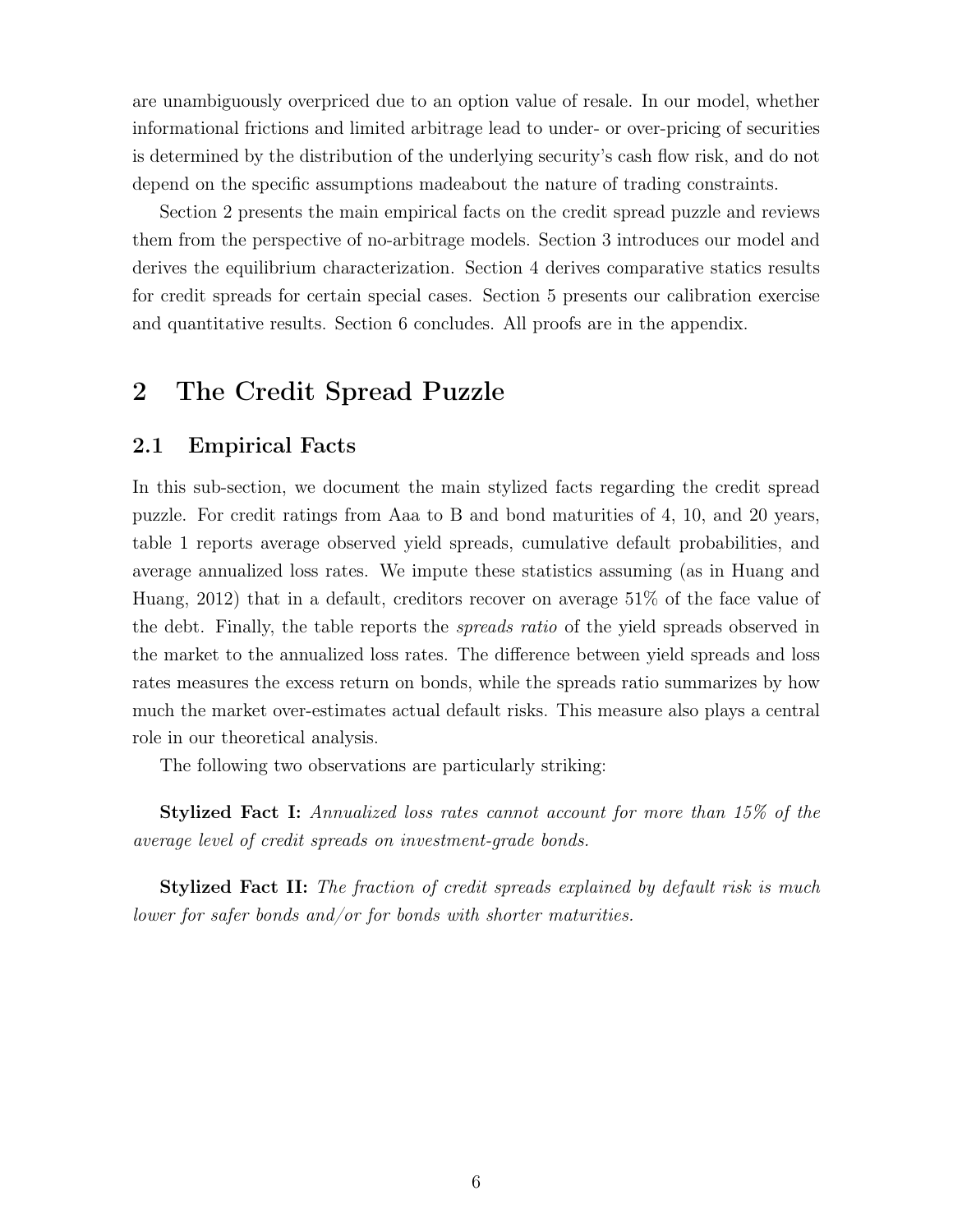are unambiguously overpriced due to an option value of resale. In our model, whether informational frictions and limited arbitrage lead to under- or over-pricing of securities is determined by the distribution of the underlying security's cash flow risk, and do not depend on the specific assumptions madeabout the nature of trading constraints.

Section 2 presents the main empirical facts on the credit spread puzzle and reviews them from the perspective of no-arbitrage models. Section 3 introduces our model and derives the equilibrium characterization. Section 4 derives comparative statics results for credit spreads for certain special cases. Section 5 presents our calibration exercise and quantitative results. Section 6 concludes. All proofs are in the appendix.

# 2 The Credit Spread Puzzle

## 2.1 Empirical Facts

In this sub-section, we document the main stylized facts regarding the credit spread puzzle. For credit ratings from Aaa to B and bond maturities of 4, 10, and 20 years, table 1 reports average observed yield spreads, cumulative default probabilities, and average annualized loss rates. We impute these statistics assuming (as in Huang and Huang, 2012) that in a default, creditors recover on average 51% of the face value of the debt. Finally, the table reports the *spreads ratio* of the yield spreads observed in the market to the annualized loss rates. The difference between yield spreads and loss rates measures the excess return on bonds, while the spreads ratio summarizes by how much the market over-estimates actual default risks. This measure also plays a central role in our theoretical analysis.

The following two observations are particularly striking:

**Stylized Fact I:** *Annualized loss rates cannot account for more than 15% of the average level of credit spreads on investment-grade bonds.*

**Stylized Fact II:** *The fraction of credit spreads explained by default risk is much lower for safer bonds and/or for bonds with shorter maturities.*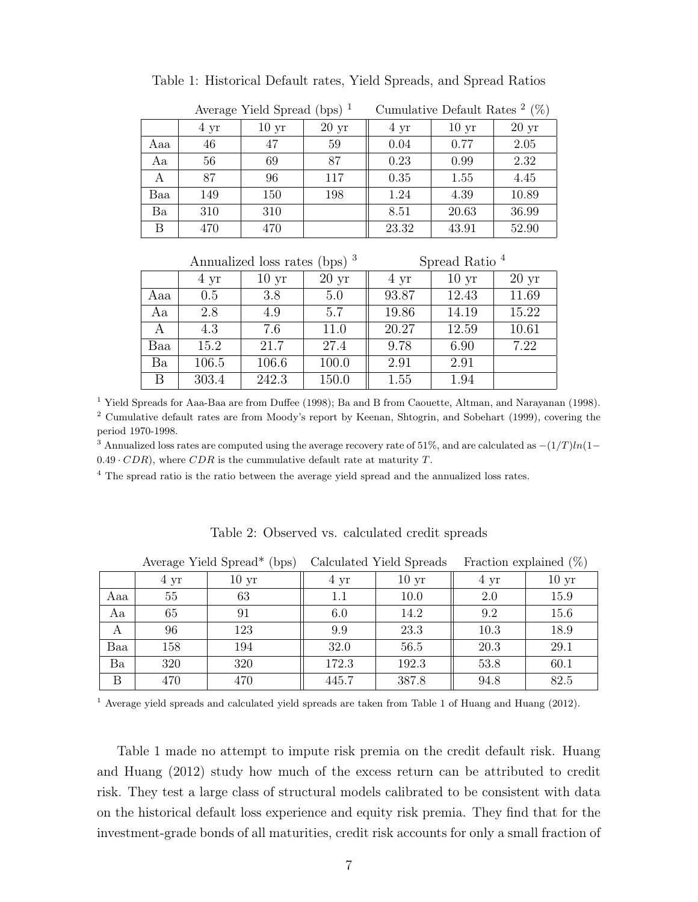Table 1: Historical Default rates, Yield Spreads, and Spread Ratios

| | Average Yield Spread (bps) [1] | | | Cumulative Default Rates [2] (%) | | |
|---|---|---|---|---|---|---|
| | 4 yr | 10 yr | 20 yr | 4 yr | 10 yr | 20 yr |
| Aaa | 46 | 47 | 59 | 0.04 | 0.77 | 2.05 |
| Aa | 56 | 69 | 87 | 0.23 | 0.99 | 2.32 |
| A | 87 | 96 | 117 | 0.35 | 1.55 | 4.45 |
| Baa | 149 | 150 | 198 | 1.24 | 4.39 | 10.89 |
| Ba | 310 | 310 | | 8.51 | 20.63 | 36.99 |
| B | 470 | 470 | | 23.32 | 43.91 | 52.90 |

| | Annualized loss rates (bps) [3] | | | Spread Ratio [4] | | |
|---|---|---|---|---|---|---|
| | 4 yr | 10 yr | 20 yr | 4 yr | 10 yr | 20 yr |
| Aaa | 0.5 | 3.8 | 5.0 | 93.87 | 12.43 | 11.69 |
| Aa | 2.8 | 4.9 | 5.7 | 19.86 | 14.19 | 15.22 |
| A | 4.3 | 7.6 | 11.0 | 20.27 | 12.59 | 10.61 |
| Baa | 15.2 | 21.7 | 27.4 | 9.78 | 6.90 | 7.22 |
| Ba | 106.5 | 106.6 | 100.0 | 2.91 | 2.91 | |
| B | 303.4 | 242.3 | 150.0 | 1.55 | 1.94 | |

[1] Yield Spreads for Aaa-Baa are from Duffee (1998); Ba and B from Caouette, Altman, and Narayanan (1998).

[2] Cumulative default rates are from Moody's report by Keenan, Shtogrin, and Sobehart (1999), covering the period 1970-1998.

[3] Annualized loss rates are computed using the average recovery rate of 51%, and are calculated as $-(1/T)ln(1-0.49 \cdot CDR)$, where $CDR$ is the cummulative default rate at maturity $T$.

[4] The spread ratio is the ratio between the average yield spread and the annualized loss rates.

Table 2: Observed vs. calculated credit spreads

| | Average Yield Spread* (bps) | | Calculated Yield Spreads | | Fraction explained (%) | |
|---|---|---|---|---|---|---|
| | 4 yr | 10 yr | 4 yr | 10 yr | 4 yr | 10 yr |
| Aaa | 55 | 63 | 1.1 | 10.0 | 2.0 | 15.9 |
| Aa | 65 | 91 | 6.0 | 14.2 | 9.2 | 15.6 |
| A | 96 | 123 | 9.9 | 23.3 | 10.3 | 18.9 |
| Baa | 158 | 194 | 32.0 | 56.5 | 20.3 | 29.1 |
| Ba | 320 | 320 | 172.3 | 192.3 | 53.8 | 60.1 |
| B | 470 | 470 | 445.7 | 387.8 | 94.8 | 82.5 |

[1] Average yield spreads and calculated yield spreads are taken from Table 1 of Huang and Huang (2012).

Table 1 made no attempt to impute risk premia on the credit default risk. Huang and Huang (2012) study how much of the excess return can be attributed to credit risk. They test a large class of structural models calibrated to be consistent with data on the historical default loss experience and equity risk premia. They find that for the investment-grade bonds of all maturities, credit risk accounts for only a small fraction of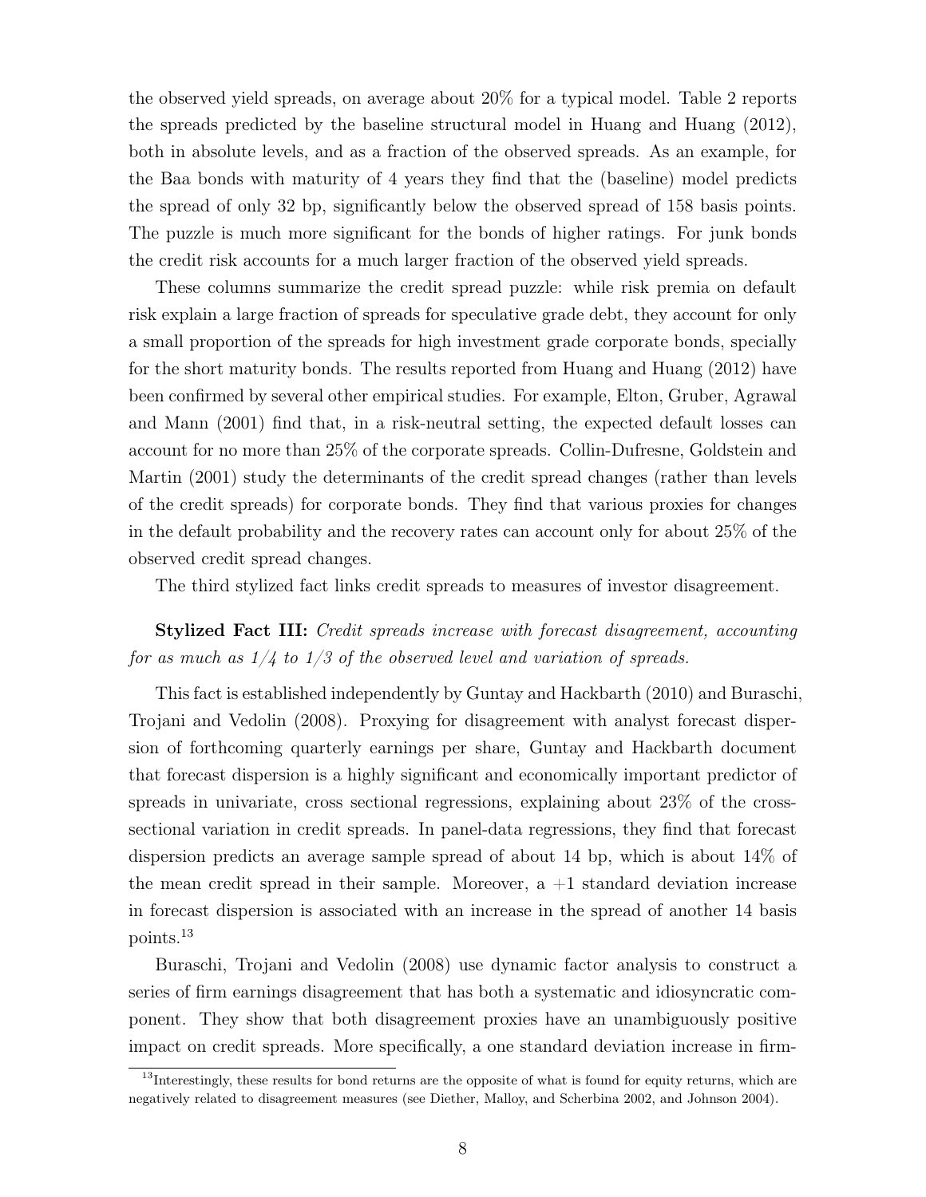the observed yield spreads, on average about 20% for a typical model. Table 2 reports the spreads predicted by the baseline structural model in Huang and Huang (2012), both in absolute levels, and as a fraction of the observed spreads. As an example, for the Baa bonds with maturity of 4 years they find that the (baseline) model predicts the spread of only 32 bp, significantly below the observed spread of 158 basis points. The puzzle is much more significant for the bonds of higher ratings. For junk bonds the credit risk accounts for a much larger fraction of the observed yield spreads.

These columns summarize the credit spread puzzle: while risk premia on default risk explain a large fraction of spreads for speculative grade debt, they account for only a small proportion of the spreads for high investment grade corporate bonds, specially for the short maturity bonds. The results reported from Huang and Huang (2012) have been confirmed by several other empirical studies. For example, Elton, Gruber, Agrawal and Mann (2001) find that, in a risk-neutral setting, the expected default losses can account for no more than 25% of the corporate spreads. Collin-Dufresne, Goldstein and Martin (2001) study the determinants of the credit spread changes (rather than levels of the credit spreads) for corporate bonds. They find that various proxies for changes in the default probability and the recovery rates can account only for about 25% of the observed credit spread changes.

The third stylized fact links credit spreads to measures of investor disagreement.

**Stylized Fact III:** *Credit spreads increase with forecast disagreement, accounting for as much as 1/4 to 1/3 of the observed level and variation of spreads.*

This fact is established independently by Guntay and Hackbarth (2010) and Buraschi, Trojani and Vedolin (2008). Proxying for disagreement with analyst forecast dispersion of forthcoming quarterly earnings per share, Guntay and Hackbarth document that forecast dispersion is a highly significant and economically important predictor of spreads in univariate, cross sectional regressions, explaining about 23% of the cross-sectional variation in credit spreads. In panel-data regressions, they find that forecast dispersion predicts an average sample spread of about 14 bp, which is about 14% of the mean credit spread in their sample. Moreover, a +1 standard deviation increase in forecast dispersion is associated with an increase in the spread of another 14 basis points.[13]

Buraschi, Trojani and Vedolin (2008) use dynamic factor analysis to construct a series of firm earnings disagreement that has both a systematic and idiosyncratic component. They show that both disagreement proxies have an unambiguously positive impact on credit spreads. More specifically, a one standard deviation increase in firm-

[13] Interestingly, these results for bond returns are the opposite of what is found for equity returns, which are negatively related to disagreement measures (see Diether, Malloy, and Scherbina 2002, and Johnson 2004).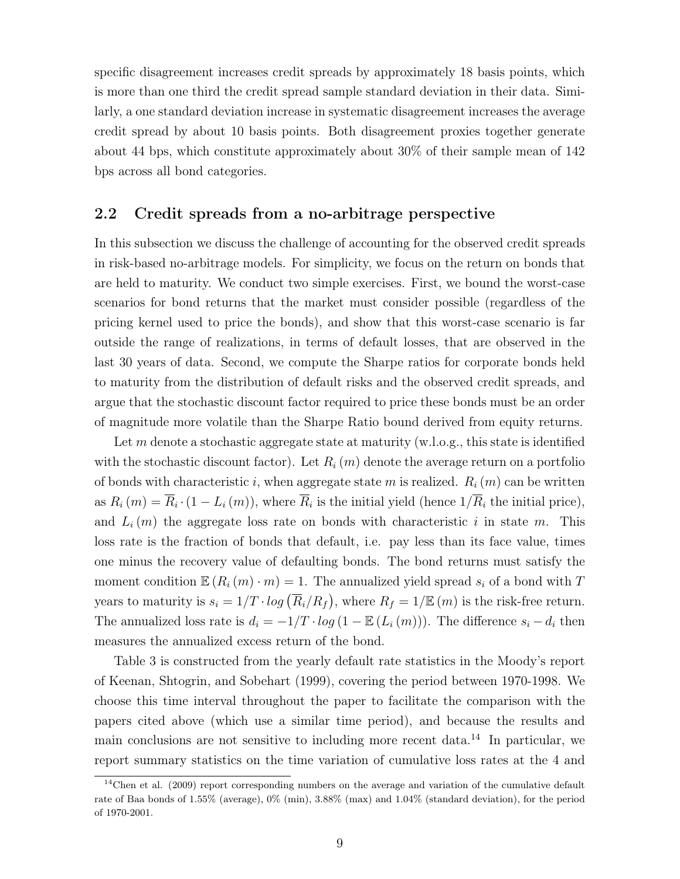specific disagreement increases credit spreads by approximately 18 basis points, which is more than one third the credit spread sample standard deviation in their data. Similarly, a one standard deviation increase in systematic disagreement increases the average credit spread by about 10 basis points. Both disagreement proxies together generate about 44 bps, which constitute approximately about 30% of their sample mean of 142 bps across all bond categories.

## 2.2 Credit spreads from a no-arbitrage perspective

In this subsection we discuss the challenge of accounting for the observed credit spreads in risk-based no-arbitrage models. For simplicity, we focus on the return on bonds that are held to maturity. We conduct two simple exercises. First, we bound the worst-case scenarios for bond returns that the market must consider possible (regardless of the pricing kernel used to price the bonds), and show that this worst-case scenario is far outside the range of realizations, in terms of default losses, that are observed in the last 30 years of data. Second, we compute the Sharpe ratios for corporate bonds held to maturity from the distribution of default risks and the observed credit spreads, and argue that the stochastic discount factor required to price these bonds must be an order of magnitude more volatile than the Sharpe Ratio bound derived from equity returns.

Let $m$ denote a stochastic aggregate state at maturity (w.l.o.g., this state is identified with the stochastic discount factor). Let $R_i(m)$ denote the average return on a portfolio of bonds with characteristic $i$, when aggregate state $m$ is realized. $R_i(m)$ can be written as $R_i(m) = \overline{R}_i \cdot (1 - L_i(m))$, where $\overline{R}_i$ is the initial yield (hence $1/\overline{R}_i$ the initial price), and $L_i(m)$ the aggregate loss rate on bonds with characteristic $i$ in state $m$. This loss rate is the fraction of bonds that default, i.e. pay less than its face value, times one minus the recovery value of defaulting bonds. The bond returns must satisfy the moment condition $\mathbb{E}(R_i(m) \cdot m) = 1$. The annualized yield spread $s_i$ of a bond with $T$ years to maturity is $s_i = 1/T \cdot log\left(\overline{R}_i/R_f\right)$, where $R_f = 1/\mathbb{E}(m)$ is the risk-free return. The annualized loss rate is $d_i = -1/T \cdot log\left(1 - \mathbb{E}(L_i(m))\right)$. The difference $s_i - d_i$ then measures the annualized excess return of the bond.

Table 3 is constructed from the yearly default rate statistics in the Moody's report of Keenan, Shtogrin, and Sobehart (1999), covering the period between 1970-1998. We choose this time interval throughout the paper to facilitate the comparison with the papers cited above (which use a similar time period), and because the results and main conclusions are not sensitive to including more recent data.[14] In particular, we report summary statistics on the time variation of cumulative loss rates at the 4 and

[14] Chen et al. (2009) report corresponding numbers on the average and variation of the cumulative default rate of Baa bonds of 1.55% (average), 0% (min), 3.88% (max) and 1.04% (standard deviation), for the period of 1970-2001.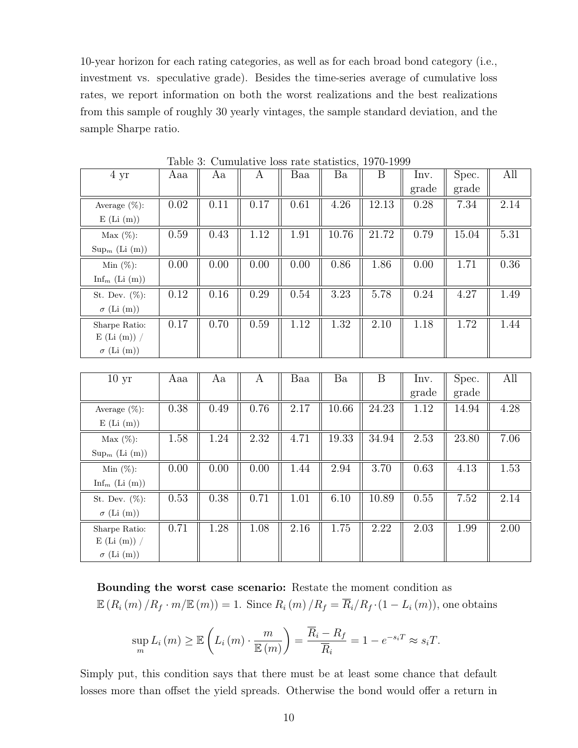10-year horizon for each rating categories, as well as for each broad bond category (i.e., investment vs. speculative grade). Besides the time-series average of cumulative loss rates, we report information on both the worst realizations and the best realizations from this sample of roughly 30 yearly vintages, the sample standard deviation, and the sample Sharpe ratio.

Table 3: Cumulative loss rate statistics, 1970-1999

| 4 yr | Aaa | Aa | A | Baa | Ba | B | Inv. grade | Spec. grade | All |
|---|---|---|---|---|---|---|---|---|---|
| Average (%): E (Li (m)) | 0.02 | 0.11 | 0.17 | 0.61 | 4.26 | 12.13 | 0.28 | 7.34 | 2.14 |
| Max (%): $\text{Sup}_m$ (Li (m)) | 0.59 | 0.43 | 1.12 | 1.91 | 10.76 | 21.72 | 0.79 | 15.04 | 5.31 |
| Min (%): $\text{Inf}_m$ (Li (m)) | 0.00 | 0.00 | 0.00 | 0.00 | 0.86 | 1.86 | 0.00 | 1.71 | 0.36 |
| St. Dev. (%): $\sigma$ (Li (m)) | 0.12 | 0.16 | 0.29 | 0.54 | 3.23 | 5.78 | 0.24 | 4.27 | 1.49 |
| Sharpe Ratio: E (Li (m)) / $\sigma$ (Li (m)) | 0.17 | 0.70 | 0.59 | 1.12 | 1.32 | 2.10 | 1.18 | 1.72 | 1.44 |

| 10 yr | Aaa | Aa | A | Baa | Ba | B | Inv. grade | Spec. grade | All |
|---|---|---|---|---|---|---|---|---|---|
| Average (%): E (Li (m)) | 0.38 | 0.49 | 0.76 | 2.17 | 10.66 | 24.23 | 1.12 | 14.94 | 4.28 |
| Max (%): $\text{Sup}_m$ (Li (m)) | 1.58 | 1.24 | 2.32 | 4.71 | 19.33 | 34.94 | 2.53 | 23.80 | 7.06 |
| Min (%): $\text{Inf}_m$ (Li (m)) | 0.00 | 0.00 | 0.00 | 1.44 | 2.94 | 3.70 | 0.63 | 4.13 | 1.53 |
| St. Dev. (%): $\sigma$ (Li (m)) | 0.53 | 0.38 | 0.71 | 1.01 | 6.10 | 10.89 | 0.55 | 7.52 | 2.14 |
| Sharpe Ratio: E (Li (m)) / $\sigma$ (Li (m)) | 0.71 | 1.28 | 1.08 | 2.16 | 1.75 | 2.22 | 2.03 | 1.99 | 2.00 |

**Bounding the worst case scenario:** Restate the moment condition as $\mathbb{E}\left(R_i\left(m\right)/R_f \cdot m/\mathbb{E}\left(m\right)\right) = 1$. Since $R_i\left(m\right)/R_f = \overline{R}_i/R_f \cdot (1 - L_i\left(m\right))$, one obtains

$$\sup_m L_i\left(m\right) \geq \mathbb{E}\left(L_i\left(m\right) \cdot \frac{m}{\mathbb{E}\left(m\right)}\right) = \frac{\overline{R}_i - R_f}{\overline{R}_i} = 1 - e^{-s_i T} \approx s_i T.$$

Simply put, this condition says that there must be at least some chance that default losses more than offset the yield spreads. Otherwise the bond would offer a return in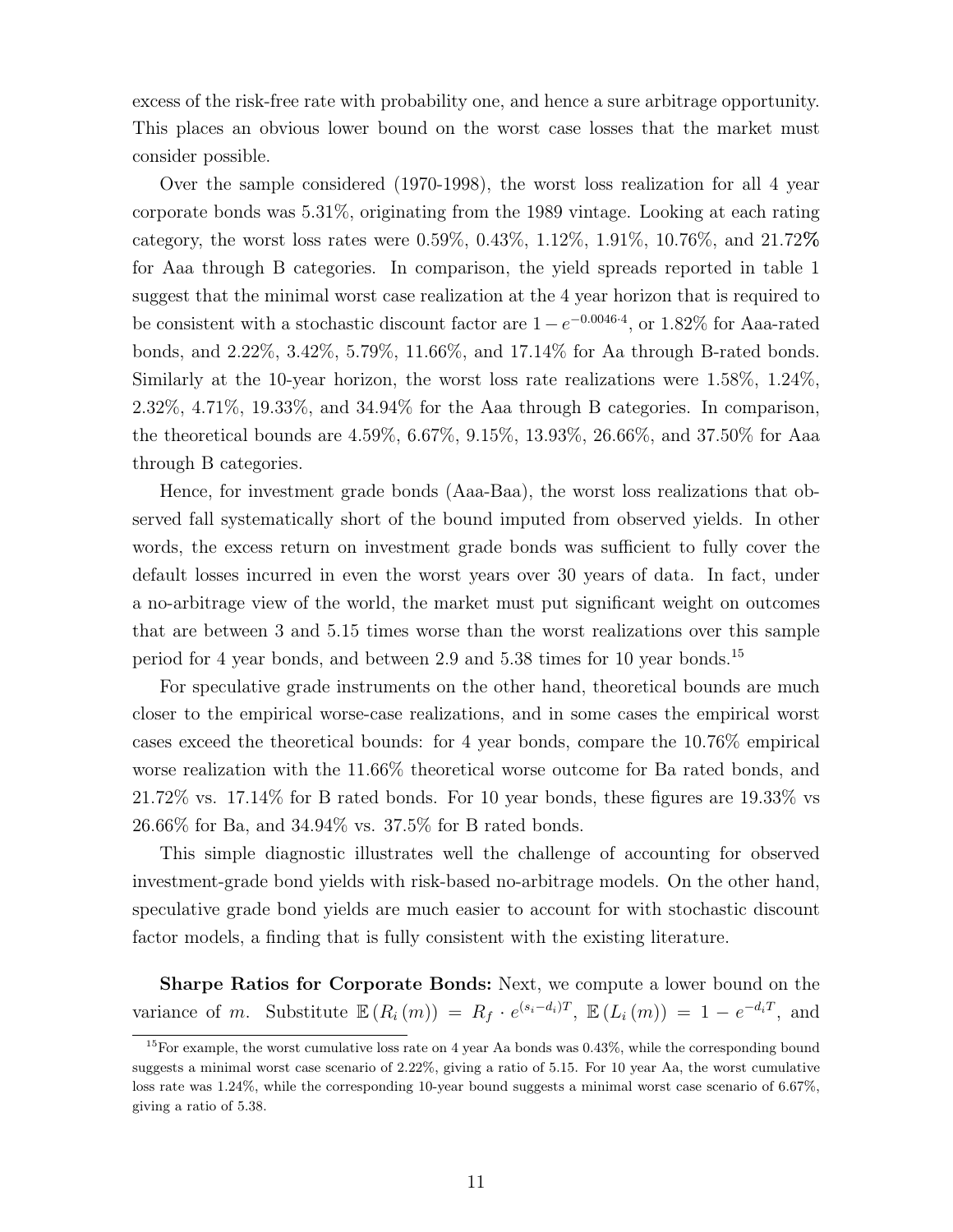excess of the risk-free rate with probability one, and hence a sure arbitrage opportunity. This places an obvious lower bound on the worst case losses that the market must consider possible.

Over the sample considered (1970-1998), the worst loss realization for all 4 year corporate bonds was 5.31%, originating from the 1989 vintage. Looking at each rating category, the worst loss rates were 0.59%, 0.43%, 1.12%, 1.91%, 10.76%, and 21.72% for Aaa through B categories. In comparison, the yield spreads reported in table 1 suggest that the minimal worst case realization at the 4 year horizon that is required to be consistent with a stochastic discount factor are $1 - e^{-0.0046 \cdot 4}$, or 1.82% for Aaa-rated bonds, and 2.22%, 3.42%, 5.79%, 11.66%, and 17.14% for Aa through B-rated bonds. Similarly at the 10-year horizon, the worst loss rate realizations were 1.58%, 1.24%, 2.32%, 4.71%, 19.33%, and 34.94% for the Aaa through B categories. In comparison, the theoretical bounds are 4.59%, 6.67%, 9.15%, 13.93%, 26.66%, and 37.50% for Aaa through B categories.

Hence, for investment grade bonds (Aaa-Baa), the worst loss realizations that observed fall systematically short of the bound imputed from observed yields. In other words, the excess return on investment grade bonds was sufficient to fully cover the default losses incurred in even the worst years over 30 years of data. In fact, under a no-arbitrage view of the world, the market must put significant weight on outcomes that are between 3 and 5.15 times worse than the worst realizations over this sample period for 4 year bonds, and between 2.9 and 5.38 times for 10 year bonds.[15]

For speculative grade instruments on the other hand, theoretical bounds are much closer to the empirical worse-case realizations, and in some cases the empirical worst cases exceed the theoretical bounds: for 4 year bonds, compare the 10.76% empirical worse realization with the 11.66% theoretical worse outcome for Ba rated bonds, and 21.72% vs. 17.14% for B rated bonds. For 10 year bonds, these figures are 19.33% vs 26.66% for Ba, and 34.94% vs. 37.5% for B rated bonds.

This simple diagnostic illustrates well the challenge of accounting for observed investment-grade bond yields with risk-based no-arbitrage models. On the other hand, speculative grade bond yields are much easier to account for with stochastic discount factor models, a finding that is fully consistent with the existing literature.

**Sharpe Ratios for Corporate Bonds:** Next, we compute a lower bound on the variance of $m$. Substitute $\mathbb{E}(R_i(m)) = R_f \cdot e^{(s_i - d_i)T}$, $\mathbb{E}(L_i(m)) = 1 - e^{-d_i T}$, and

[15] For example, the worst cumulative loss rate on 4 year Aa bonds was 0.43%, while the corresponding bound suggests a minimal worst case scenario of 2.22%, giving a ratio of 5.15. For 10 year Aa, the worst cumulative loss rate was 1.24%, while the corresponding 10-year bound suggests a minimal worst case scenario of 6.67%, giving a ratio of 5.38.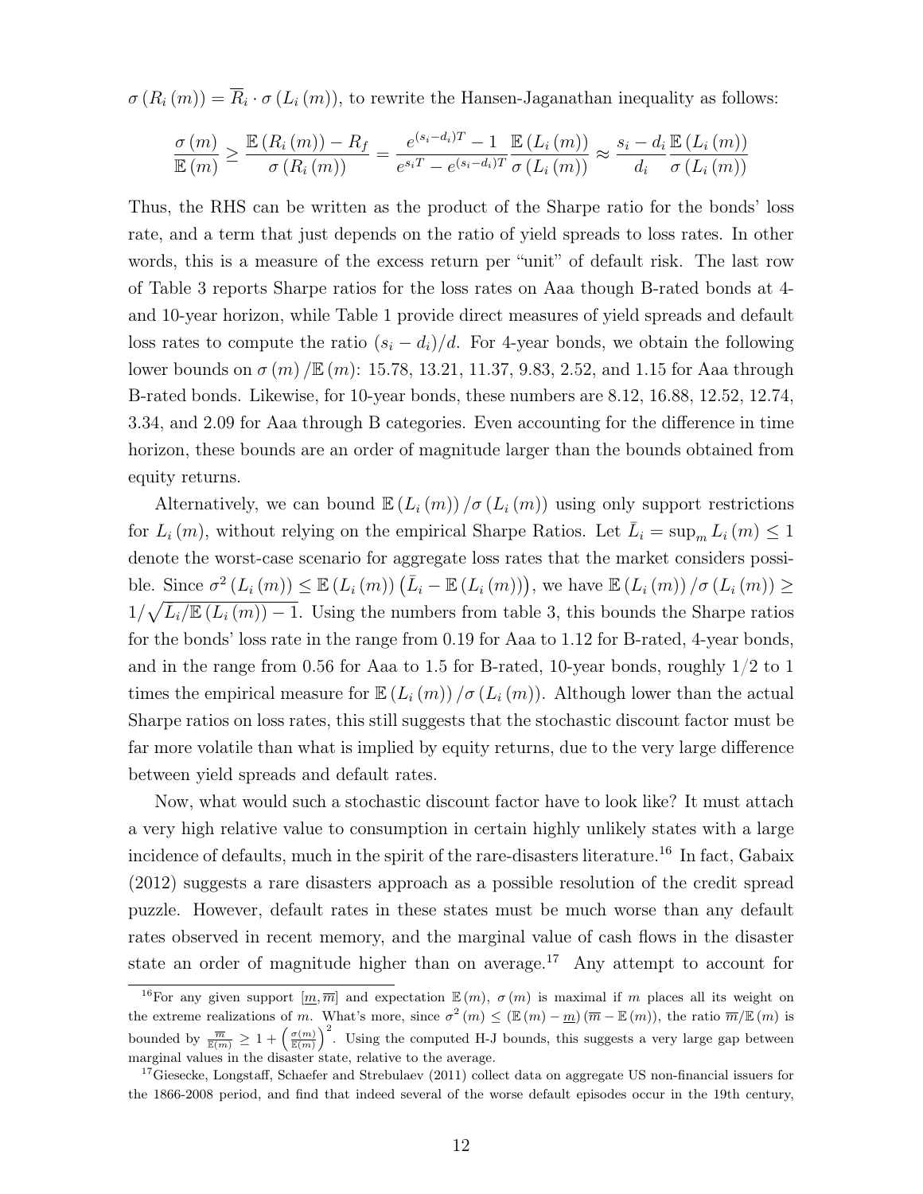$\sigma(R_i(m)) = \overline{R}_i \cdot \sigma(L_i(m))$, to rewrite the Hansen-Jaganathan inequality as follows:

$$\frac{\sigma(m)}{\mathbb{E}(m)} \geq \frac{\mathbb{E}(R_i(m)) - R_f}{\sigma(R_i(m))} = \frac{e^{(s_i - d_i)T} - 1}{e^{s_i T} - e^{(s_i - d_i)T}} \frac{\mathbb{E}(L_i(m))}{\sigma(L_i(m))} \approx \frac{s_i - d_i}{d_i} \frac{\mathbb{E}(L_i(m))}{\sigma(L_i(m))}$$

Thus, the RHS can be written as the product of the Sharpe ratio for the bonds' loss rate, and a term that just depends on the ratio of yield spreads to loss rates. In other words, this is a measure of the excess return per "unit" of default risk. The last row of Table 3 reports Sharpe ratios for the loss rates on Aaa though B-rated bonds at 4- and 10-year horizon, while Table 1 provide direct measures of yield spreads and default loss rates to compute the ratio $(s_i - d_i)/d$. For 4-year bonds, we obtain the following lower bounds on $\sigma(m)/\mathbb{E}(m)$: 15.78, 13.21, 11.37, 9.83, 2.52, and 1.15 for Aaa through B-rated bonds. Likewise, for 10-year bonds, these numbers are 8.12, 16.88, 12.52, 12.74, 3.34, and 2.09 for Aaa through B categories. Even accounting for the difference in time horizon, these bounds are an order of magnitude larger than the bounds obtained from equity returns.

Alternatively, we can bound $\mathbb{E}(L_i(m))/\sigma(L_i(m))$ using only support restrictions for $L_i(m)$, without relying on the empirical Sharpe Ratios. Let $\bar{L}_i = \sup_m L_i(m) \leq 1$ denote the worst-case scenario for aggregate loss rates that the market considers possible. Since $\sigma^2(L_i(m)) \leq \mathbb{E}(L_i(m))(\bar{L}_i - \mathbb{E}(L_i(m)))$, we have $\mathbb{E}(L_i(m))/\sigma(L_i(m)) \geq 1/\sqrt{L_i/\mathbb{E}(L_i(m)) - 1}$. Using the numbers from table 3, this bounds the Sharpe ratios for the bonds' loss rate in the range from 0.19 for Aaa to 1.12 for B-rated, 4-year bonds, and in the range from 0.56 for Aaa to 1.5 for B-rated, 10-year bonds, roughly 1/2 to 1 times the empirical measure for $\mathbb{E}(L_i(m))/\sigma(L_i(m))$. Although lower than the actual Sharpe ratios on loss rates, this still suggests that the stochastic discount factor must be far more volatile than what is implied by equity returns, due to the very large difference between yield spreads and default rates.

Now, what would such a stochastic discount factor have to look like? It must attach a very high relative value to consumption in certain highly unlikely states with a large incidence of defaults, much in the spirit of the rare-disasters literature.[16] In fact, Gabaix (2012) suggests a rare disasters approach as a possible resolution of the credit spread puzzle. However, default rates in these states must be much worse than any default rates observed in recent memory, and the marginal value of cash flows in the disaster state an order of magnitude higher than on average.[17] Any attempt to account for

[16] For any given support $[\underline{m}, \overline{m}]$ and expectation $\mathbb{E}(m)$, $\sigma(m)$ is maximal if $m$ places all its weight on the extreme realizations of $m$. What's more, since $\sigma^2(m) \leq (\mathbb{E}(m) - \underline{m})(\overline{m} - \mathbb{E}(m))$, the ratio $\overline{m}/\mathbb{E}(m)$ is bounded by $\frac{\overline{m}}{\mathbb{E}(m)} \geq 1 + \left(\frac{\sigma(m)}{\mathbb{E}(m)}\right)^2$. Using the computed H-J bounds, this suggests a very large gap between marginal values in the disaster state, relative to the average.

[17] Giesecke, Longstaff, Schaefer and Strebulaev (2011) collect data on aggregate US non-financial issuers for the 1866-2008 period, and find that indeed several of the worse default episodes occur in the 19th century,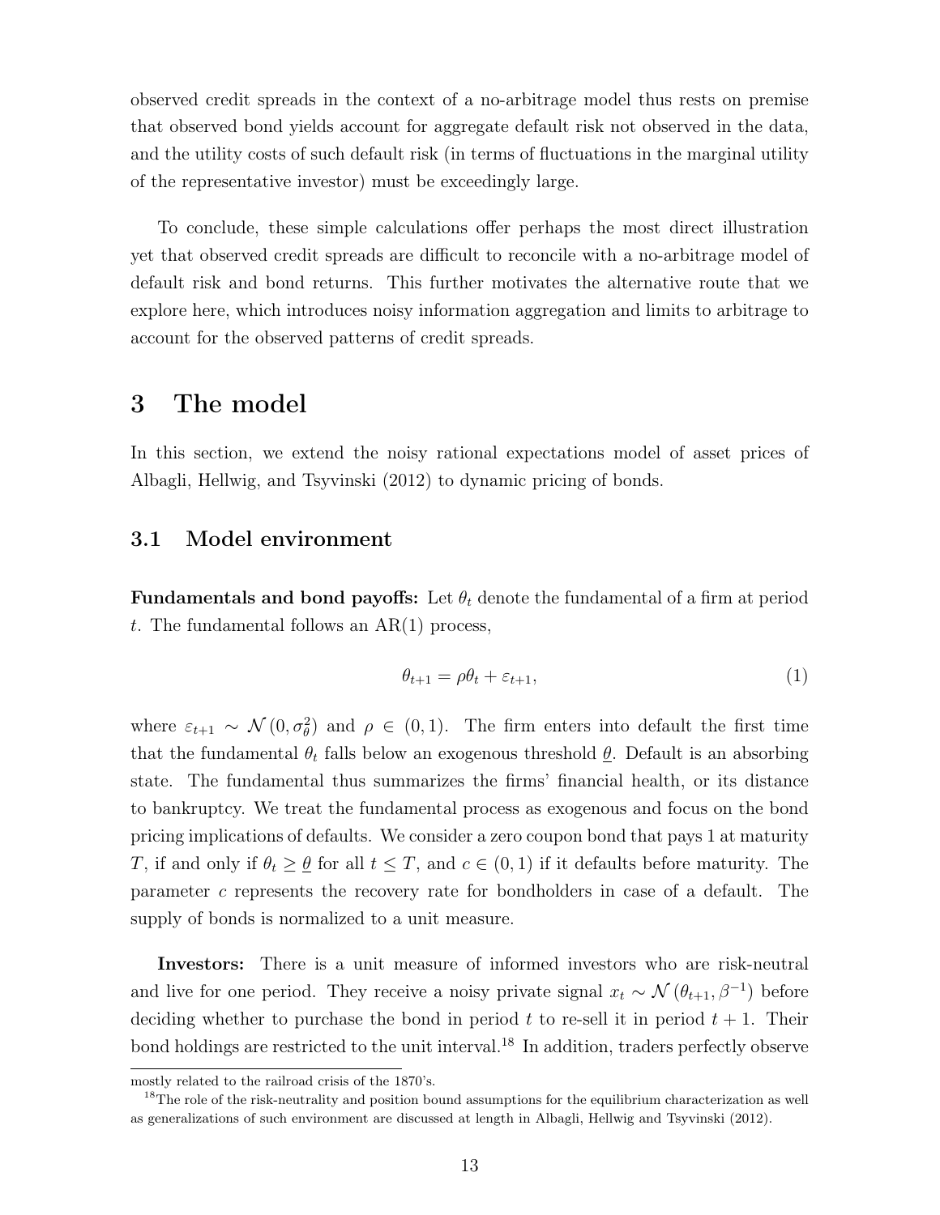observed credit spreads in the context of a no-arbitrage model thus rests on premise that observed bond yields account for aggregate default risk not observed in the data, and the utility costs of such default risk (in terms of fluctuations in the marginal utility of the representative investor) must be exceedingly large.

To conclude, these simple calculations offer perhaps the most direct illustration yet that observed credit spreads are difficult to reconcile with a no-arbitrage model of default risk and bond returns. This further motivates the alternative route that we explore here, which introduces noisy information aggregation and limits to arbitrage to account for the observed patterns of credit spreads.

# 3 The model

In this section, we extend the noisy rational expectations model of asset prices of Albagli, Hellwig, and Tsyvinski (2012) to dynamic pricing of bonds.

## 3.1 Model environment

**Fundamentals and bond payoffs:** Let $\theta_t$ denote the fundamental of a firm at period $t$. The fundamental follows an AR(1) process,

$$\theta_{t+1} = \rho\theta_t + \varepsilon_{t+1}, \tag{1}$$

where $\varepsilon_{t+1} \sim \mathcal{N}(0, \sigma_\theta^2)$ and $\rho \in (0,1)$. The firm enters into default the first time that the fundamental $\theta_t$ falls below an exogenous threshold $\underline{\theta}$. Default is an absorbing state. The fundamental thus summarizes the firms' financial health, or its distance to bankruptcy. We treat the fundamental process as exogenous and focus on the bond pricing implications of defaults. We consider a zero coupon bond that pays 1 at maturity $T$, if and only if $\theta_t \geq \underline{\theta}$ for all $t \leq T$, and $c \in (0,1)$ if it defaults before maturity. The parameter $c$ represents the recovery rate for bondholders in case of a default. The supply of bonds is normalized to a unit measure.

**Investors:** There is a unit measure of informed investors who are risk-neutral and live for one period. They receive a noisy private signal $x_t \sim \mathcal{N}(\theta_{t+1}, \beta^{-1})$ before deciding whether to purchase the bond in period $t$ to re-sell it in period $t+1$. Their bond holdings are restricted to the unit interval.[18] In addition, traders perfectly observe

mostly related to the railroad crisis of the 1870's.

[18] The role of the risk-neutrality and position bound assumptions for the equilibrium characterization as well as generalizations of such environment are discussed at length in Albagli, Hellwig and Tsyvinski (2012).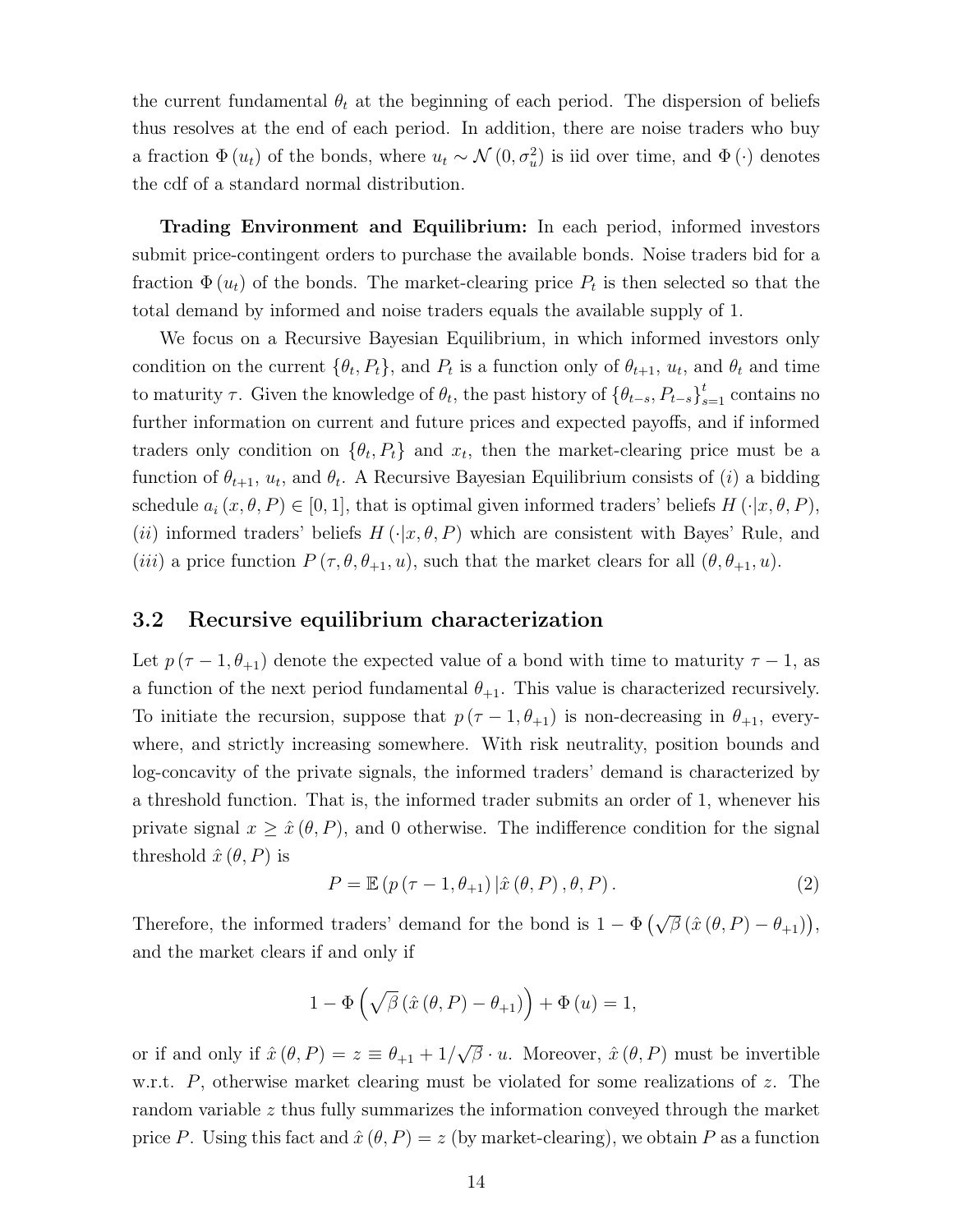the current fundamental $\theta_t$ at the beginning of each period. The dispersion of beliefs thus resolves at the end of each period. In addition, there are noise traders who buy a fraction $\Phi(u_t)$ of the bonds, where $u_t \sim \mathcal{N}(0, \sigma_u^2)$ is iid over time, and $\Phi(\cdot)$ denotes the cdf of a standard normal distribution.

**Trading Environment and Equilibrium:** In each period, informed investors submit price-contingent orders to purchase the available bonds. Noise traders bid for a fraction $\Phi(u_t)$ of the bonds. The market-clearing price $P_t$ is then selected so that the total demand by informed and noise traders equals the available supply of 1.

We focus on a Recursive Bayesian Equilibrium, in which informed investors only condition on the current $\{\theta_t, P_t\}$, and $P_t$ is a function only of $\theta_{t+1}$, $u_t$, and $\theta_t$ and time to maturity $\tau$. Given the knowledge of $\theta_t$, the past history of $\{\theta_{t-s}, P_{t-s}\}_{s=1}^{t}$ contains no further information on current and future prices and expected payoffs, and if informed traders only condition on $\{\theta_t, P_t\}$ and $x_t$, then the market-clearing price must be a function of $\theta_{t+1}$, $u_t$, and $\theta_t$. A Recursive Bayesian Equilibrium consists of $(i)$ a bidding schedule $a_i(x, \theta, P) \in [0,1]$, that is optimal given informed traders' beliefs $H(\cdot|x, \theta, P)$, $(ii)$ informed traders' beliefs $H(\cdot|x, \theta, P)$ which are consistent with Bayes' Rule, and $(iii)$ a price function $P(\tau, \theta, \theta_{+1}, u)$, such that the market clears for all $(\theta, \theta_{+1}, u)$.

### 3.2 Recursive equilibrium characterization

Let $p(\tau - 1, \theta_{+1})$ denote the expected value of a bond with time to maturity $\tau - 1$, as a function of the next period fundamental $\theta_{+1}$. This value is characterized recursively. To initiate the recursion, suppose that $p(\tau - 1, \theta_{+1})$ is non-decreasing in $\theta_{+1}$, everywhere, and strictly increasing somewhere. With risk neutrality, position bounds and log-concavity of the private signals, the informed traders' demand is characterized by a threshold function. That is, the informed trader submits an order of 1, whenever his private signal $x \geq \hat{x}(\theta, P)$, and 0 otherwise. The indifference condition for the signal threshold $\hat{x}(\theta, P)$ is

$$P = \mathbb{E}\left(p(\tau - 1, \theta_{+1}) \,|\, \hat{x}(\theta, P), \theta, P\right). \tag{2}$$

Therefore, the informed traders' demand for the bond is $1 - \Phi\left(\sqrt{\beta}\left(\hat{x}(\theta, P) - \theta_{+1}\right)\right)$, and the market clears if and only if

$$1 - \Phi\left(\sqrt{\beta}\left(\hat{x}(\theta, P) - \theta_{+1}\right)\right) + \Phi(u) = 1,$$

or if and only if $\hat{x}(\theta, P) = z \equiv \theta_{+1} + 1/\sqrt{\beta} \cdot u$. Moreover, $\hat{x}(\theta, P)$ must be invertible w.r.t. $P$, otherwise market clearing must be violated for some realizations of $z$. The random variable $z$ thus fully summarizes the information conveyed through the market price $P$. Using this fact and $\hat{x}(\theta, P) = z$ (by market-clearing), we obtain $P$ as a function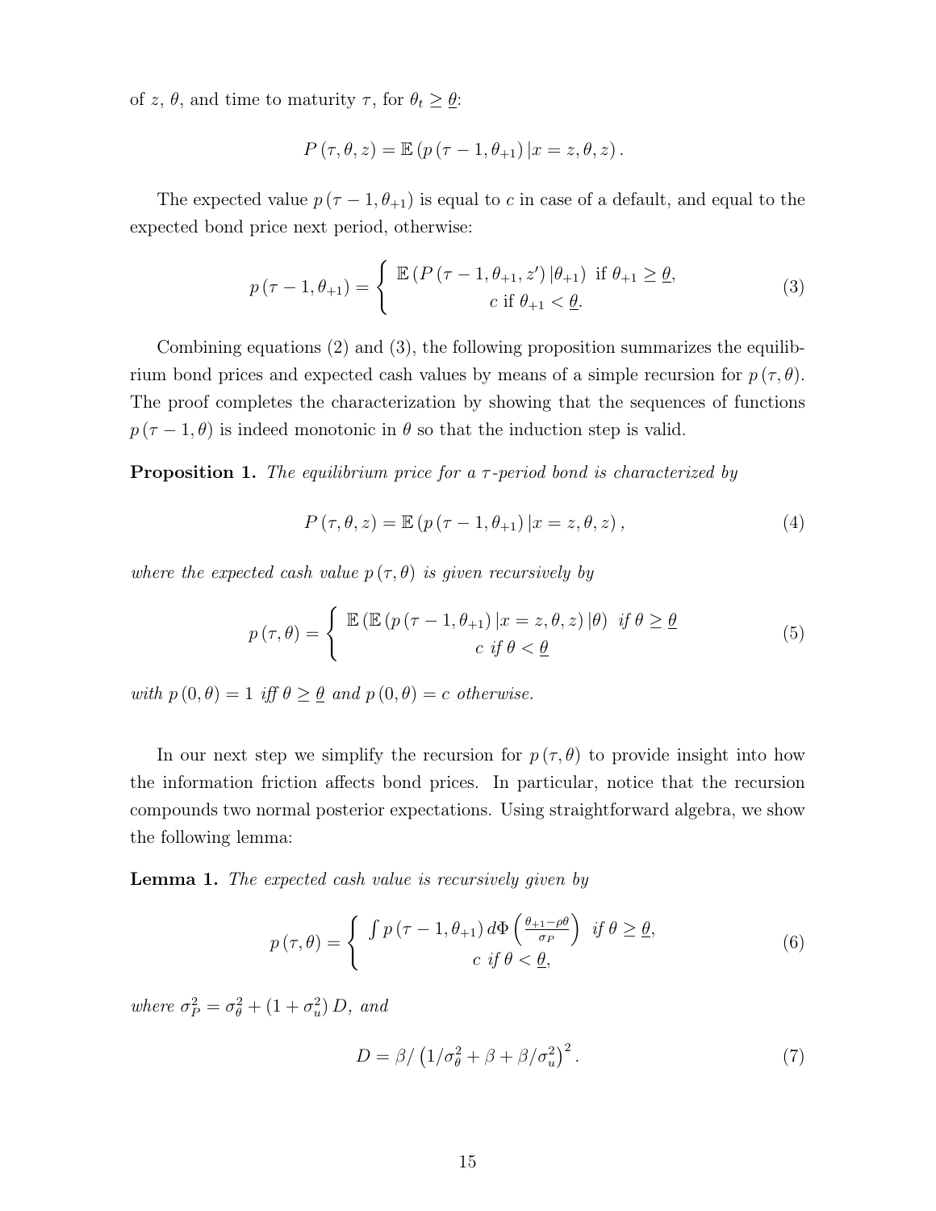of $z$, $\theta$, and time to maturity $\tau$, for $\theta_t \geq \underline{\theta}$:

$$P(\tau, \theta, z) = \mathbb{E}\left(p(\tau - 1, \theta_{+1}) \,|\, x = z, \theta, z\right).$$

The expected value $p(\tau - 1, \theta_{+1})$ is equal to $c$ in case of a default, and equal to the expected bond price next period, otherwise:

$$p(\tau - 1, \theta_{+1}) = \begin{cases} \mathbb{E}\left(P(\tau - 1, \theta_{+1}, z') \,|\, \theta_{+1}\right) \text{ if } \theta_{+1} \geq \underline{\theta}, \\ c \text{ if } \theta_{+1} < \underline{\theta}. \end{cases} \tag{3}$$

Combining equations (2) and (3), the following proposition summarizes the equilibrium bond prices and expected cash values by means of a simple recursion for $p(\tau, \theta)$. The proof completes the characterization by showing that the sequences of functions $p(\tau - 1, \theta)$ is indeed monotonic in $\theta$ so that the induction step is valid.

**Proposition 1.** *The equilibrium price for a $\tau$-period bond is characterized by*

$$P(\tau, \theta, z) = \mathbb{E}\left(p(\tau - 1, \theta_{+1}) \,|\, x = z, \theta, z\right), \tag{4}$$

*where the expected cash value $p(\tau, \theta)$ is given recursively by*

$$p(\tau, \theta) = \begin{cases} \mathbb{E}\left(\mathbb{E}\left(p(\tau - 1, \theta_{+1}) \,|\, x = z, \theta, z\right) |\theta\right) \text{ if } \theta \geq \underline{\theta} \\ c \text{ if } \theta < \underline{\theta} \end{cases} \tag{5}$$

*with $p(0, \theta) = 1$ iff $\theta \geq \underline{\theta}$ and $p(0, \theta) = c$ otherwise.*

In our next step we simplify the recursion for $p(\tau, \theta)$ to provide insight into how the information friction affects bond prices. In particular, notice that the recursion compounds two normal posterior expectations. Using straightforward algebra, we show the following lemma:

**Lemma 1.** *The expected cash value is recursively given by*

$$p(\tau, \theta) = \begin{cases} \int p(\tau - 1, \theta_{+1}) \, d\Phi\left(\frac{\theta_{+1} - \rho\theta}{\sigma_P}\right) \text{ if } \theta \geq \underline{\theta}, \\ c \text{ if } \theta < \underline{\theta}, \end{cases} \tag{6}$$

*where $\sigma_P^2 = \sigma_\theta^2 + (1 + \sigma_u^2) D$, and*

$$D = \beta / \left(1/\sigma_\theta^2 + \beta + \beta/\sigma_u^2\right)^2. \tag{7}$$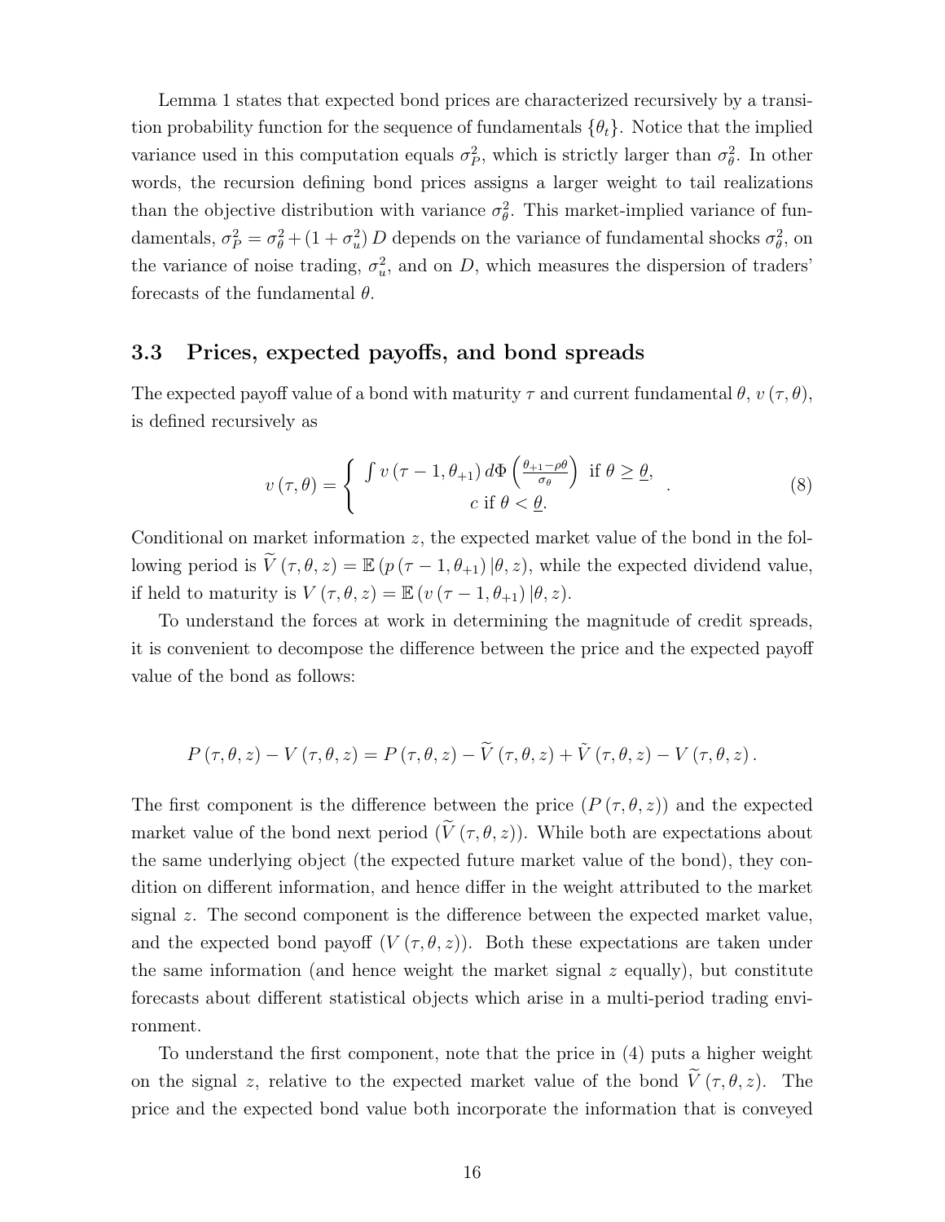Lemma 1 states that expected bond prices are characterized recursively by a transition probability function for the sequence of fundamentals $\{\theta_t\}$. Notice that the implied variance used in this computation equals $\sigma_P^2$, which is strictly larger than $\sigma_\theta^2$. In other words, the recursion defining bond prices assigns a larger weight to tail realizations than the objective distribution with variance $\sigma_\theta^2$. This market-implied variance of fundamentals, $\sigma_P^2 = \sigma_\theta^2 + (1+\sigma_u^2)\, D$ depends on the variance of fundamental shocks $\sigma_\theta^2$, on the variance of noise trading, $\sigma_u^2$, and on $D$, which measures the dispersion of traders' forecasts of the fundamental $\theta$.

### 3.3 Prices, expected payoffs, and bond spreads

The expected payoff value of a bond with maturity $\tau$ and current fundamental $\theta$, $v(\tau,\theta)$, is defined recursively as

$$v(\tau,\theta) = \left\{ \begin{array}{c} \int v(\tau-1,\theta_{+1})\, d\Phi\left(\frac{\theta_{+1}-\rho\theta}{\sigma_\theta}\right) \text{ if } \theta \geq \underline{\theta}, \\ c \text{ if } \theta < \underline{\theta}. \end{array} \right. . \tag{8}$$

Conditional on market information $z$, the expected market value of the bond in the following period is $\widetilde{V}(\tau,\theta,z) = \mathbb{E}\left(p(\tau-1,\theta_{+1})\,|\theta,z\right)$, while the expected dividend value, if held to maturity is $V(\tau,\theta,z) = \mathbb{E}\left(v(\tau-1,\theta_{+1})\,|\theta,z\right)$.

To understand the forces at work in determining the magnitude of credit spreads, it is convenient to decompose the difference between the price and the expected payoff value of the bond as follows:

$$P(\tau,\theta,z) - V(\tau,\theta,z) = P(\tau,\theta,z) - \widetilde{V}(\tau,\theta,z) + \tilde{V}(\tau,\theta,z) - V(\tau,\theta,z).$$

The first component is the difference between the price ($P(\tau,\theta,z)$) and the expected market value of the bond next period ($\widetilde{V}(\tau,\theta,z)$). While both are expectations about the same underlying object (the expected future market value of the bond), they condition on different information, and hence differ in the weight attributed to the market signal $z$. The second component is the difference between the expected market value, and the expected bond payoff ($V(\tau,\theta,z)$). Both these expectations are taken under the same information (and hence weight the market signal $z$ equally), but constitute forecasts about different statistical objects which arise in a multi-period trading environment.

To understand the first component, note that the price in (4) puts a higher weight on the signal $z$, relative to the expected market value of the bond $\widetilde{V}(\tau,\theta,z)$. The price and the expected bond value both incorporate the information that is conveyed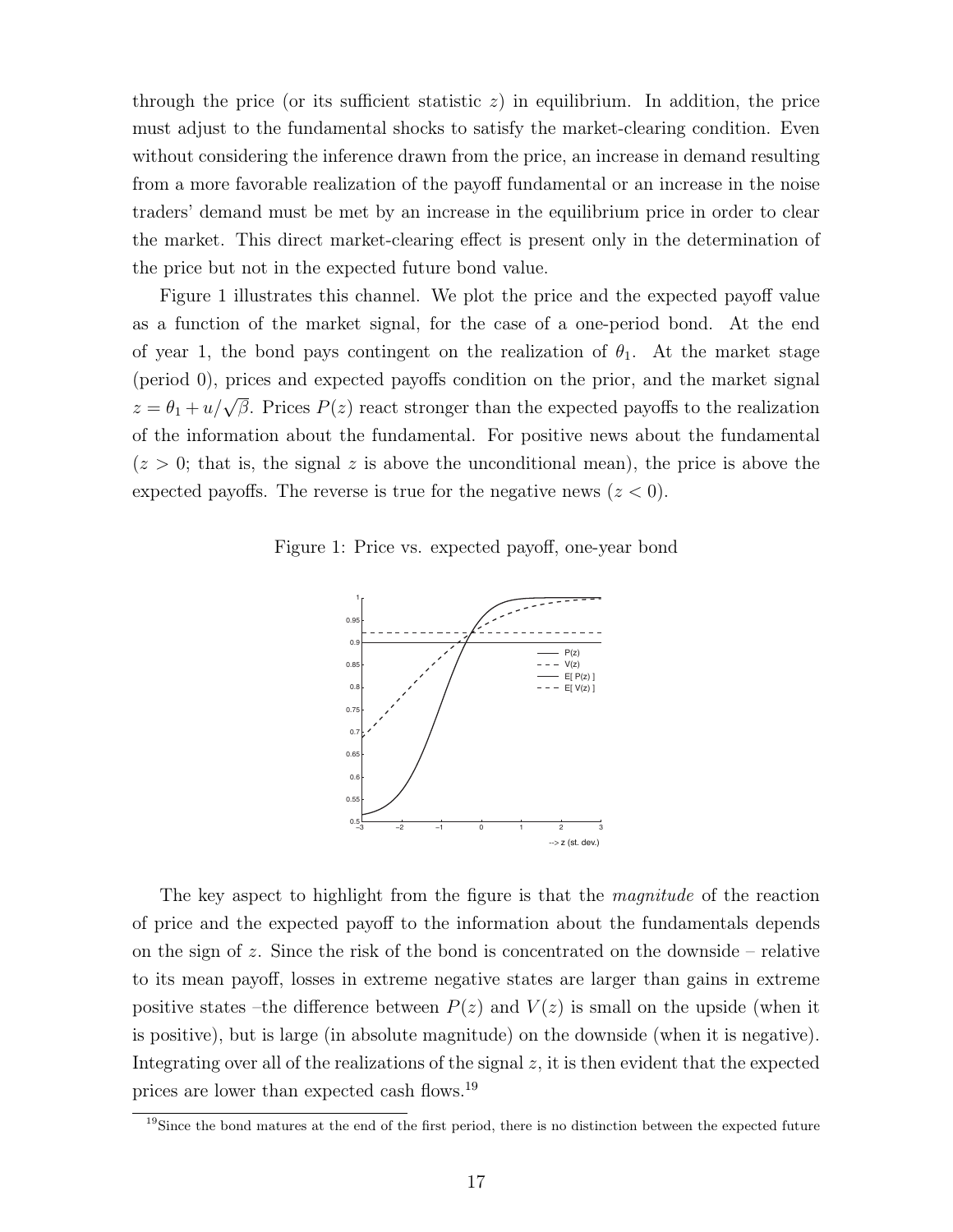through the price (or its sufficient statistic $z$) in equilibrium. In addition, the price must adjust to the fundamental shocks to satisfy the market-clearing condition. Even without considering the inference drawn from the price, an increase in demand resulting from a more favorable realization of the payoff fundamental or an increase in the noise traders' demand must be met by an increase in the equilibrium price in order to clear the market. This direct market-clearing effect is present only in the determination of the price but not in the expected future bond value.

Figure 1 illustrates this channel. We plot the price and the expected payoff value as a function of the market signal, for the case of a one-period bond. At the end of year 1, the bond pays contingent on the realization of $\theta_1$. At the market stage (period 0), prices and expected payoffs condition on the prior, and the market signal $z = \theta_1 + u/\sqrt{\beta}$. Prices $P(z)$ react stronger than the expected payoffs to the realization of the information about the fundamental. For positive news about the fundamental ($z > 0$; that is, the signal $z$ is above the unconditional mean), the price is above the expected payoffs. The reverse is true for the negative news ($z < 0$).

Figure 1: Price vs. expected payoff, one-year bond

The key aspect to highlight from the figure is that the *magnitude* of the reaction of price and the expected payoff to the information about the fundamentals depends on the sign of $z$. Since the risk of the bond is concentrated on the downside – relative to its mean payoff, losses in extreme negative states are larger than gains in extreme positive states –the difference between $P(z)$ and $V(z)$ is small on the upside (when it is positive), but is large (in absolute magnitude) on the downside (when it is negative). Integrating over all of the realizations of the signal $z$, it is then evident that the expected prices are lower than expected cash flows.[19]

[19]Since the bond matures at the end of the first period, there is no distinction between the expected future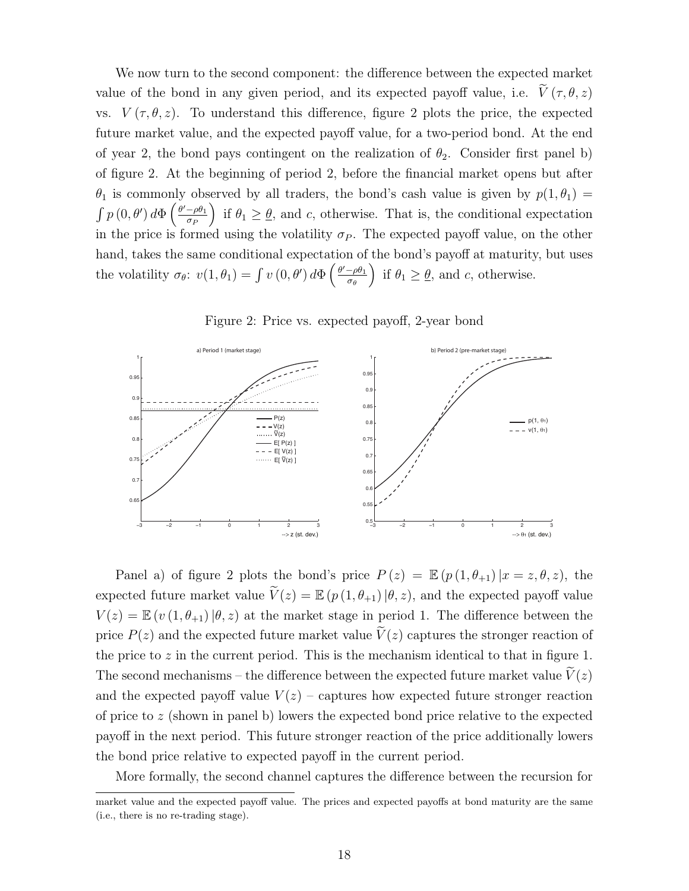We now turn to the second component: the difference between the expected market value of the bond in any given period, and its expected payoff value, i.e. $\widetilde{V}(\tau, \theta, z)$ vs. $V(\tau, \theta, z)$. To understand this difference, figure 2 plots the price, the expected future market value, and the expected payoff value, for a two-period bond. At the end of year 2, the bond pays contingent on the realization of $\theta_2$. Consider first panel b) of figure 2. At the beginning of period 2, before the financial market opens but after $\theta_1$ is commonly observed by all traders, the bond's cash value is given by $p(1, \theta_1) = \int p(0, \theta') \, d\Phi\left(\frac{\theta' - \rho\theta_1}{\sigma_P}\right)$ if $\theta_1 \geq \underline{\theta}$, and $c$, otherwise. That is, the conditional expectation in the price is formed using the volatility $\sigma_P$. The expected payoff value, on the other hand, takes the same conditional expectation of the bond's payoff at maturity, but uses the volatility $\sigma_\theta$: $v(1, \theta_1) = \int v(0, \theta') \, d\Phi\left(\frac{\theta' - \rho\theta_1}{\sigma_\theta}\right)$ if $\theta_1 \geq \underline{\theta}$, and $c$, otherwise.

Figure 2: Price vs. expected payoff, 2-year bond

Panel a) of figure 2 plots the bond's price $P(z) = \mathbb{E}(p(1, \theta_{+1}) | x = z, \theta, z)$, the expected future market value $\widetilde{V}(z) = \mathbb{E}(p(1, \theta_{+1}) | \theta, z)$, and the expected payoff value $V(z) = \mathbb{E}(v(1, \theta_{+1}) | \theta, z)$ at the market stage in period 1. The difference between the price $P(z)$ and the expected future market value $\widetilde{V}(z)$ captures the stronger reaction of the price to $z$ in the current period. This is the mechanism identical to that in figure 1. The second mechanisms – the difference between the expected future market value $\widetilde{V}(z)$ and the expected payoff value $V(z)$ – captures how expected future stronger reaction of price to $z$ (shown in panel b) lowers the expected bond price relative to the expected payoff in the next period. This future stronger reaction of the price additionally lowers the bond price relative to expected payoff in the current period.

More formally, the second channel captures the difference between the recursion for

market value and the expected payoff value. The prices and expected payoffs at bond maturity are the same (i.e., there is no re-trading stage).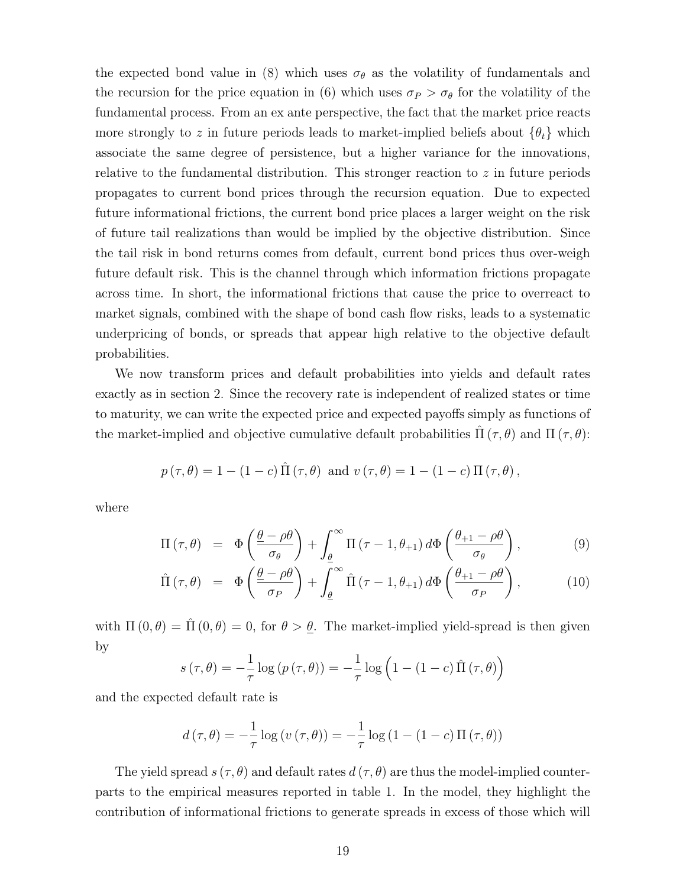the expected bond value in (8) which uses $\sigma_\theta$ as the volatility of fundamentals and the recursion for the price equation in (6) which uses $\sigma_P > \sigma_\theta$ for the volatility of the fundamental process. From an ex ante perspective, the fact that the market price reacts more strongly to $z$ in future periods leads to market-implied beliefs about $\{\theta_t\}$ which associate the same degree of persistence, but a higher variance for the innovations, relative to the fundamental distribution. This stronger reaction to $z$ in future periods propagates to current bond prices through the recursion equation. Due to expected future informational frictions, the current bond price places a larger weight on the risk of future tail realizations than would be implied by the objective distribution. Since the tail risk in bond returns comes from default, current bond prices thus over-weigh future default risk. This is the channel through which information frictions propagate across time. In short, the informational frictions that cause the price to overreact to market signals, combined with the shape of bond cash flow risks, leads to a systematic underpricing of bonds, or spreads that appear high relative to the objective default probabilities.

We now transform prices and default probabilities into yields and default rates exactly as in section 2. Since the recovery rate is independent of realized states or time to maturity, we can write the expected price and expected payoffs simply as functions of the market-implied and objective cumulative default probabilities $\hat{\Pi}(\tau, \theta)$ and $\Pi(\tau, \theta)$:

$$p(\tau, \theta) = 1 - (1-c)\,\hat{\Pi}(\tau, \theta) \text{ and } v(\tau, \theta) = 1 - (1-c)\,\Pi(\tau, \theta),$$

where

$$\Pi(\tau, \theta) = \Phi\left(\frac{\underline{\theta} - \rho\theta}{\sigma_\theta}\right) + \int_{\underline{\theta}}^{\infty} \Pi(\tau - 1, \theta_{+1})\, d\Phi\left(\frac{\theta_{+1} - \rho\theta}{\sigma_\theta}\right), \tag{9}$$

$$\hat{\Pi}(\tau, \theta) = \Phi\left(\frac{\underline{\theta} - \rho\theta}{\sigma_P}\right) + \int_{\underline{\theta}}^{\infty} \hat{\Pi}(\tau - 1, \theta_{+1})\, d\Phi\left(\frac{\theta_{+1} - \rho\theta}{\sigma_P}\right), \tag{10}$$

with $\Pi(0, \theta) = \hat{\Pi}(0, \theta) = 0$, for $\theta > \underline{\theta}$. The market-implied yield-spread is then given by

$$s(\tau, \theta) = -\frac{1}{\tau}\log(p(\tau, \theta)) = -\frac{1}{\tau}\log\left(1 - (1-c)\,\hat{\Pi}(\tau, \theta)\right)$$

and the expected default rate is

$$d(\tau, \theta) = -\frac{1}{\tau}\log(v(\tau, \theta)) = -\frac{1}{\tau}\log(1 - (1-c)\,\Pi(\tau, \theta))$$

The yield spread $s(\tau, \theta)$ and default rates $d(\tau, \theta)$ are thus the model-implied counterparts to the empirical measures reported in table 1. In the model, they highlight the contribution of informational frictions to generate spreads in excess of those which will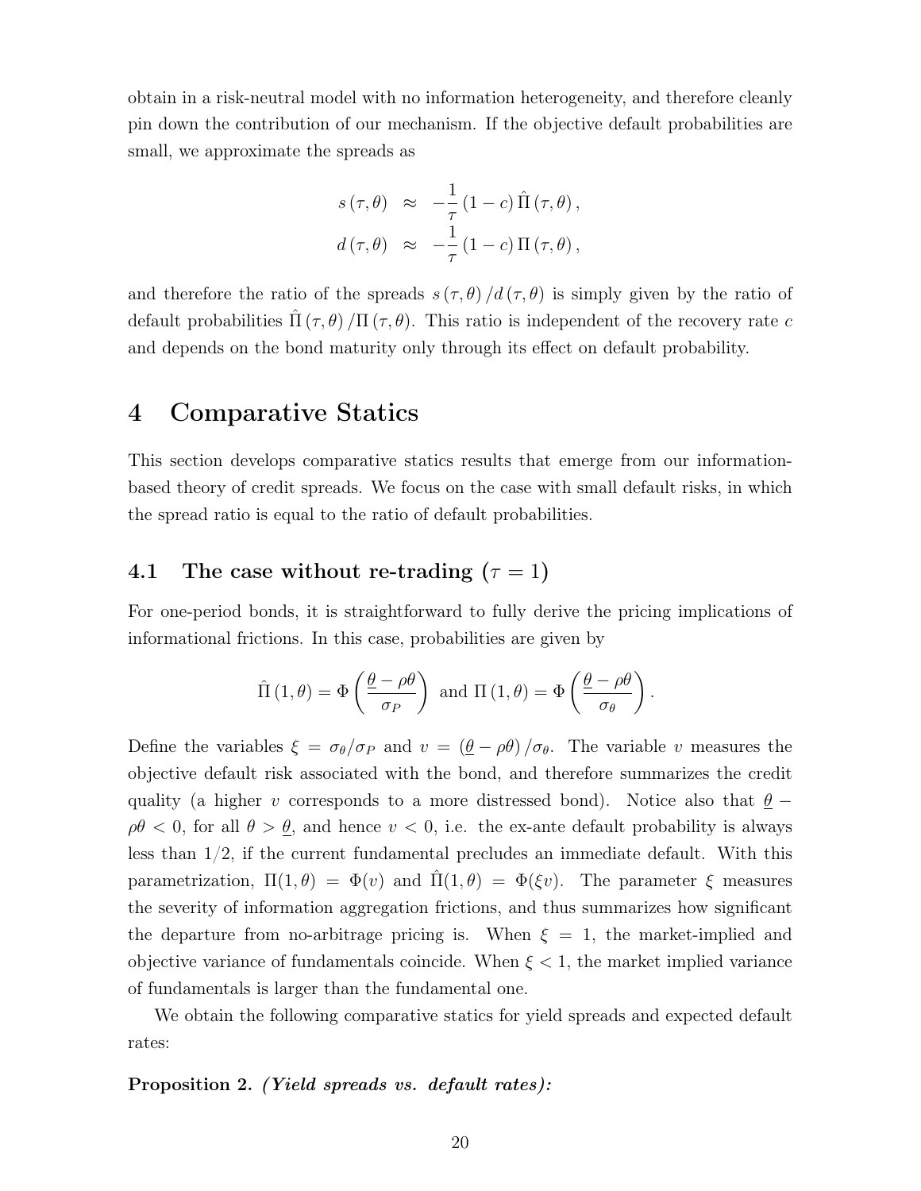obtain in a risk-neutral model with no information heterogeneity, and therefore cleanly pin down the contribution of our mechanism. If the objective default probabilities are small, we approximate the spreads as

$$
\begin{aligned}
s(\tau,\theta) &\approx -\frac{1}{\tau}(1-c)\,\hat{\Pi}(\tau,\theta),\\
d(\tau,\theta) &\approx -\frac{1}{\tau}(1-c)\,\Pi(\tau,\theta),
\end{aligned}
$$

and therefore the ratio of the spreads $s(\tau,\theta)/d(\tau,\theta)$ is simply given by the ratio of default probabilities $\hat{\Pi}(\tau,\theta)/\Pi(\tau,\theta)$. This ratio is independent of the recovery rate $c$ and depends on the bond maturity only through its effect on default probability.

# 4 Comparative Statics

This section develops comparative statics results that emerge from our information-based theory of credit spreads. We focus on the case with small default risks, in which the spread ratio is equal to the ratio of default probabilities.

## 4.1 The case without re-trading ($\tau = 1$)

For one-period bonds, it is straightforward to fully derive the pricing implications of informational frictions. In this case, probabilities are given by

$$
\hat{\Pi}(1,\theta) = \Phi\left(\frac{\underline{\theta}-\rho\theta}{\sigma_P}\right) \text{ and } \Pi(1,\theta) = \Phi\left(\frac{\underline{\theta}-\rho\theta}{\sigma_\theta}\right).
$$

Define the variables $\xi = \sigma_\theta/\sigma_P$ and $v = (\underline{\theta}-\rho\theta)/\sigma_\theta$. The variable $v$ measures the objective default risk associated with the bond, and therefore summarizes the credit quality (a higher $v$ corresponds to a more distressed bond). Notice also that $\underline{\theta} - \rho\theta < 0$, for all $\theta > \underline{\theta}$, and hence $v < 0$, i.e. the ex-ante default probability is always less than $1/2$, if the current fundamental precludes an immediate default. With this parametrization, $\Pi(1,\theta) = \Phi(v)$ and $\hat{\Pi}(1,\theta) = \Phi(\xi v)$. The parameter $\xi$ measures the severity of information aggregation frictions, and thus summarizes how significant the departure from no-arbitrage pricing is. When $\xi = 1$, the market-implied and objective variance of fundamentals coincide. When $\xi < 1$, the market implied variance of fundamentals is larger than the fundamental one.

We obtain the following comparative statics for yield spreads and expected default rates:

**Proposition 2.** ***(Yield spreads vs. default rates):***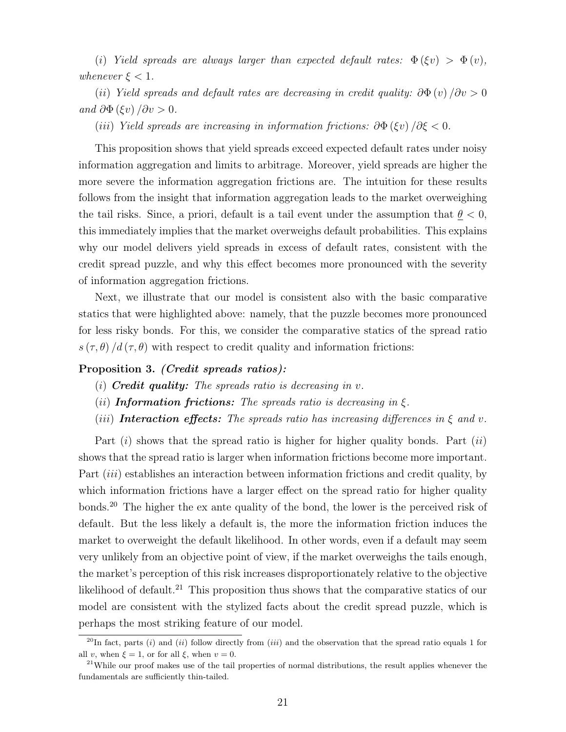(*i*) *Yield spreads are always larger than expected default rates:* $\Phi(\xi v) > \Phi(v)$, *whenever* $\xi < 1$.

(*ii*) *Yield spreads and default rates are decreasing in credit quality:* $\partial\Phi(v)/\partial v > 0$ *and* $\partial\Phi(\xi v)/\partial v > 0$.

(*iii*) *Yield spreads are increasing in information frictions:* $\partial\Phi(\xi v)/\partial\xi < 0$.

This proposition shows that yield spreads exceed expected default rates under noisy information aggregation and limits to arbitrage. Moreover, yield spreads are higher the more severe the information aggregation frictions are. The intuition for these results follows from the insight that information aggregation leads to the market overweighing the tail risks. Since, a priori, default is a tail event under the assumption that $\underline{\theta} < 0$, this immediately implies that the market overweighs default probabilities. This explains why our model delivers yield spreads in excess of default rates, consistent with the credit spread puzzle, and why this effect becomes more pronounced with the severity of information aggregation frictions.

Next, we illustrate that our model is consistent also with the basic comparative statics that were highlighted above: namely, that the puzzle becomes more pronounced for less risky bonds. For this, we consider the comparative statics of the spread ratio $s(\tau,\theta)/d(\tau,\theta)$ with respect to credit quality and information frictions:

**Proposition 3.** ***(Credit spreads ratios):***

(*i*) ***Credit quality:*** *The spreads ratio is decreasing in* $v$.

(*ii*) ***Information frictions:*** *The spreads ratio is decreasing in* $\xi$.

(*iii*) ***Interaction effects:*** *The spreads ratio has increasing differences in* $\xi$ *and* $v$.

Part (*i*) shows that the spread ratio is higher for higher quality bonds. Part (*ii*) shows that the spread ratio is larger when information frictions become more important. Part (*iii*) establishes an interaction between information frictions and credit quality, by which information frictions have a larger effect on the spread ratio for higher quality bonds.[20] The higher the ex ante quality of the bond, the lower is the perceived risk of default. But the less likely a default is, the more the information friction induces the market to overweight the default likelihood. In other words, even if a default may seem very unlikely from an objective point of view, if the market overweighs the tails enough, the market's perception of this risk increases disproportionately relative to the objective likelihood of default.[21] This proposition thus shows that the comparative statics of our model are consistent with the stylized facts about the credit spread puzzle, which is perhaps the most striking feature of our model.

[20] In fact, parts (*i*) and (*ii*) follow directly from (*iii*) and the observation that the spread ratio equals 1 for all $v$, when $\xi = 1$, or for all $\xi$, when $v = 0$.

[21] While our proof makes use of the tail properties of normal distributions, the result applies whenever the fundamentals are sufficiently thin-tailed.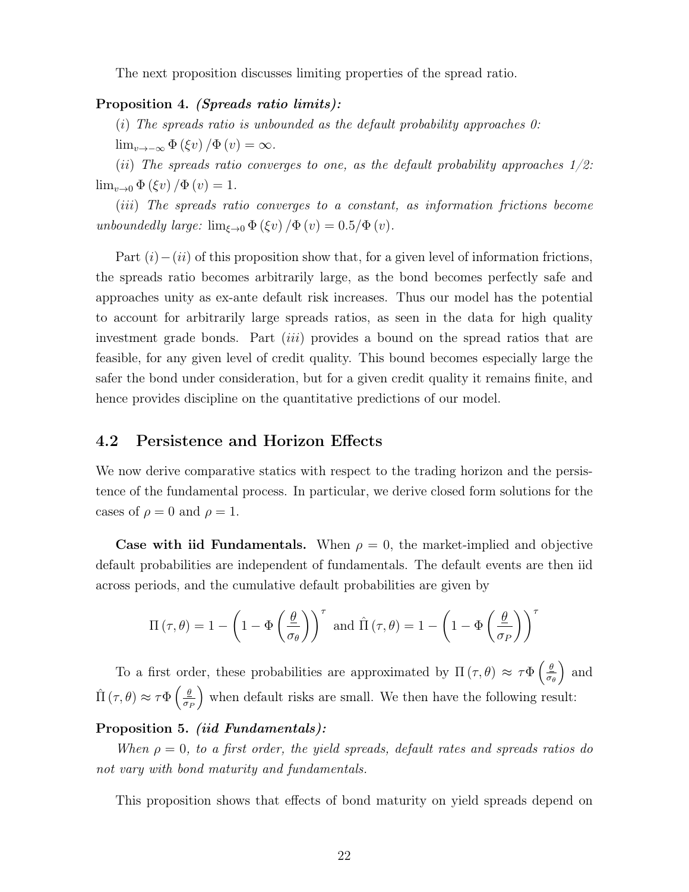The next proposition discusses limiting properties of the spread ratio.

**Proposition 4.** ***(Spreads ratio limits):***

*(i) The spreads ratio is unbounded as the default probability approaches 0:* $\lim_{v \to -\infty} \Phi(\xi v) / \Phi(v) = \infty$.

*(ii) The spreads ratio converges to one, as the default probability approaches 1/2:* $\lim_{v \to 0} \Phi(\xi v) / \Phi(v) = 1$.

*(iii) The spreads ratio converges to a constant, as information frictions become unboundedly large:* $\lim_{\xi \to 0} \Phi(\xi v) / \Phi(v) = 0.5 / \Phi(v)$.

Part $(i)-(ii)$ of this proposition show that, for a given level of information frictions, the spreads ratio becomes arbitrarily large, as the bond becomes perfectly safe and approaches unity as ex-ante default risk increases. Thus our model has the potential to account for arbitrarily large spreads ratios, as seen in the data for high quality investment grade bonds. Part $(iii)$ provides a bound on the spread ratios that are feasible, for any given level of credit quality. This bound becomes especially large the safer the bond under consideration, but for a given credit quality it remains finite, and hence provides discipline on the quantitative predictions of our model.

## 4.2 Persistence and Horizon Effects

We now derive comparative statics with respect to the trading horizon and the persistence of the fundamental process. In particular, we derive closed form solutions for the cases of $\rho = 0$ and $\rho = 1$.

**Case with iid Fundamentals.** When $\rho = 0$, the market-implied and objective default probabilities are independent of fundamentals. The default events are then iid across periods, and the cumulative default probabilities are given by

$$\Pi(\tau, \theta) = 1 - \left(1 - \Phi\left(\frac{\theta}{\sigma_\theta}\right)\right)^\tau \text{ and } \hat{\Pi}(\tau, \theta) = 1 - \left(1 - \Phi\left(\frac{\theta}{\sigma_P}\right)\right)^\tau$$

To a first order, these probabilities are approximated by $\Pi(\tau, \theta) \approx \tau \Phi\left(\frac{\theta}{\sigma_\theta}\right)$ and $\hat{\Pi}(\tau, \theta) \approx \tau \Phi\left(\frac{\theta}{\sigma_P}\right)$ when default risks are small. We then have the following result:

**Proposition 5.** ***(iid Fundamentals):***

*When $\rho = 0$, to a first order, the yield spreads, default rates and spreads ratios do not vary with bond maturity and fundamentals.*

This proposition shows that effects of bond maturity on yield spreads depend on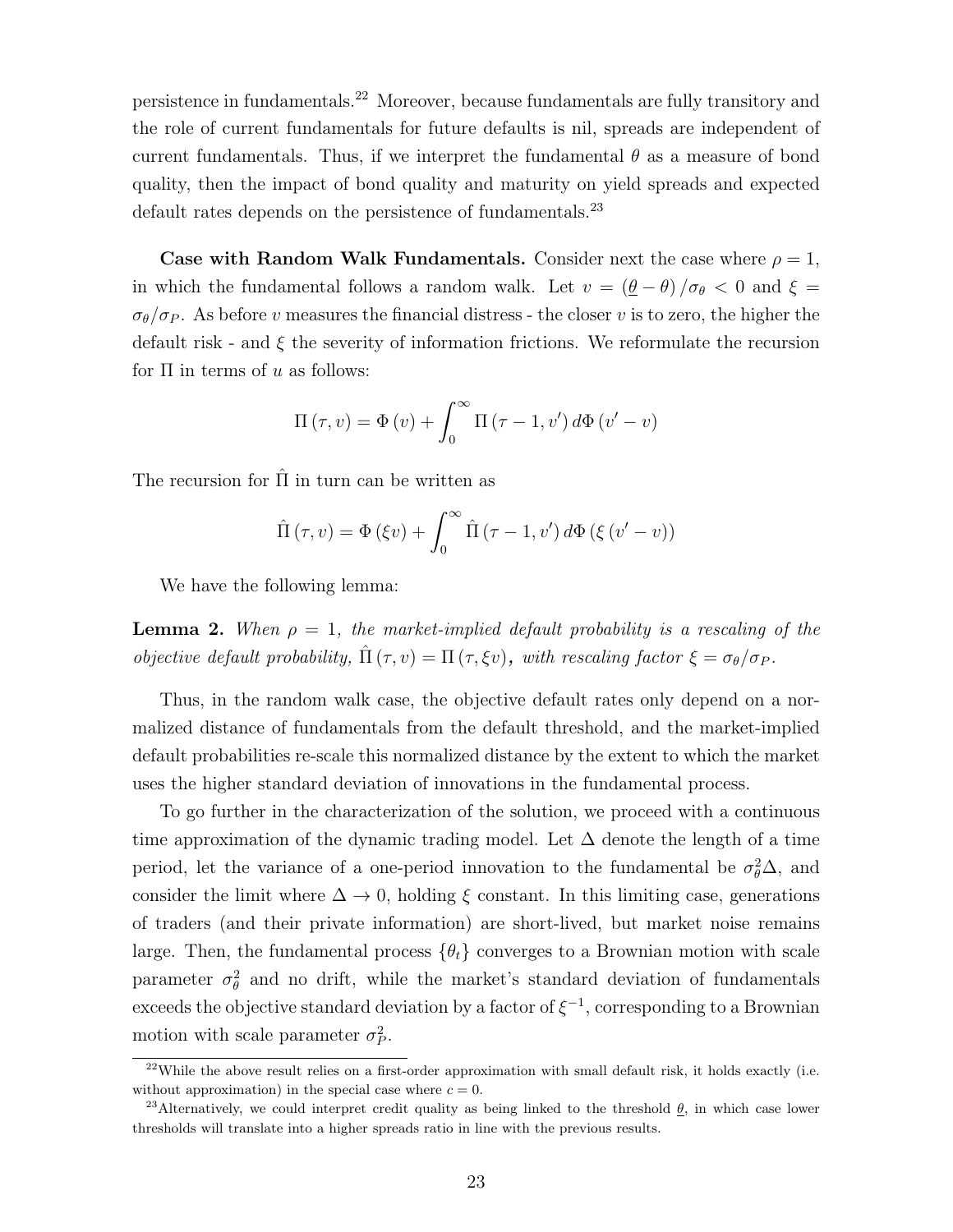persistence in fundamentals.[22] Moreover, because fundamentals are fully transitory and the role of current fundamentals for future defaults is nil, spreads are independent of current fundamentals. Thus, if we interpret the fundamental $\theta$ as a measure of bond quality, then the impact of bond quality and maturity on yield spreads and expected default rates depends on the persistence of fundamentals.[23]

**Case with Random Walk Fundamentals.** Consider next the case where $\rho = 1$, in which the fundamental follows a random walk. Let $v = (\underline{\theta} - \theta)/\sigma_\theta < 0$ and $\xi = \sigma_\theta/\sigma_P$. As before $v$ measures the financial distress - the closer $v$ is to zero, the higher the default risk - and $\xi$ the severity of information frictions. We reformulate the recursion for $\Pi$ in terms of $u$ as follows:

$$\Pi(\tau, v) = \Phi(v) + \int_0^\infty \Pi(\tau - 1, v')\, d\Phi(v' - v)$$

The recursion for $\hat{\Pi}$ in turn can be written as

$$\hat{\Pi}(\tau, v) = \Phi(\xi v) + \int_0^\infty \hat{\Pi}(\tau - 1, v')\, d\Phi(\xi(v' - v))$$

We have the following lemma:

**Lemma 2.** *When $\rho = 1$, the market-implied default probability is a rescaling of the objective default probability, $\hat{\Pi}(\tau, v) = \Pi(\tau, \xi v)$, with rescaling factor $\xi = \sigma_\theta/\sigma_P$.*

Thus, in the random walk case, the objective default rates only depend on a normalized distance of fundamentals from the default threshold, and the market-implied default probabilities re-scale this normalized distance by the extent to which the market uses the higher standard deviation of innovations in the fundamental process.

To go further in the characterization of the solution, we proceed with a continuous time approximation of the dynamic trading model. Let $\Delta$ denote the length of a time period, let the variance of a one-period innovation to the fundamental be $\sigma_\theta^2 \Delta$, and consider the limit where $\Delta \to 0$, holding $\xi$ constant. In this limiting case, generations of traders (and their private information) are short-lived, but market noise remains large. Then, the fundamental process $\{\theta_t\}$ converges to a Brownian motion with scale parameter $\sigma_\theta^2$ and no drift, while the market's standard deviation of fundamentals exceeds the objective standard deviation by a factor of $\xi^{-1}$, corresponding to a Brownian motion with scale parameter $\sigma_P^2$.

[22] While the above result relies on a first-order approximation with small default risk, it holds exactly (i.e. without approximation) in the special case where $c = 0$.

[23] Alternatively, we could interpret credit quality as being linked to the threshold $\underline{\theta}$, in which case lower thresholds will translate into a higher spreads ratio in line with the previous results.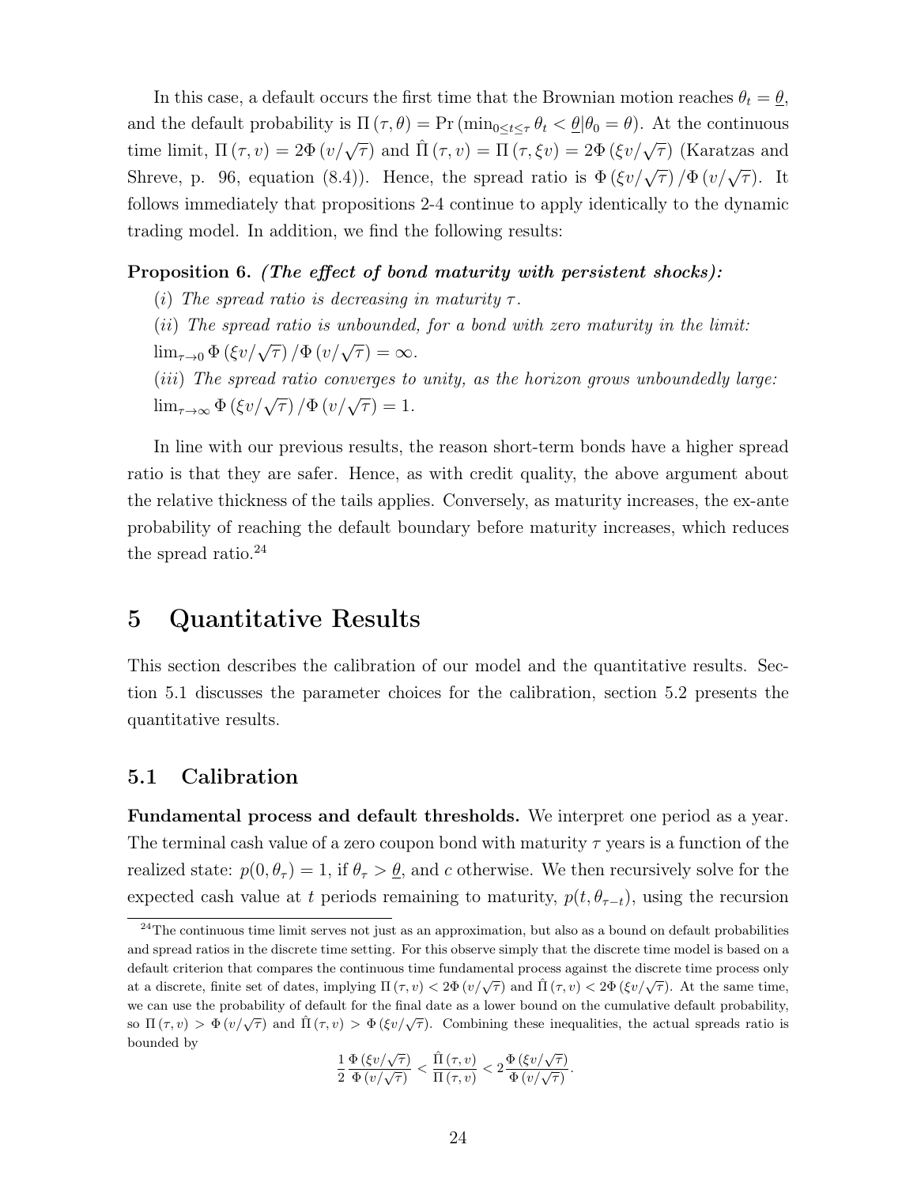In this case, a default occurs the first time that the Brownian motion reaches $\theta_t = \underline{\theta}$, and the default probability is $\Pi(\tau, \theta) = \Pr\left(\min_{0 \leq t \leq \tau} \theta_t < \underline{\theta} | \theta_0 = \theta\right)$. At the continuous time limit, $\Pi(\tau, v) = 2\Phi\left(v/\sqrt{\tau}\right)$ and $\hat{\Pi}(\tau, v) = \Pi(\tau, \xi v) = 2\Phi\left(\xi v/\sqrt{\tau}\right)$ (Karatzas and Shreve, p. 96, equation (8.4)). Hence, the spread ratio is $\Phi\left(\xi v/\sqrt{\tau}\right)/\Phi\left(v/\sqrt{\tau}\right)$. It follows immediately that propositions 2-4 continue to apply identically to the dynamic trading model. In addition, we find the following results:

**Proposition 6.** ***(The effect of bond maturity with persistent shocks):***

(*i*) *The spread ratio is decreasing in maturity $\tau$.*

(*ii*) *The spread ratio is unbounded, for a bond with zero maturity in the limit:* $\lim_{\tau \to 0} \Phi\left(\xi v/\sqrt{\tau}\right)/\Phi\left(v/\sqrt{\tau}\right) = \infty$.

(*iii*) *The spread ratio converges to unity, as the horizon grows unboundedly large:* $\lim_{\tau \to \infty} \Phi\left(\xi v/\sqrt{\tau}\right)/\Phi\left(v/\sqrt{\tau}\right) = 1$.

In line with our previous results, the reason short-term bonds have a higher spread ratio is that they are safer. Hence, as with credit quality, the above argument about the relative thickness of the tails applies. Conversely, as maturity increases, the ex-ante probability of reaching the default boundary before maturity increases, which reduces the spread ratio.[24]

# 5 Quantitative Results

This section describes the calibration of our model and the quantitative results. Section 5.1 discusses the parameter choices for the calibration, section 5.2 presents the quantitative results.

## 5.1 Calibration

**Fundamental process and default thresholds.** We interpret one period as a year. The terminal cash value of a zero coupon bond with maturity $\tau$ years is a function of the realized state: $p(0, \theta_\tau) = 1$, if $\theta_\tau > \underline{\theta}$, and $c$ otherwise. We then recursively solve for the expected cash value at $t$ periods remaining to maturity, $p(t, \theta_{\tau-t})$, using the recursion

---

[24] The continuous time limit serves not just as an approximation, but also as a bound on default probabilities and spread ratios in the discrete time setting. For this observe simply that the discrete time model is based on a default criterion that compares the continuous time fundamental process against the discrete time process only at a discrete, finite set of dates, implying $\Pi(\tau, v) < 2\Phi\left(v/\sqrt{\tau}\right)$ and $\hat{\Pi}(\tau, v) < 2\Phi\left(\xi v/\sqrt{\tau}\right)$. At the same time, we can use the probability of default for the final date as a lower bound on the cumulative default probability, so $\Pi(\tau, v) > \Phi\left(v/\sqrt{\tau}\right)$ and $\hat{\Pi}(\tau, v) > \Phi\left(\xi v/\sqrt{\tau}\right)$. Combining these inequalities, the actual spreads ratio is bounded by

$$\frac{1}{2}\frac{\Phi\left(\xi v/\sqrt{\tau}\right)}{\Phi\left(v/\sqrt{\tau}\right)} < \frac{\hat{\Pi}(\tau, v)}{\Pi(\tau, v)} < 2\frac{\Phi\left(\xi v/\sqrt{\tau}\right)}{\Phi\left(v/\sqrt{\tau}\right)}.$$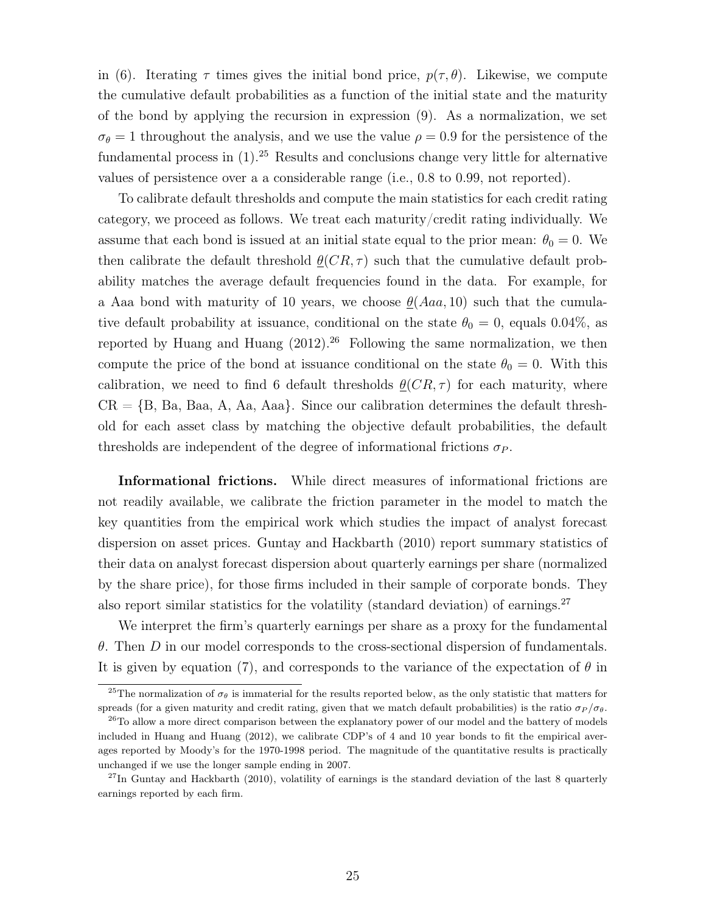in (6). Iterating $\tau$ times gives the initial bond price, $p(\tau, \theta)$. Likewise, we compute the cumulative default probabilities as a function of the initial state and the maturity of the bond by applying the recursion in expression (9). As a normalization, we set $\sigma_\theta = 1$ throughout the analysis, and we use the value $\rho = 0.9$ for the persistence of the fundamental process in (1).[25] Results and conclusions change very little for alternative values of persistence over a a considerable range (i.e., 0.8 to 0.99, not reported).

To calibrate default thresholds and compute the main statistics for each credit rating category, we proceed as follows. We treat each maturity/credit rating individually. We assume that each bond is issued at an initial state equal to the prior mean: $\theta_0 = 0$. We then calibrate the default threshold $\underline{\theta}(CR, \tau)$ such that the cumulative default probability matches the average default frequencies found in the data. For example, for a Aaa bond with maturity of 10 years, we choose $\underline{\theta}(Aaa, 10)$ such that the cumulative default probability at issuance, conditional on the state $\theta_0 = 0$, equals 0.04%, as reported by Huang and Huang (2012).[26] Following the same normalization, we then compute the price of the bond at issuance conditional on the state $\theta_0 = 0$. With this calibration, we need to find 6 default thresholds $\underline{\theta}(CR, \tau)$ for each maturity, where CR = {B, Ba, Baa, A, Aa, Aaa}. Since our calibration determines the default threshold for each asset class by matching the objective default probabilities, the default thresholds are independent of the degree of informational frictions $\sigma_P$.

**Informational frictions.** While direct measures of informational frictions are not readily available, we calibrate the friction parameter in the model to match the key quantities from the empirical work which studies the impact of analyst forecast dispersion on asset prices. Guntay and Hackbarth (2010) report summary statistics of their data on analyst forecast dispersion about quarterly earnings per share (normalized by the share price), for those firms included in their sample of corporate bonds. They also report similar statistics for the volatility (standard deviation) of earnings.[27]

We interpret the firm's quarterly earnings per share as a proxy for the fundamental $\theta$. Then $D$ in our model corresponds to the cross-sectional dispersion of fundamentals. It is given by equation (7), and corresponds to the variance of the expectation of $\theta$ in

---

[25] The normalization of $\sigma_\theta$ is immaterial for the results reported below, as the only statistic that matters for spreads (for a given maturity and credit rating, given that we match default probabilities) is the ratio $\sigma_P/\sigma_\theta$.

[26] To allow a more direct comparison between the explanatory power of our model and the battery of models included in Huang and Huang (2012), we calibrate CDP's of 4 and 10 year bonds to fit the empirical averages reported by Moody's for the 1970-1998 period. The magnitude of the quantitative results is practically unchanged if we use the longer sample ending in 2007.

[27] In Guntay and Hackbarth (2010), volatility of earnings is the standard deviation of the last 8 quarterly earnings reported by each firm.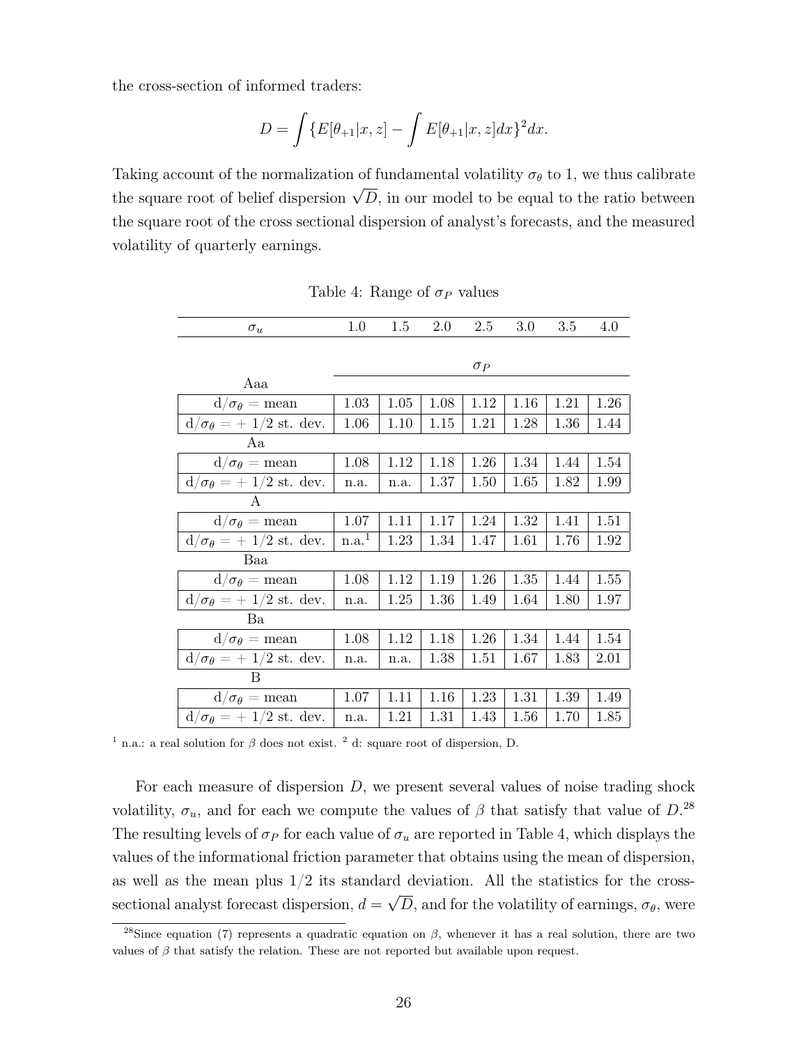the cross-section of informed traders:

$$D = \int \{E[\theta_{+1}|x, z] - \int E[\theta_{+1}|x, z]dx\}^2 dx.$$

Taking account of the normalization of fundamental volatility $\sigma_\theta$ to 1, we thus calibrate the square root of belief dispersion $\sqrt{D}$, in our model to be equal to the ratio between the square root of the cross sectional dispersion of analyst's forecasts, and the measured volatility of quarterly earnings.

Table 4: Range of $\sigma_P$ values

| $\sigma_u$ | 1.0 | 1.5 | 2.0 | 2.5 | 3.0 | 3.5 | 4.0 |
|---|---|---|---|---|---|---|---|
| | | | | $\sigma_P$ | | | |
| Aaa | | | | | | | |
| $d/\sigma_\theta$ = mean | 1.03 | 1.05 | 1.08 | 1.12 | 1.16 | 1.21 | 1.26 |
| $d/\sigma_\theta$ = + 1/2 st. dev. | 1.06 | 1.10 | 1.15 | 1.21 | 1.28 | 1.36 | 1.44 |
| Aa | | | | | | | |
| $d/\sigma_\theta$ = mean | 1.08 | 1.12 | 1.18 | 1.26 | 1.34 | 1.44 | 1.54 |
| $d/\sigma_\theta$ = + 1/2 st. dev. | n.a. | n.a. | 1.37 | 1.50 | 1.65 | 1.82 | 1.99 |
| A | | | | | | | |
| $d/\sigma_\theta$ = mean | 1.07 | 1.11 | 1.17 | 1.24 | 1.32 | 1.41 | 1.51 |
| $d/\sigma_\theta$ = + 1/2 st. dev. | n.a.[1] | 1.23 | 1.34 | 1.47 | 1.61 | 1.76 | 1.92 |
| Baa | | | | | | | |
| $d/\sigma_\theta$ = mean | 1.08 | 1.12 | 1.19 | 1.26 | 1.35 | 1.44 | 1.55 |
| $d/\sigma_\theta$ = + 1/2 st. dev. | n.a. | 1.25 | 1.36 | 1.49 | 1.64 | 1.80 | 1.97 |
| Ba | | | | | | | |
| $d/\sigma_\theta$ = mean | 1.08 | 1.12 | 1.18 | 1.26 | 1.34 | 1.44 | 1.54 |
| $d/\sigma_\theta$ = + 1/2 st. dev. | n.a. | n.a. | 1.38 | 1.51 | 1.67 | 1.83 | 2.01 |
| B | | | | | | | |
| $d/\sigma_\theta$ = mean | 1.07 | 1.11 | 1.16 | 1.23 | 1.31 | 1.39 | 1.49 |
| $d/\sigma_\theta$ = + 1/2 st. dev. | n.a. | 1.21 | 1.31 | 1.43 | 1.56 | 1.70 | 1.85 |

[1] n.a.: a real solution for $\beta$ does not exist. [2] d: square root of dispersion, D.

For each measure of dispersion $D$, we present several values of noise trading shock volatility, $\sigma_u$, and for each we compute the values of $\beta$ that satisfy that value of $D$.[28] The resulting levels of $\sigma_P$ for each value of $\sigma_u$ are reported in Table 4, which displays the values of the informational friction parameter that obtains using the mean of dispersion, as well as the mean plus 1/2 its standard deviation. All the statistics for the cross-sectional analyst forecast dispersion, $d = \sqrt{D}$, and for the volatility of earnings, $\sigma_\theta$, were

[28] Since equation (7) represents a quadratic equation on $\beta$, whenever it has a real solution, there are two values of $\beta$ that satisfy the relation. These are not reported but available upon request.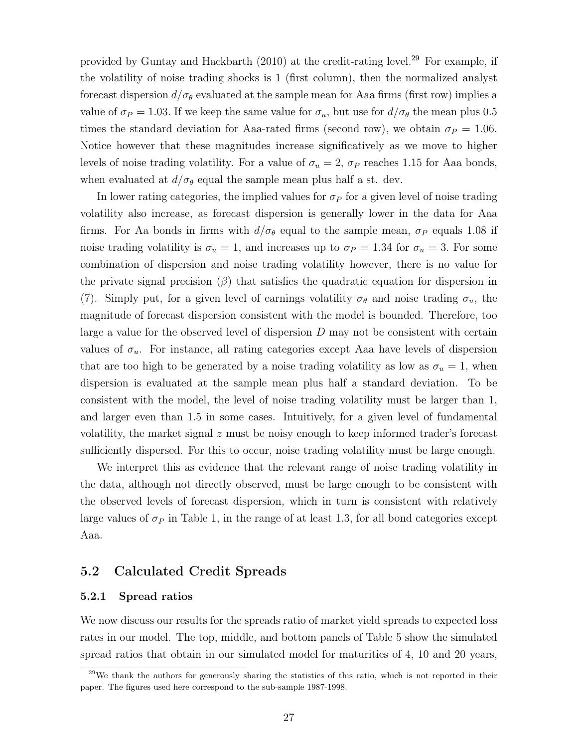provided by Guntay and Hackbarth (2010) at the credit-rating level.[29] For example, if the volatility of noise trading shocks is 1 (first column), then the normalized analyst forecast dispersion $d/\sigma_\theta$ evaluated at the sample mean for Aaa firms (first row) implies a value of $\sigma_P = 1.03$. If we keep the same value for $\sigma_u$, but use for $d/\sigma_\theta$ the mean plus 0.5 times the standard deviation for Aaa-rated firms (second row), we obtain $\sigma_P = 1.06$. Notice however that these magnitudes increase significatively as we move to higher levels of noise trading volatility. For a value of $\sigma_u = 2$, $\sigma_P$ reaches 1.15 for Aaa bonds, when evaluated at $d/\sigma_\theta$ equal the sample mean plus half a st. dev.

In lower rating categories, the implied values for $\sigma_P$ for a given level of noise trading volatility also increase, as forecast dispersion is generally lower in the data for Aaa firms. For Aa bonds in firms with $d/\sigma_\theta$ equal to the sample mean, $\sigma_P$ equals 1.08 if noise trading volatility is $\sigma_u = 1$, and increases up to $\sigma_P = 1.34$ for $\sigma_u = 3$. For some combination of dispersion and noise trading volatility however, there is no value for the private signal precision ($\beta$) that satisfies the quadratic equation for dispersion in (7). Simply put, for a given level of earnings volatility $\sigma_\theta$ and noise trading $\sigma_u$, the magnitude of forecast dispersion consistent with the model is bounded. Therefore, too large a value for the observed level of dispersion $D$ may not be consistent with certain values of $\sigma_u$. For instance, all rating categories except Aaa have levels of dispersion that are too high to be generated by a noise trading volatility as low as $\sigma_u = 1$, when dispersion is evaluated at the sample mean plus half a standard deviation. To be consistent with the model, the level of noise trading volatility must be larger than 1, and larger even than 1.5 in some cases. Intuitively, for a given level of fundamental volatility, the market signal $z$ must be noisy enough to keep informed trader's forecast sufficiently dispersed. For this to occur, noise trading volatility must be large enough.

We interpret this as evidence that the relevant range of noise trading volatility in the data, although not directly observed, must be large enough to be consistent with the observed levels of forecast dispersion, which in turn is consistent with relatively large values of $\sigma_P$ in Table 1, in the range of at least 1.3, for all bond categories except Aaa.

## 5.2 Calculated Credit Spreads

### 5.2.1 Spread ratios

We now discuss our results for the spreads ratio of market yield spreads to expected loss rates in our model. The top, middle, and bottom panels of Table 5 show the simulated spread ratios that obtain in our simulated model for maturities of 4, 10 and 20 years,

[29] We thank the authors for generously sharing the statistics of this ratio, which is not reported in their paper. The figures used here correspond to the sub-sample 1987-1998.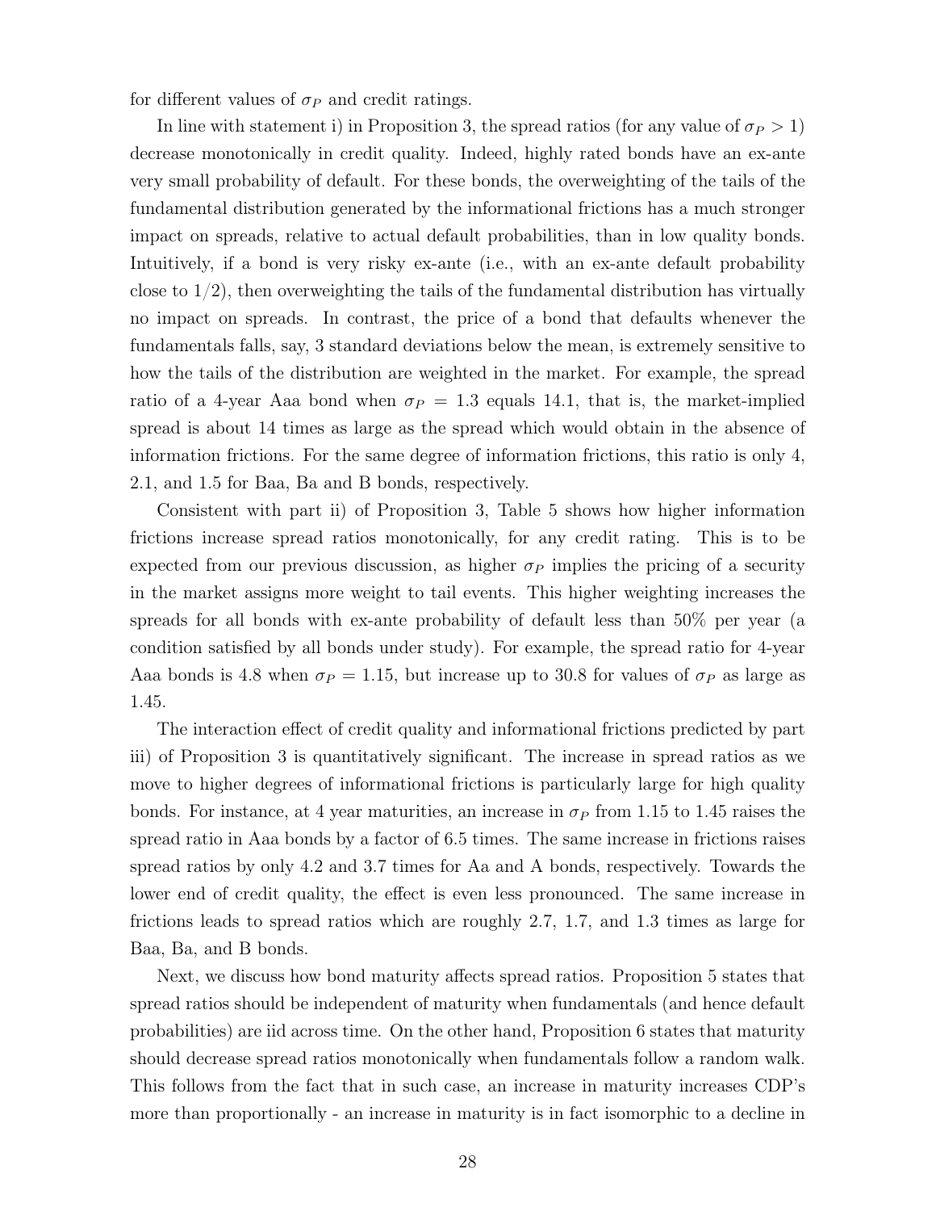for different values of $\sigma_P$ and credit ratings.

In line with statement i) in Proposition 3, the spread ratios (for any value of $\sigma_P > 1$) decrease monotonically in credit quality. Indeed, highly rated bonds have an ex-ante very small probability of default. For these bonds, the overweighting of the tails of the fundamental distribution generated by the informational frictions has a much stronger impact on spreads, relative to actual default probabilities, than in low quality bonds. Intuitively, if a bond is very risky ex-ante (i.e., with an ex-ante default probability close to $1/2$), then overweighting the tails of the fundamental distribution has virtually no impact on spreads. In contrast, the price of a bond that defaults whenever the fundamentals falls, say, 3 standard deviations below the mean, is extremely sensitive to how the tails of the distribution are weighted in the market. For example, the spread ratio of a 4-year Aaa bond when $\sigma_P = 1.3$ equals 14.1, that is, the market-implied spread is about 14 times as large as the spread which would obtain in the absence of information frictions. For the same degree of information frictions, this ratio is only 4, 2.1, and 1.5 for Baa, Ba and B bonds, respectively.

Consistent with part ii) of Proposition 3, Table 5 shows how higher information frictions increase spread ratios monotonically, for any credit rating. This is to be expected from our previous discussion, as higher $\sigma_P$ implies the pricing of a security in the market assigns more weight to tail events. This higher weighting increases the spreads for all bonds with ex-ante probability of default less than 50% per year (a condition satisfied by all bonds under study). For example, the spread ratio for 4-year Aaa bonds is 4.8 when $\sigma_P = 1.15$, but increase up to 30.8 for values of $\sigma_P$ as large as 1.45.

The interaction effect of credit quality and informational frictions predicted by part iii) of Proposition 3 is quantitatively significant. The increase in spread ratios as we move to higher degrees of informational frictions is particularly large for high quality bonds. For instance, at 4 year maturities, an increase in $\sigma_P$ from 1.15 to 1.45 raises the spread ratio in Aaa bonds by a factor of 6.5 times. The same increase in frictions raises spread ratios by only 4.2 and 3.7 times for Aa and A bonds, respectively. Towards the lower end of credit quality, the effect is even less pronounced. The same increase in frictions leads to spread ratios which are roughly 2.7, 1.7, and 1.3 times as large for Baa, Ba, and B bonds.

Next, we discuss how bond maturity affects spread ratios. Proposition 5 states that spread ratios should be independent of maturity when fundamentals (and hence default probabilities) are iid across time. On the other hand, Proposition 6 states that maturity should decrease spread ratios monotonically when fundamentals follow a random walk. This follows from the fact that in such case, an increase in maturity increases CDP's more than proportionally - an increase in maturity is in fact isomorphic to a decline in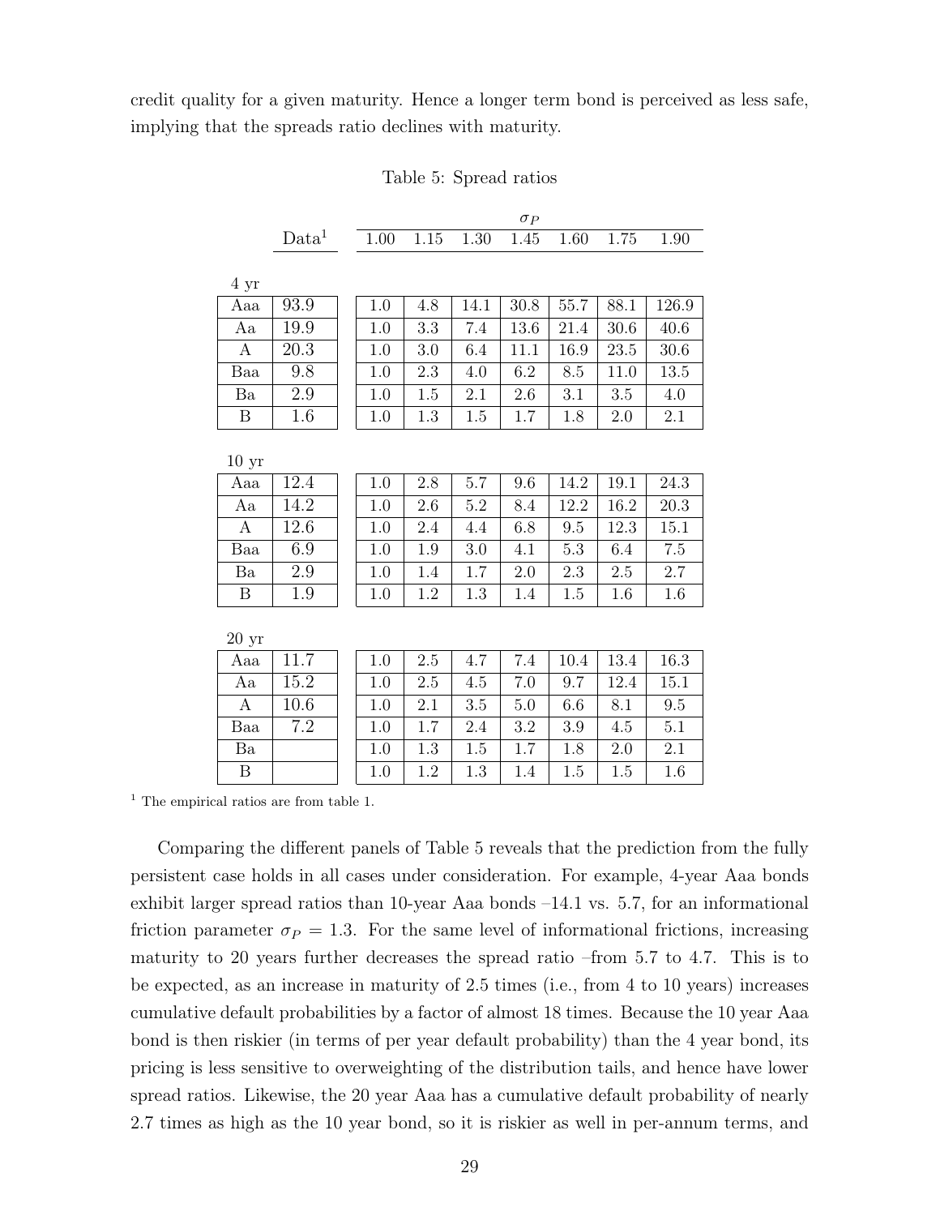credit quality for a given maturity. Hence a longer term bond is perceived as less safe, implying that the spreads ratio declines with maturity.

Table 5: Spread ratios

| | Data[1] | $\sigma_P$ | | | | | | |
|---|---|---|---|---|---|---|---|---|
| | | 1.00 | 1.15 | 1.30 | 1.45 | 1.60 | 1.75 | 1.90 |
| **4 yr** | | | | | | | | |
| Aaa | 93.9 | 1.0 | 4.8 | 14.1 | 30.8 | 55.7 | 88.1 | 126.9 |
| Aa | 19.9 | 1.0 | 3.3 | 7.4 | 13.6 | 21.4 | 30.6 | 40.6 |
| A | 20.3 | 1.0 | 3.0 | 6.4 | 11.1 | 16.9 | 23.5 | 30.6 |
| Baa | 9.8 | 1.0 | 2.3 | 4.0 | 6.2 | 8.5 | 11.0 | 13.5 |
| Ba | 2.9 | 1.0 | 1.5 | 2.1 | 2.6 | 3.1 | 3.5 | 4.0 |
| B | 1.6 | 1.0 | 1.3 | 1.5 | 1.7 | 1.8 | 2.0 | 2.1 |
| **10 yr** | | | | | | | | |
| Aaa | 12.4 | 1.0 | 2.8 | 5.7 | 9.6 | 14.2 | 19.1 | 24.3 |
| Aa | 14.2 | 1.0 | 2.6 | 5.2 | 8.4 | 12.2 | 16.2 | 20.3 |
| A | 12.6 | 1.0 | 2.4 | 4.4 | 6.8 | 9.5 | 12.3 | 15.1 |
| Baa | 6.9 | 1.0 | 1.9 | 3.0 | 4.1 | 5.3 | 6.4 | 7.5 |
| Ba | 2.9 | 1.0 | 1.4 | 1.7 | 2.0 | 2.3 | 2.5 | 2.7 |
| B | 1.9 | 1.0 | 1.2 | 1.3 | 1.4 | 1.5 | 1.6 | 1.6 |
| **20 yr** | | | | | | | | |
| Aaa | 11.7 | 1.0 | 2.5 | 4.7 | 7.4 | 10.4 | 13.4 | 16.3 |
| Aa | 15.2 | 1.0 | 2.5 | 4.5 | 7.0 | 9.7 | 12.4 | 15.1 |
| A | 10.6 | 1.0 | 2.1 | 3.5 | 5.0 | 6.6 | 8.1 | 9.5 |
| Baa | 7.2 | 1.0 | 1.7 | 2.4 | 3.2 | 3.9 | 4.5 | 5.1 |
| Ba | | 1.0 | 1.3 | 1.5 | 1.7 | 1.8 | 2.0 | 2.1 |
| B | | 1.0 | 1.2 | 1.3 | 1.4 | 1.5 | 1.5 | 1.6 |

[1] The empirical ratios are from table 1.

Comparing the different panels of Table 5 reveals that the prediction from the fully persistent case holds in all cases under consideration. For example, 4-year Aaa bonds exhibit larger spread ratios than 10-year Aaa bonds –14.1 vs. 5.7, for an informational friction parameter $\sigma_P = 1.3$. For the same level of informational frictions, increasing maturity to 20 years further decreases the spread ratio –from 5.7 to 4.7. This is to be expected, as an increase in maturity of 2.5 times (i.e., from 4 to 10 years) increases cumulative default probabilities by a factor of almost 18 times. Because the 10 year Aaa bond is then riskier (in terms of per year default probability) than the 4 year bond, its pricing is less sensitive to overweighting of the distribution tails, and hence have lower spread ratios. Likewise, the 20 year Aaa has a cumulative default probability of nearly 2.7 times as high as the 10 year bond, so it is riskier as well in per-annum terms, and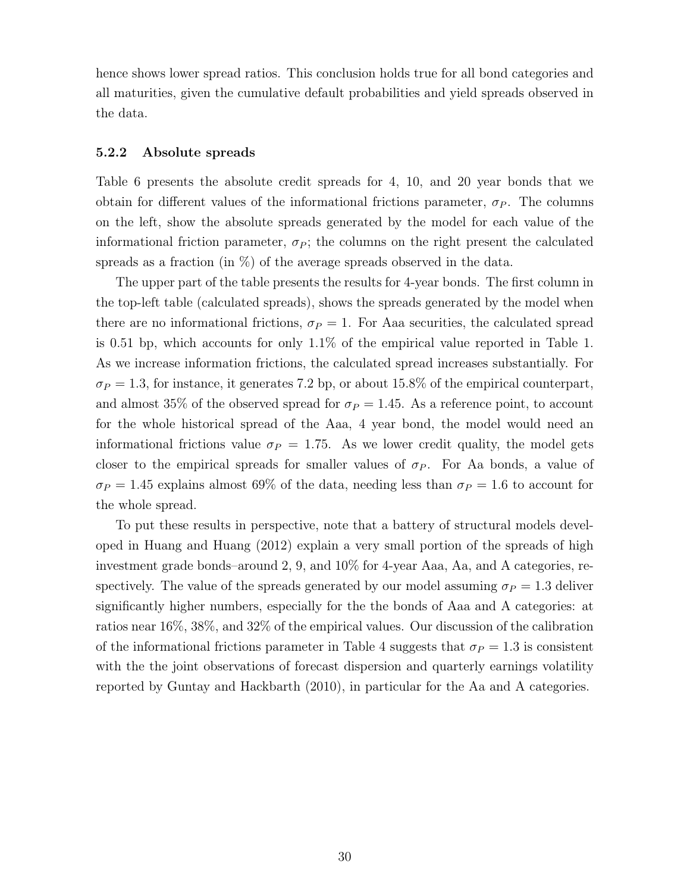hence shows lower spread ratios. This conclusion holds true for all bond categories and all maturities, given the cumulative default probabilities and yield spreads observed in the data.

### 5.2.2 Absolute spreads

Table 6 presents the absolute credit spreads for 4, 10, and 20 year bonds that we obtain for different values of the informational frictions parameter, $\sigma_P$. The columns on the left, show the absolute spreads generated by the model for each value of the informational friction parameter, $\sigma_P$; the columns on the right present the calculated spreads as a fraction (in %) of the average spreads observed in the data.

The upper part of the table presents the results for 4-year bonds. The first column in the top-left table (calculated spreads), shows the spreads generated by the model when there are no informational frictions, $\sigma_P = 1$. For Aaa securities, the calculated spread is 0.51 bp, which accounts for only 1.1% of the empirical value reported in Table 1. As we increase information frictions, the calculated spread increases substantially. For $\sigma_P = 1.3$, for instance, it generates 7.2 bp, or about 15.8% of the empirical counterpart, and almost 35% of the observed spread for $\sigma_P = 1.45$. As a reference point, to account for the whole historical spread of the Aaa, 4 year bond, the model would need an informational frictions value $\sigma_P = 1.75$. As we lower credit quality, the model gets closer to the empirical spreads for smaller values of $\sigma_P$. For Aa bonds, a value of $\sigma_P = 1.45$ explains almost 69% of the data, needing less than $\sigma_P = 1.6$ to account for the whole spread.

To put these results in perspective, note that a battery of structural models developed in Huang and Huang (2012) explain a very small portion of the spreads of high investment grade bonds–around 2, 9, and 10% for 4-year Aaa, Aa, and A categories, respectively. The value of the spreads generated by our model assuming $\sigma_P = 1.3$ deliver significantly higher numbers, especially for the the bonds of Aaa and A categories: at ratios near 16%, 38%, and 32% of the empirical values. Our discussion of the calibration of the informational frictions parameter in Table 4 suggests that $\sigma_P = 1.3$ is consistent with the the joint observations of forecast dispersion and quarterly earnings volatility reported by Guntay and Hackbarth (2010), in particular for the Aa and A categories.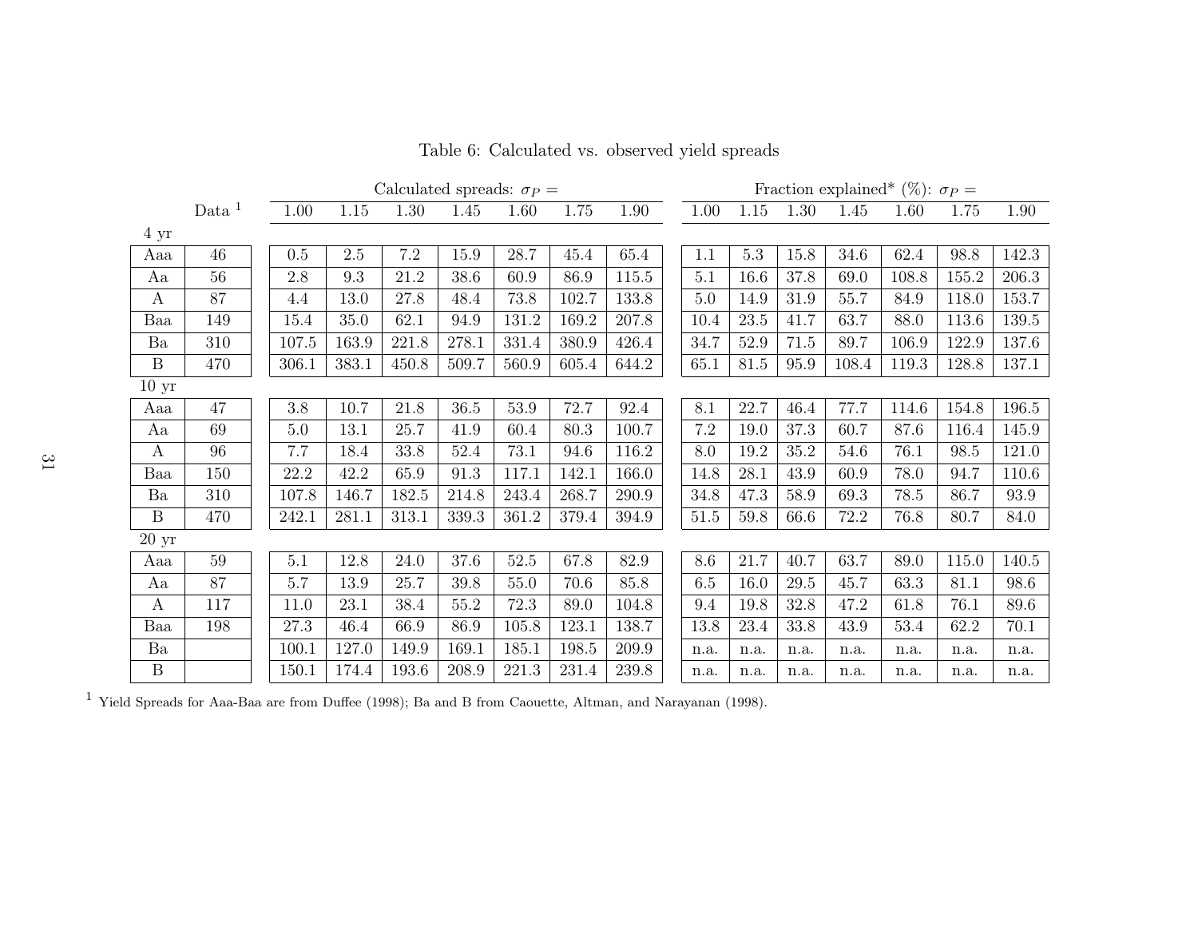Table 6: Calculated vs. observed yield spreads

| | Data [1] | Calculated spreads: $\sigma_P$ = 1.00 | 1.15 | 1.30 | 1.45 | 1.60 | 1.75 | 1.90 | Fraction explained* (%): $\sigma_P$ = 1.00 | 1.15 | 1.30 | 1.45 | 1.60 | 1.75 | 1.90 |
|---|---|---|---|---|---|---|---|---|---|---|---|---|---|---|---|
| **4 yr** | | | | | | | | | | | | | | | |
| Aaa | 46 | 0.5 | 2.5 | 7.2 | 15.9 | 28.7 | 45.4 | 65.4 | 1.1 | 5.3 | 15.8 | 34.6 | 62.4 | 98.8 | 142.3 |
| Aa | 56 | 2.8 | 9.3 | 21.2 | 38.6 | 60.9 | 86.9 | 115.5 | 5.1 | 16.6 | 37.8 | 69.0 | 108.8 | 155.2 | 206.3 |
| A | 87 | 4.4 | 13.0 | 27.8 | 48.4 | 73.8 | 102.7 | 133.8 | 5.0 | 14.9 | 31.9 | 55.7 | 84.9 | 118.0 | 153.7 |
| Baa | 149 | 15.4 | 35.0 | 62.1 | 94.9 | 131.2 | 169.2 | 207.8 | 10.4 | 23.5 | 41.7 | 63.7 | 88.0 | 113.6 | 139.5 |
| Ba | 310 | 107.5 | 163.9 | 221.8 | 278.1 | 331.4 | 380.9 | 426.4 | 34.7 | 52.9 | 71.5 | 89.7 | 106.9 | 122.9 | 137.6 |
| B | 470 | 306.1 | 383.1 | 450.8 | 509.7 | 560.9 | 605.4 | 644.2 | 65.1 | 81.5 | 95.9 | 108.4 | 119.3 | 128.8 | 137.1 |
| **10 yr** | | | | | | | | | | | | | | | |
| Aaa | 47 | 3.8 | 10.7 | 21.8 | 36.5 | 53.9 | 72.7 | 92.4 | 8.1 | 22.7 | 46.4 | 77.7 | 114.6 | 154.8 | 196.5 |
| Aa | 69 | 5.0 | 13.1 | 25.7 | 41.9 | 60.4 | 80.3 | 100.7 | 7.2 | 19.0 | 37.3 | 60.7 | 87.6 | 116.4 | 145.9 |
| A | 96 | 7.7 | 18.4 | 33.8 | 52.4 | 73.1 | 94.6 | 116.2 | 8.0 | 19.2 | 35.2 | 54.6 | 76.1 | 98.5 | 121.0 |
| Baa | 150 | 22.2 | 42.2 | 65.9 | 91.3 | 117.1 | 142.1 | 166.0 | 14.8 | 28.1 | 43.9 | 60.9 | 78.0 | 94.7 | 110.6 |
| Ba | 310 | 107.8 | 146.7 | 182.5 | 214.8 | 243.4 | 268.7 | 290.9 | 34.8 | 47.3 | 58.9 | 69.3 | 78.5 | 86.7 | 93.9 |
| B | 470 | 242.1 | 281.1 | 313.1 | 339.3 | 361.2 | 379.4 | 394.9 | 51.5 | 59.8 | 66.6 | 72.2 | 76.8 | 80.7 | 84.0 |
| **20 yr** | | | | | | | | | | | | | | | |
| Aaa | 59 | 5.1 | 12.8 | 24.0 | 37.6 | 52.5 | 67.8 | 82.9 | 8.6 | 21.7 | 40.7 | 63.7 | 89.0 | 115.0 | 140.5 |
| Aa | 87 | 5.7 | 13.9 | 25.7 | 39.8 | 55.0 | 70.6 | 85.8 | 6.5 | 16.0 | 29.5 | 45.7 | 63.3 | 81.1 | 98.6 |
| A | 117 | 11.0 | 23.1 | 38.4 | 55.2 | 72.3 | 89.0 | 104.8 | 9.4 | 19.8 | 32.8 | 47.2 | 61.8 | 76.1 | 89.6 |
| Baa | 198 | 27.3 | 46.4 | 66.9 | 86.9 | 105.8 | 123.1 | 138.7 | 13.8 | 23.4 | 33.8 | 43.9 | 53.4 | 62.2 | 70.1 |
| Ba | | 100.1 | 127.0 | 149.9 | 169.1 | 185.1 | 198.5 | 209.9 | n.a. | n.a. | n.a. | n.a. | n.a. | n.a. | n.a. |
| B | | 150.1 | 174.4 | 193.6 | 208.9 | 221.3 | 231.4 | 239.8 | n.a. | n.a. | n.a. | n.a. | n.a. | n.a. | n.a. |

[1] Yield Spreads for Aaa-Baa are from Duffee (1998); Ba and B from Caouette, Altman, and Narayanan (1998).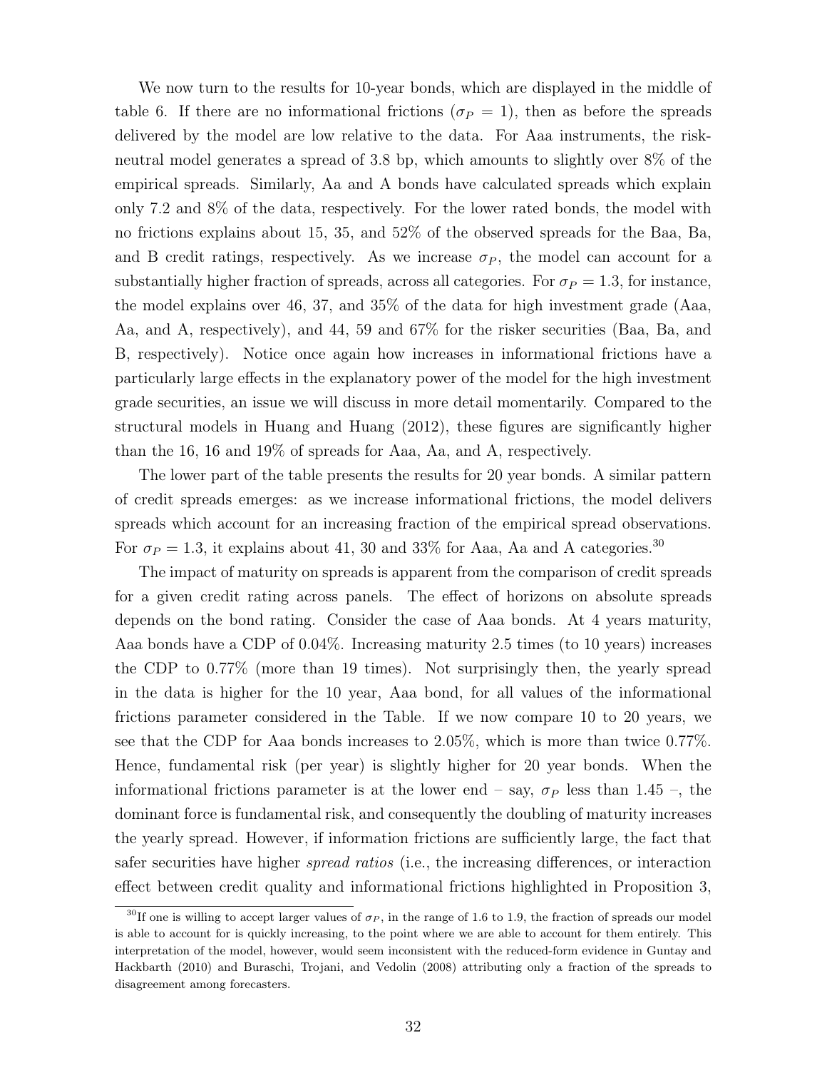We now turn to the results for 10-year bonds, which are displayed in the middle of table 6. If there are no informational frictions ($\sigma_P = 1$), then as before the spreads delivered by the model are low relative to the data. For Aaa instruments, the risk-neutral model generates a spread of 3.8 bp, which amounts to slightly over 8% of the empirical spreads. Similarly, Aa and A bonds have calculated spreads which explain only 7.2 and 8% of the data, respectively. For the lower rated bonds, the model with no frictions explains about 15, 35, and 52% of the observed spreads for the Baa, Ba, and B credit ratings, respectively. As we increase $\sigma_P$, the model can account for a substantially higher fraction of spreads, across all categories. For $\sigma_P = 1.3$, for instance, the model explains over 46, 37, and 35% of the data for high investment grade (Aaa, Aa, and A, respectively), and 44, 59 and 67% for the risker securities (Baa, Ba, and B, respectively). Notice once again how increases in informational frictions have a particularly large effects in the explanatory power of the model for the high investment grade securities, an issue we will discuss in more detail momentarily. Compared to the structural models in Huang and Huang (2012), these figures are significantly higher than the 16, 16 and 19% of spreads for Aaa, Aa, and A, respectively.

The lower part of the table presents the results for 20 year bonds. A similar pattern of credit spreads emerges: as we increase informational frictions, the model delivers spreads which account for an increasing fraction of the empirical spread observations. For $\sigma_P = 1.3$, it explains about 41, 30 and 33% for Aaa, Aa and A categories.[30]

The impact of maturity on spreads is apparent from the comparison of credit spreads for a given credit rating across panels. The effect of horizons on absolute spreads depends on the bond rating. Consider the case of Aaa bonds. At 4 years maturity, Aaa bonds have a CDP of 0.04%. Increasing maturity 2.5 times (to 10 years) increases the CDP to 0.77% (more than 19 times). Not surprisingly then, the yearly spread in the data is higher for the 10 year, Aaa bond, for all values of the informational frictions parameter considered in the Table. If we now compare 10 to 20 years, we see that the CDP for Aaa bonds increases to 2.05%, which is more than twice 0.77%. Hence, fundamental risk (per year) is slightly higher for 20 year bonds. When the informational frictions parameter is at the lower end – say, $\sigma_P$ less than 1.45 –, the dominant force is fundamental risk, and consequently the doubling of maturity increases the yearly spread. However, if information frictions are sufficiently large, the fact that safer securities have higher *spread ratios* (i.e., the increasing differences, or interaction effect between credit quality and informational frictions highlighted in Proposition 3,

[30] If one is willing to accept larger values of $\sigma_P$, in the range of 1.6 to 1.9, the fraction of spreads our model is able to account for is quickly increasing, to the point where we are able to account for them entirely. This interpretation of the model, however, would seem inconsistent with the reduced-form evidence in Guntay and Hackbarth (2010) and Buraschi, Trojani, and Vedolin (2008) attributing only a fraction of the spreads to disagreement among forecasters.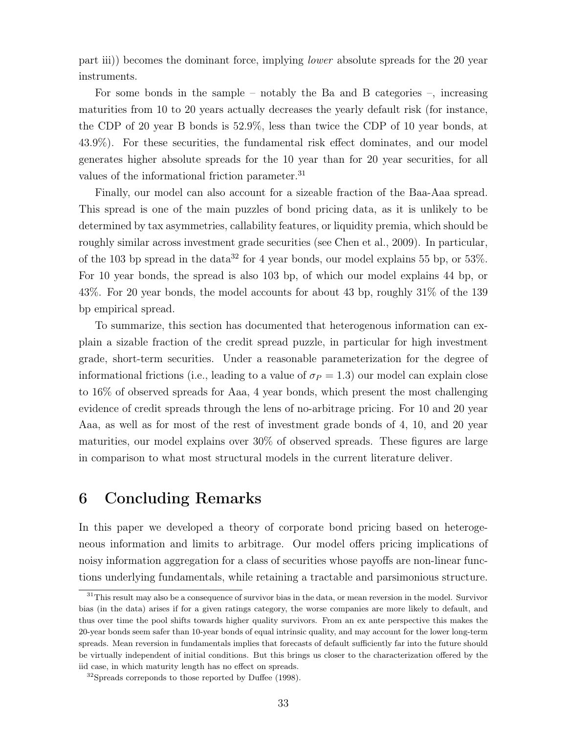part iii)) becomes the dominant force, implying *lower* absolute spreads for the 20 year instruments.

For some bonds in the sample – notably the Ba and B categories –, increasing maturities from 10 to 20 years actually decreases the yearly default risk (for instance, the CDP of 20 year B bonds is 52.9%, less than twice the CDP of 10 year bonds, at 43.9%). For these securities, the fundamental risk effect dominates, and our model generates higher absolute spreads for the 10 year than for 20 year securities, for all values of the informational friction parameter.[31]

Finally, our model can also account for a sizeable fraction of the Baa-Aaa spread. This spread is one of the main puzzles of bond pricing data, as it is unlikely to be determined by tax asymmetries, callability features, or liquidity premia, which should be roughly similar across investment grade securities (see Chen et al., 2009). In particular, of the 103 bp spread in the data[32] for 4 year bonds, our model explains 55 bp, or 53%. For 10 year bonds, the spread is also 103 bp, of which our model explains 44 bp, or 43%. For 20 year bonds, the model accounts for about 43 bp, roughly 31% of the 139 bp empirical spread.

To summarize, this section has documented that heterogenous information can explain a sizable fraction of the credit spread puzzle, in particular for high investment grade, short-term securities. Under a reasonable parameterization for the degree of informational frictions (i.e., leading to a value of $\sigma_P = 1.3$) our model can explain close to 16% of observed spreads for Aaa, 4 year bonds, which present the most challenging evidence of credit spreads through the lens of no-arbitrage pricing. For 10 and 20 year Aaa, as well as for most of the rest of investment grade bonds of 4, 10, and 20 year maturities, our model explains over 30% of observed spreads. These figures are large in comparison to what most structural models in the current literature deliver.

# 6 Concluding Remarks

In this paper we developed a theory of corporate bond pricing based on heterogeneous information and limits to arbitrage. Our model offers pricing implications of noisy information aggregation for a class of securities whose payoffs are non-linear functions underlying fundamentals, while retaining a tractable and parsimonious structure.

[31] This result may also be a consequence of survivor bias in the data, or mean reversion in the model. Survivor bias (in the data) arises if for a given ratings category, the worse companies are more likely to default, and thus over time the pool shifts towards higher quality survivors. From an ex ante perspective this makes the 20-year bonds seem safer than 10-year bonds of equal intrinsic quality, and may account for the lower long-term spreads. Mean reversion in fundamentals implies that forecasts of default sufficiently far into the future should be virtually independent of initial conditions. But this brings us closer to the characterization offered by the iid case, in which maturity length has no effect on spreads.

[32] Spreads correponds to those reported by Duffee (1998).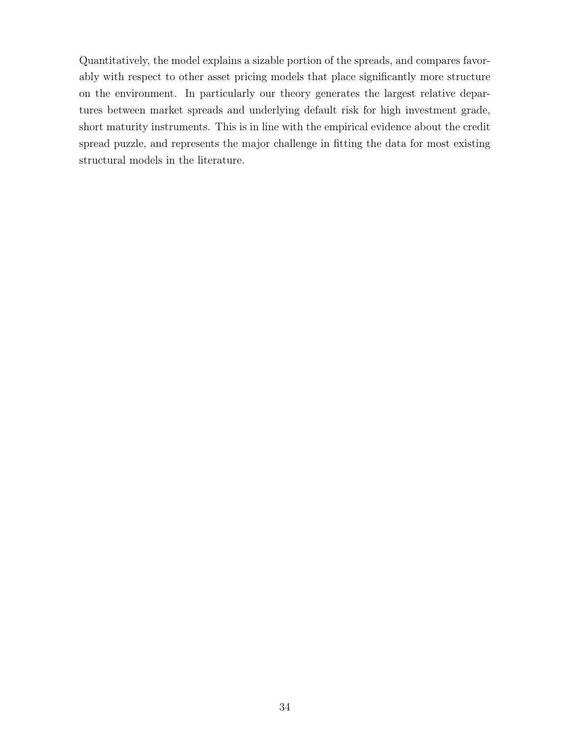Quantitatively, the model explains a sizable portion of the spreads, and compares favorably with respect to other asset pricing models that place significantly more structure on the environment. In particularly our theory generates the largest relative departures between market spreads and underlying default risk for high investment grade, short maturity instruments. This is in line with the empirical evidence about the credit spread puzzle, and represents the major challenge in fitting the data for most existing structural models in the literature.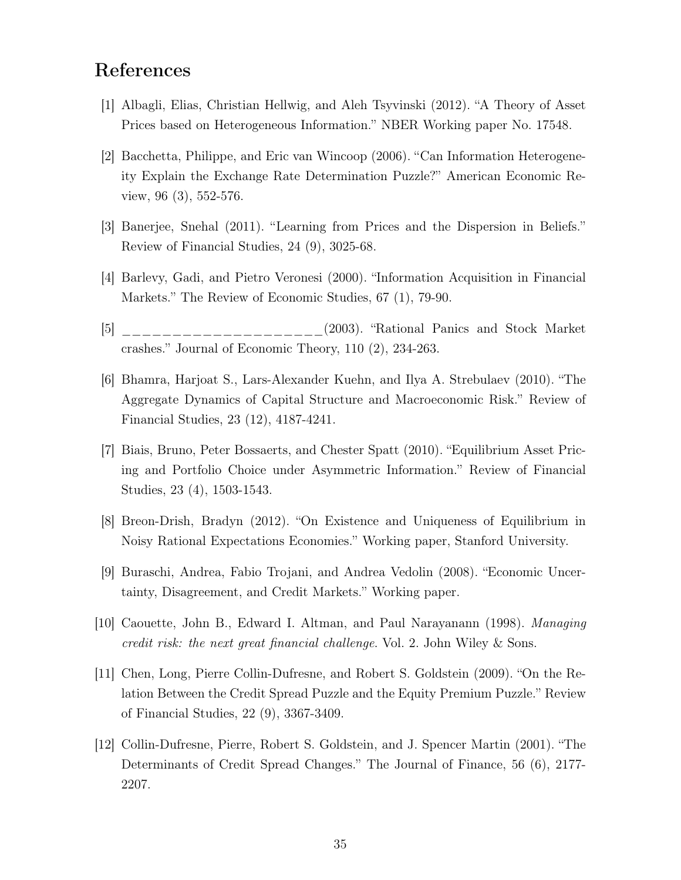## References

[1] Albagli, Elias, Christian Hellwig, and Aleh Tsyvinski (2012). "A Theory of Asset Prices based on Heterogeneous Information." NBER Working paper No. 17548.

[2] Bacchetta, Philippe, and Eric van Wincoop (2006). "Can Information Heterogeneity Explain the Exchange Rate Determination Puzzle?" American Economic Review, 96 (3), 552-576.

[3] Banerjee, Snehal (2011). "Learning from Prices and the Dispersion in Beliefs." Review of Financial Studies, 24 (9), 3025-68.

[4] Barlevy, Gadi, and Pietro Veronesi (2000). "Information Acquisition in Financial Markets." The Review of Economic Studies, 67 (1), 79-90.

[5] _____________________(2003). "Rational Panics and Stock Market crashes." Journal of Economic Theory, 110 (2), 234-263.

[6] Bhamra, Harjoat S., Lars-Alexander Kuehn, and Ilya A. Strebulaev (2010). "The Aggregate Dynamics of Capital Structure and Macroeconomic Risk." Review of Financial Studies, 23 (12), 4187-4241.

[7] Biais, Bruno, Peter Bossaerts, and Chester Spatt (2010). "Equilibrium Asset Pricing and Portfolio Choice under Asymmetric Information." Review of Financial Studies, 23 (4), 1503-1543.

[8] Breon-Drish, Bradyn (2012). "On Existence and Uniqueness of Equilibrium in Noisy Rational Expectations Economies." Working paper, Stanford University.

[9] Buraschi, Andrea, Fabio Trojani, and Andrea Vedolin (2008). "Economic Uncertainty, Disagreement, and Credit Markets." Working paper.

[10] Caouette, John B., Edward I. Altman, and Paul Narayanann (1998). *Managing credit risk: the next great financial challenge*. Vol. 2. John Wiley & Sons.

[11] Chen, Long, Pierre Collin-Dufresne, and Robert S. Goldstein (2009). "On the Relation Between the Credit Spread Puzzle and the Equity Premium Puzzle." Review of Financial Studies, 22 (9), 3367-3409.

[12] Collin-Dufresne, Pierre, Robert S. Goldstein, and J. Spencer Martin (2001). "The Determinants of Credit Spread Changes." The Journal of Finance, 56 (6), 2177-2207.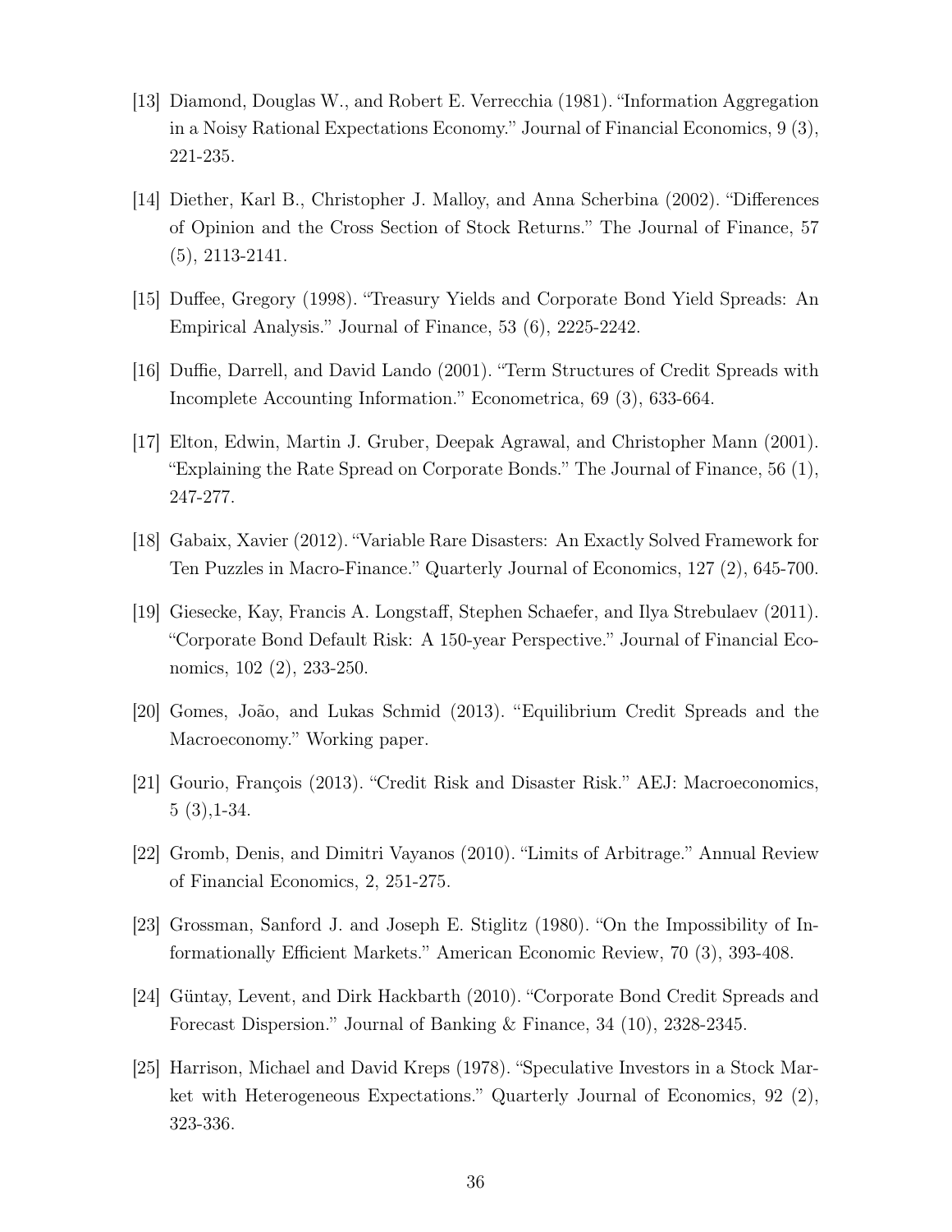[13] Diamond, Douglas W., and Robert E. Verrecchia (1981). "Information Aggregation in a Noisy Rational Expectations Economy." Journal of Financial Economics, 9 (3), 221-235.

[14] Diether, Karl B., Christopher J. Malloy, and Anna Scherbina (2002). "Differences of Opinion and the Cross Section of Stock Returns." The Journal of Finance, 57 (5), 2113-2141.

[15] Duffee, Gregory (1998). "Treasury Yields and Corporate Bond Yield Spreads: An Empirical Analysis." Journal of Finance, 53 (6), 2225-2242.

[16] Duffie, Darrell, and David Lando (2001). "Term Structures of Credit Spreads with Incomplete Accounting Information." Econometrica, 69 (3), 633-664.

[17] Elton, Edwin, Martin J. Gruber, Deepak Agrawal, and Christopher Mann (2001). "Explaining the Rate Spread on Corporate Bonds." The Journal of Finance, 56 (1), 247-277.

[18] Gabaix, Xavier (2012). "Variable Rare Disasters: An Exactly Solved Framework for Ten Puzzles in Macro-Finance." Quarterly Journal of Economics, 127 (2), 645-700.

[19] Giesecke, Kay, Francis A. Longstaff, Stephen Schaefer, and Ilya Strebulaev (2011). "Corporate Bond Default Risk: A 150-year Perspective." Journal of Financial Economics, 102 (2), 233-250.

[20] Gomes, João, and Lukas Schmid (2013). "Equilibrium Credit Spreads and the Macroeconomy." Working paper.

[21] Gourio, François (2013). "Credit Risk and Disaster Risk." AEJ: Macroeconomics, 5 (3),1-34.

[22] Gromb, Denis, and Dimitri Vayanos (2010). "Limits of Arbitrage." Annual Review of Financial Economics, 2, 251-275.

[23] Grossman, Sanford J. and Joseph E. Stiglitz (1980). "On the Impossibility of Informationally Efficient Markets." American Economic Review, 70 (3), 393-408.

[24] Güntay, Levent, and Dirk Hackbarth (2010). "Corporate Bond Credit Spreads and Forecast Dispersion." Journal of Banking & Finance, 34 (10), 2328-2345.

[25] Harrison, Michael and David Kreps (1978). "Speculative Investors in a Stock Market with Heterogeneous Expectations." Quarterly Journal of Economics, 92 (2), 323-336.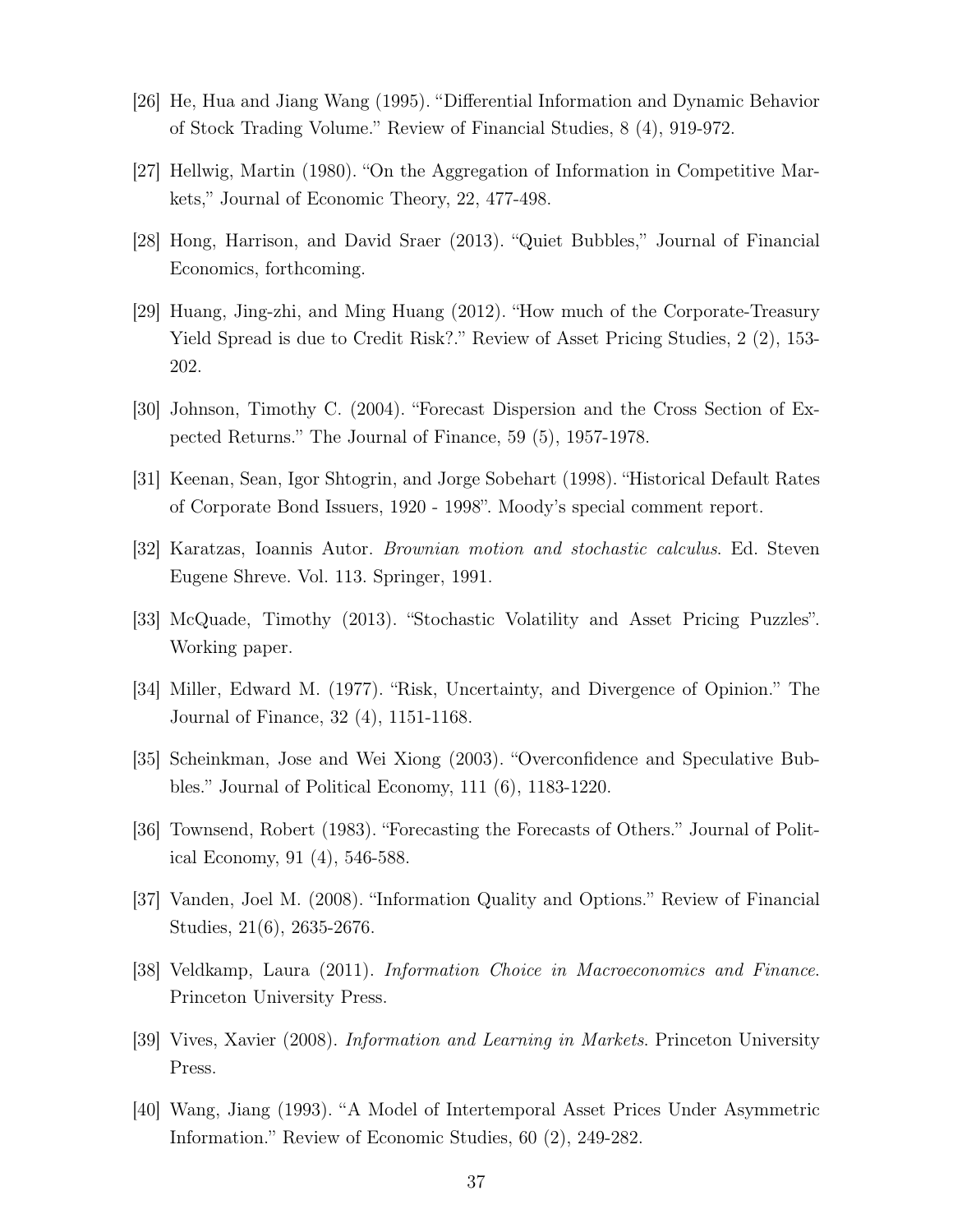[26] He, Hua and Jiang Wang (1995). "Differential Information and Dynamic Behavior of Stock Trading Volume." Review of Financial Studies, 8 (4), 919-972.

[27] Hellwig, Martin (1980). "On the Aggregation of Information in Competitive Markets," Journal of Economic Theory, 22, 477-498.

[28] Hong, Harrison, and David Sraer (2013). "Quiet Bubbles," Journal of Financial Economics, forthcoming.

[29] Huang, Jing-zhi, and Ming Huang (2012). "How much of the Corporate-Treasury Yield Spread is due to Credit Risk?." Review of Asset Pricing Studies, 2 (2), 153-202.

[30] Johnson, Timothy C. (2004). "Forecast Dispersion and the Cross Section of Expected Returns." The Journal of Finance, 59 (5), 1957-1978.

[31] Keenan, Sean, Igor Shtogrin, and Jorge Sobehart (1998). "Historical Default Rates of Corporate Bond Issuers, 1920 - 1998". Moody's special comment report.

[32] Karatzas, Ioannis Autor. *Brownian motion and stochastic calculus*. Ed. Steven Eugene Shreve. Vol. 113. Springer, 1991.

[33] McQuade, Timothy (2013). "Stochastic Volatility and Asset Pricing Puzzles". Working paper.

[34] Miller, Edward M. (1977). "Risk, Uncertainty, and Divergence of Opinion." The Journal of Finance, 32 (4), 1151-1168.

[35] Scheinkman, Jose and Wei Xiong (2003). "Overconfidence and Speculative Bubbles." Journal of Political Economy, 111 (6), 1183-1220.

[36] Townsend, Robert (1983). "Forecasting the Forecasts of Others." Journal of Political Economy, 91 (4), 546-588.

[37] Vanden, Joel M. (2008). "Information Quality and Options." Review of Financial Studies, 21(6), 2635-2676.

[38] Veldkamp, Laura (2011). *Information Choice in Macroeconomics and Finance*. Princeton University Press.

[39] Vives, Xavier (2008). *Information and Learning in Markets*. Princeton University Press.

[40] Wang, Jiang (1993). "A Model of Intertemporal Asset Prices Under Asymmetric Information." Review of Economic Studies, 60 (2), 249-282.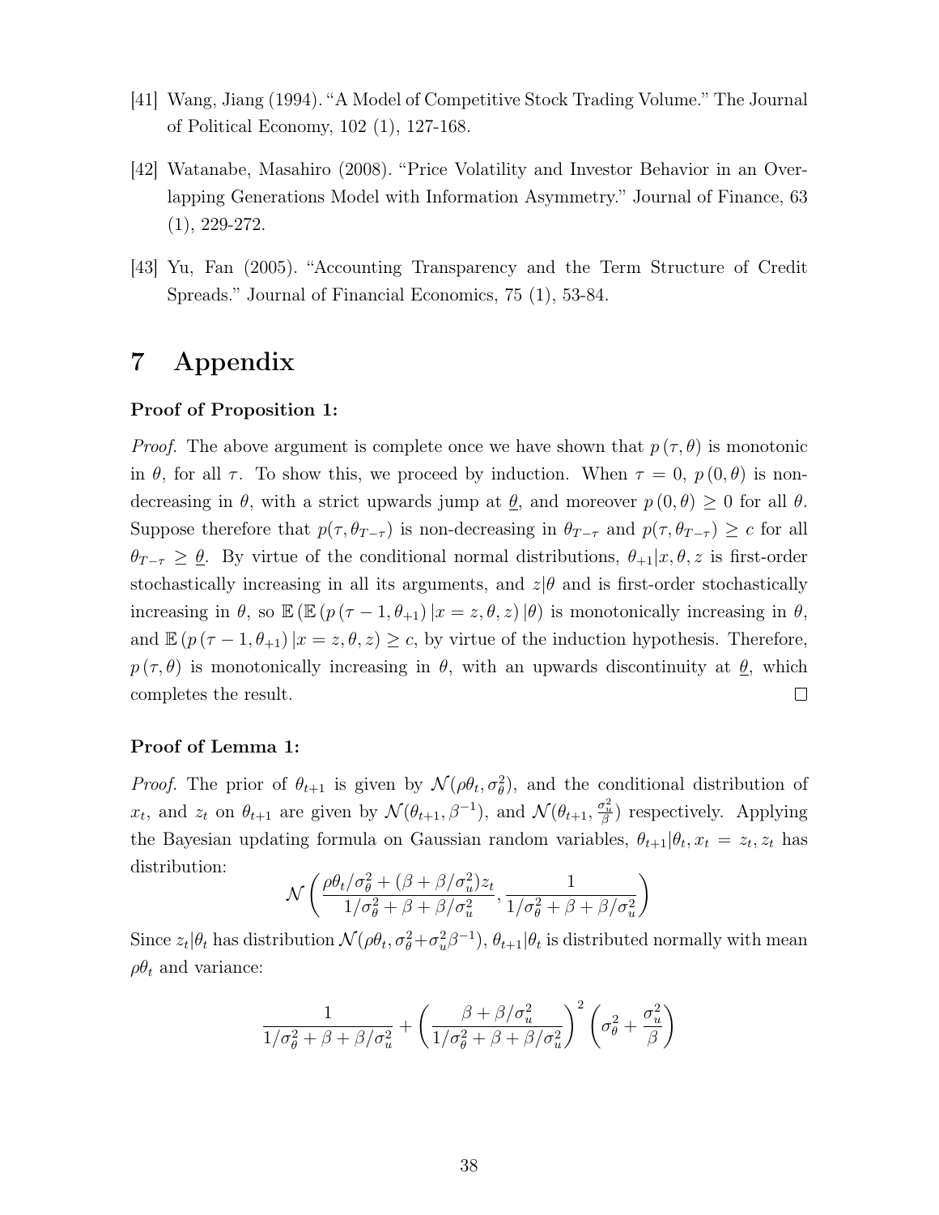[41] Wang, Jiang (1994). "A Model of Competitive Stock Trading Volume." The Journal of Political Economy, 102 (1), 127-168.

[42] Watanabe, Masahiro (2008). "Price Volatility and Investor Behavior in an Overlapping Generations Model with Information Asymmetry." Journal of Finance, 63 (1), 229-272.

[43] Yu, Fan (2005). "Accounting Transparency and the Term Structure of Credit Spreads." Journal of Financial Economics, 75 (1), 53-84.

# 7 Appendix

**Proof of Proposition 1:**

*Proof.* The above argument is complete once we have shown that $p(\tau, \theta)$ is monotonic in $\theta$, for all $\tau$. To show this, we proceed by induction. When $\tau = 0$, $p(0, \theta)$ is non-decreasing in $\theta$, with a strict upwards jump at $\underline{\theta}$, and moreover $p(0, \theta) \geq 0$ for all $\theta$. Suppose therefore that $p(\tau, \theta_{T-\tau})$ is non-decreasing in $\theta_{T-\tau}$ and $p(\tau, \theta_{T-\tau}) \geq c$ for all $\theta_{T-\tau} \geq \underline{\theta}$. By virtue of the conditional normal distributions, $\theta_{+1}|x, \theta, z$ is first-order stochastically increasing in all its arguments, and $z|\theta$ and is first-order stochastically increasing in $\theta$, so $\mathbb{E}\left(\mathbb{E}\left(p\left(\tau - 1, \theta_{+1}\right)|x = z, \theta, z\right)|\theta\right)$ is monotonically increasing in $\theta$, and $\mathbb{E}\left(p\left(\tau - 1, \theta_{+1}\right)|x = z, \theta, z\right) \geq c$, by virtue of the induction hypothesis. Therefore, $p(\tau, \theta)$ is monotonically increasing in $\theta$, with an upwards discontinuity at $\underline{\theta}$, which completes the result. □

**Proof of Lemma 1:**

*Proof.* The prior of $\theta_{t+1}$ is given by $\mathcal{N}(\rho\theta_t, \sigma_\theta^2)$, and the conditional distribution of $x_t$, and $z_t$ on $\theta_{t+1}$ are given by $\mathcal{N}(\theta_{t+1}, \beta^{-1})$, and $\mathcal{N}(\theta_{t+1}, \frac{\sigma_u^2}{\beta})$ respectively. Applying the Bayesian updating formula on Gaussian random variables, $\theta_{t+1}|\theta_t, x_t = z_t, z_t$ has distribution:

$$\mathcal{N}\left(\frac{\rho\theta_t/\sigma_\theta^2 + (\beta + \beta/\sigma_u^2)z_t}{1/\sigma_\theta^2 + \beta + \beta/\sigma_u^2}, \frac{1}{1/\sigma_\theta^2 + \beta + \beta/\sigma_u^2}\right)$$

Since $z_t|\theta_t$ has distribution $\mathcal{N}(\rho\theta_t, \sigma_\theta^2 + \sigma_u^2\beta^{-1})$, $\theta_{t+1}|\theta_t$ is distributed normally with mean $\rho\theta_t$ and variance:

$$\frac{1}{1/\sigma_\theta^2 + \beta + \beta/\sigma_u^2} + \left(\frac{\beta + \beta/\sigma_u^2}{1/\sigma_\theta^2 + \beta + \beta/\sigma_u^2}\right)^2 \left(\sigma_\theta^2 + \frac{\sigma_u^2}{\beta}\right)$$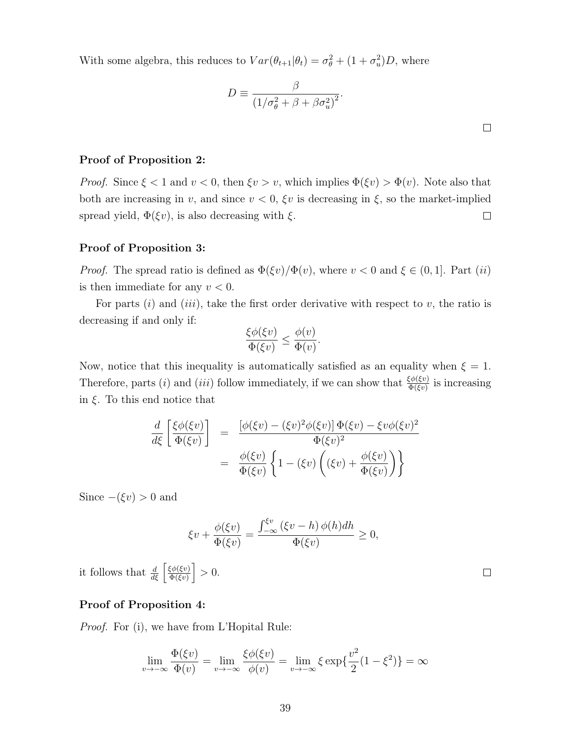With some algebra, this reduces to $Var(\theta_{t+1}|\theta_t) = \sigma_\theta^2 + (1+\sigma_u^2)D$, where

$$D \equiv \frac{\beta}{\left(1/\sigma_\theta^2 + \beta + \beta\sigma_u^2\right)^2}.$$

□

**Proof of Proposition 2:**

*Proof.* Since $\xi < 1$ and $v < 0$, then $\xi v > v$, which implies $\Phi(\xi v) > \Phi(v)$. Note also that both are increasing in $v$, and since $v < 0$, $\xi v$ is decreasing in $\xi$, so the market-implied spread yield, $\Phi(\xi v)$, is also decreasing with $\xi$. □

**Proof of Proposition 3:**

*Proof.* The spread ratio is defined as $\Phi(\xi v)/\Phi(v)$, where $v < 0$ and $\xi \in (0, 1]$. Part $(ii)$ is then immediate for any $v < 0$.

For parts $(i)$ and $(iii)$, take the first order derivative with respect to $v$, the ratio is decreasing if and only if:

$$\frac{\xi\phi(\xi v)}{\Phi(\xi v)} \leq \frac{\phi(v)}{\Phi(v)}.$$

Now, notice that this inequality is automatically satisfied as an equality when $\xi = 1$. Therefore, parts $(i)$ and $(iii)$ follow immediately, if we can show that $\frac{\xi\phi(\xi v)}{\Phi(\xi v)}$ is increasing in $\xi$. To this end notice that

$$\begin{aligned}
\frac{d}{d\xi}\left[\frac{\xi\phi(\xi v)}{\Phi(\xi v)}\right] &= \frac{\left[\phi(\xi v) - (\xi v)^2\phi(\xi v)\right]\Phi(\xi v) - \xi v\phi(\xi v)^2}{\Phi(\xi v)^2} \\
&= \frac{\phi(\xi v)}{\Phi(\xi v)}\left\{1 - (\xi v)\left((\xi v) + \frac{\phi(\xi v)}{\Phi(\xi v)}\right)\right\}
\end{aligned}$$

Since $-(\xi v) > 0$ and

$$\xi v + \frac{\phi(\xi v)}{\Phi(\xi v)} = \frac{\int_{-\infty}^{\xi v}(\xi v - h)\,\phi(h)dh}{\Phi(\xi v)} \geq 0,$$

it follows that $\frac{d}{d\xi}\left[\frac{\xi\phi(\xi v)}{\Phi(\xi v)}\right] > 0$. □

**Proof of Proposition 4:**

*Proof.* For (i), we have from L'Hopital Rule:

$$\lim_{v\to-\infty}\frac{\Phi(\xi v)}{\Phi(v)} = \lim_{v\to-\infty}\frac{\xi\phi(\xi v)}{\phi(v)} = \lim_{v\to-\infty}\xi\exp\left\{\frac{v^2}{2}(1-\xi^2)\right\} = \infty$$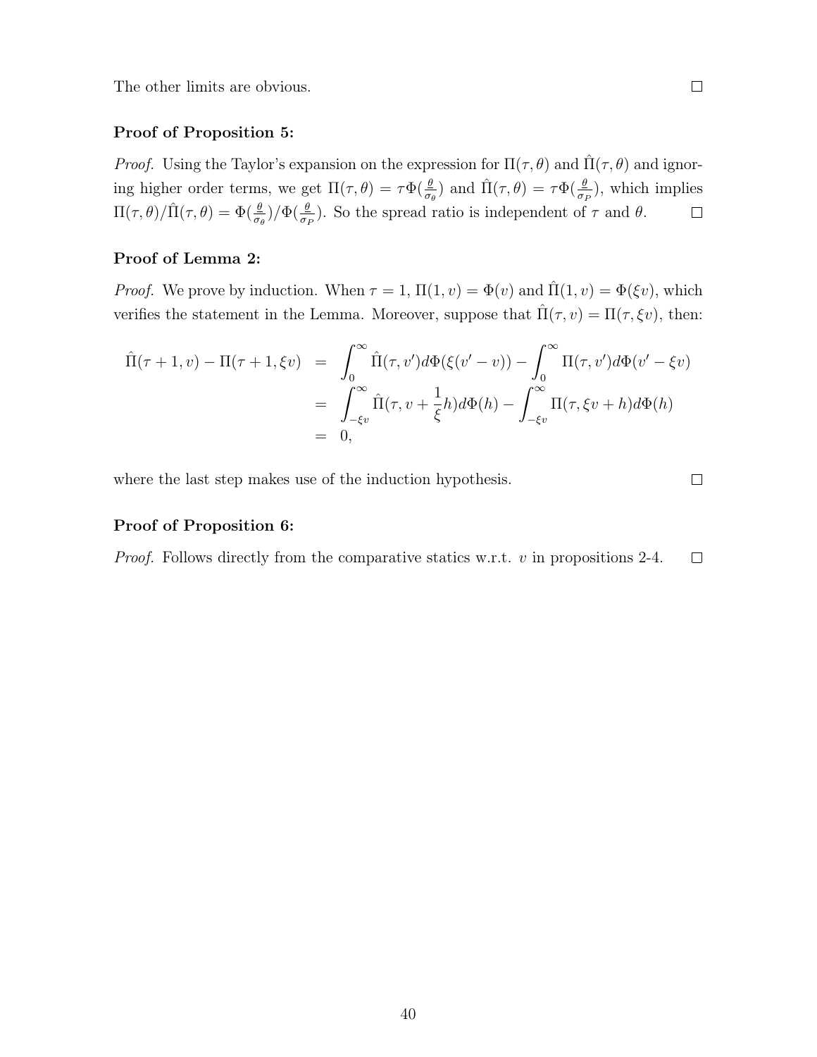The other limits are obvious. □

**Proof of Proposition 5:**

*Proof.* Using the Taylor's expansion on the expression for $\Pi(\tau, \theta)$ and $\hat{\Pi}(\tau, \theta)$ and ignoring higher order terms, we get $\Pi(\tau, \theta) = \tau \Phi(\frac{\theta}{\sigma_\theta})$ and $\hat{\Pi}(\tau, \theta) = \tau \Phi(\frac{\theta}{\sigma_P})$, which implies $\Pi(\tau, \theta)/\hat{\Pi}(\tau, \theta) = \Phi(\frac{\theta}{\sigma_\theta})/\Phi(\frac{\theta}{\sigma_P})$. So the spread ratio is independent of $\tau$ and $\theta$. □

**Proof of Lemma 2:**

*Proof.* We prove by induction. When $\tau = 1$, $\Pi(1, v) = \Phi(v)$ and $\hat{\Pi}(1, v) = \Phi(\xi v)$, which verifies the statement in the Lemma. Moreover, suppose that $\hat{\Pi}(\tau, v) = \Pi(\tau, \xi v)$, then:

$$
\begin{aligned}
\hat{\Pi}(\tau + 1, v) - \Pi(\tau + 1, \xi v) &= \int_0^\infty \hat{\Pi}(\tau, v') d\Phi(\xi(v' - v)) - \int_0^\infty \Pi(\tau, v') d\Phi(v' - \xi v) \\
&= \int_{-\xi v}^\infty \hat{\Pi}(\tau, v + \frac{1}{\xi} h) d\Phi(h) - \int_{-\xi v}^\infty \Pi(\tau, \xi v + h) d\Phi(h) \\
&= 0,
\end{aligned}
$$

where the last step makes use of the induction hypothesis. □

**Proof of Proposition 6:**

*Proof.* Follows directly from the comparative statics w.r.t. $v$ in propositions 2-4. □